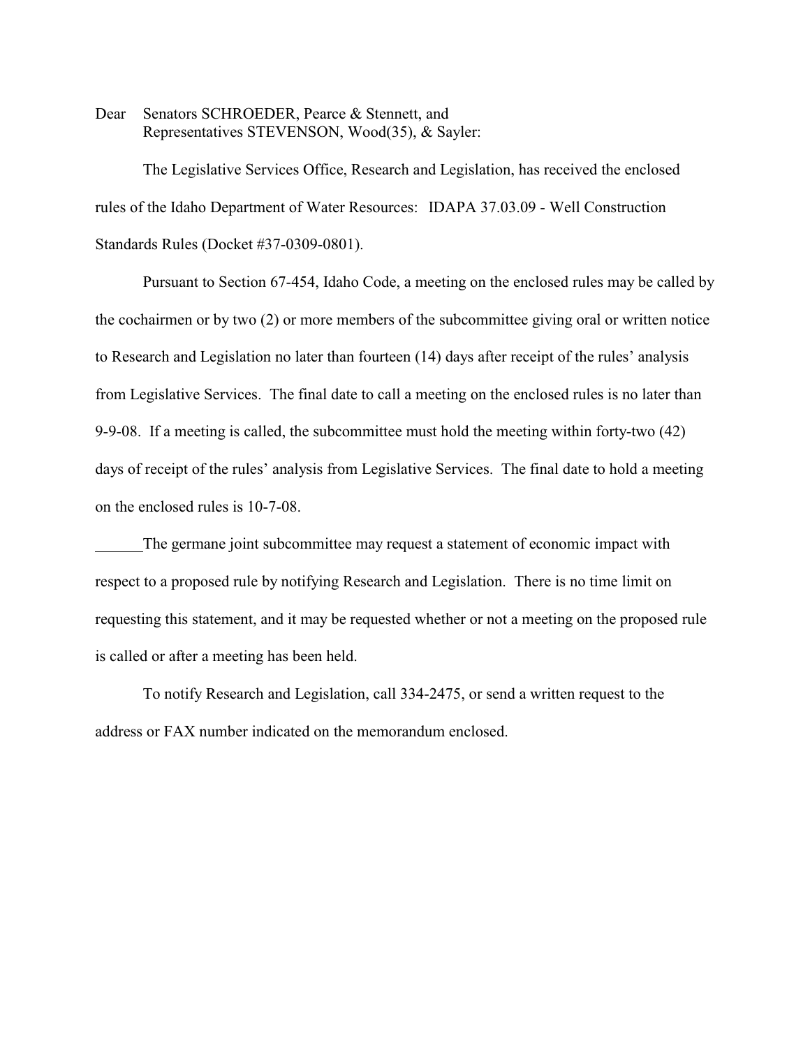Dear Senators SCHROEDER, Pearce & Stennett, and
Representatives STEVENSON, Wood(35), & Sayler:

The Legislative Services Office, Research and Legislation, has received the enclosed rules of the Idaho Department of Water Resources: IDAPA 37.03.09 - Well Construction Standards Rules (Docket #37-0309-0801).

Pursuant to Section 67-454, Idaho Code, a meeting on the enclosed rules may be called by the cochairmen or by two (2) or more members of the subcommittee giving oral or written notice to Research and Legislation no later than fourteen (14) days after receipt of the rules' analysis from Legislative Services. The final date to call a meeting on the enclosed rules is no later than 9-9-08. If a meeting is called, the subcommittee must hold the meeting within forty-two (42) days of receipt of the rules' analysis from Legislative Services. The final date to hold a meeting on the enclosed rules is 10-7-08.

______The germane joint subcommittee may request a statement of economic impact with respect to a proposed rule by notifying Research and Legislation. There is no time limit on requesting this statement, and it may be requested whether or not a meeting on the proposed rule is called or after a meeting has been held.

To notify Research and Legislation, call 334-2475, or send a written request to the address or FAX number indicated on the memorandum enclosed.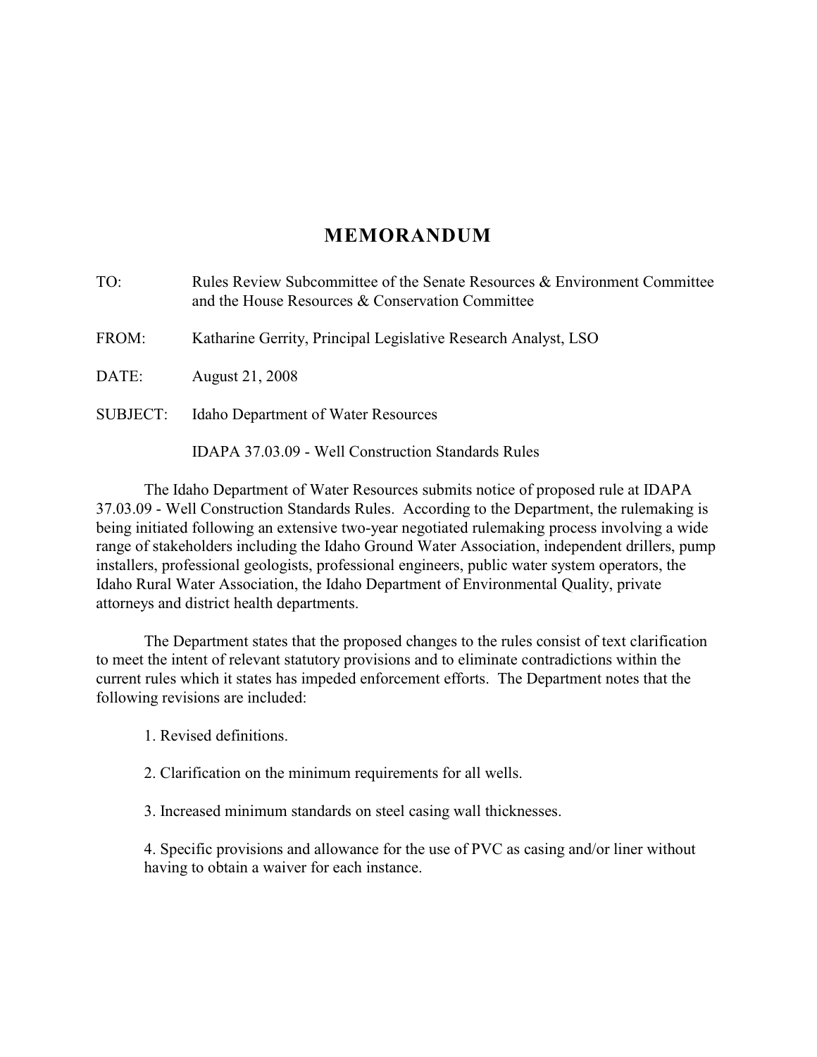# MEMORANDUM

TO: Rules Review Subcommittee of the Senate Resources & Environment Committee and the House Resources & Conservation Committee

FROM: Katharine Gerrity, Principal Legislative Research Analyst, LSO

DATE: August 21, 2008

SUBJECT: Idaho Department of Water Resources

IDAPA 37.03.09 - Well Construction Standards Rules

The Idaho Department of Water Resources submits notice of proposed rule at IDAPA 37.03.09 - Well Construction Standards Rules. According to the Department, the rulemaking is being initiated following an extensive two-year negotiated rulemaking process involving a wide range of stakeholders including the Idaho Ground Water Association, independent drillers, pump installers, professional geologists, professional engineers, public water system operators, the Idaho Rural Water Association, the Idaho Department of Environmental Quality, private attorneys and district health departments.

The Department states that the proposed changes to the rules consist of text clarification to meet the intent of relevant statutory provisions and to eliminate contradictions within the current rules which it states has impeded enforcement efforts. The Department notes that the following revisions are included:

1. Revised definitions.

2. Clarification on the minimum requirements for all wells.

3. Increased minimum standards on steel casing wall thicknesses.

4. Specific provisions and allowance for the use of PVC as casing and/or liner without having to obtain a waiver for each instance.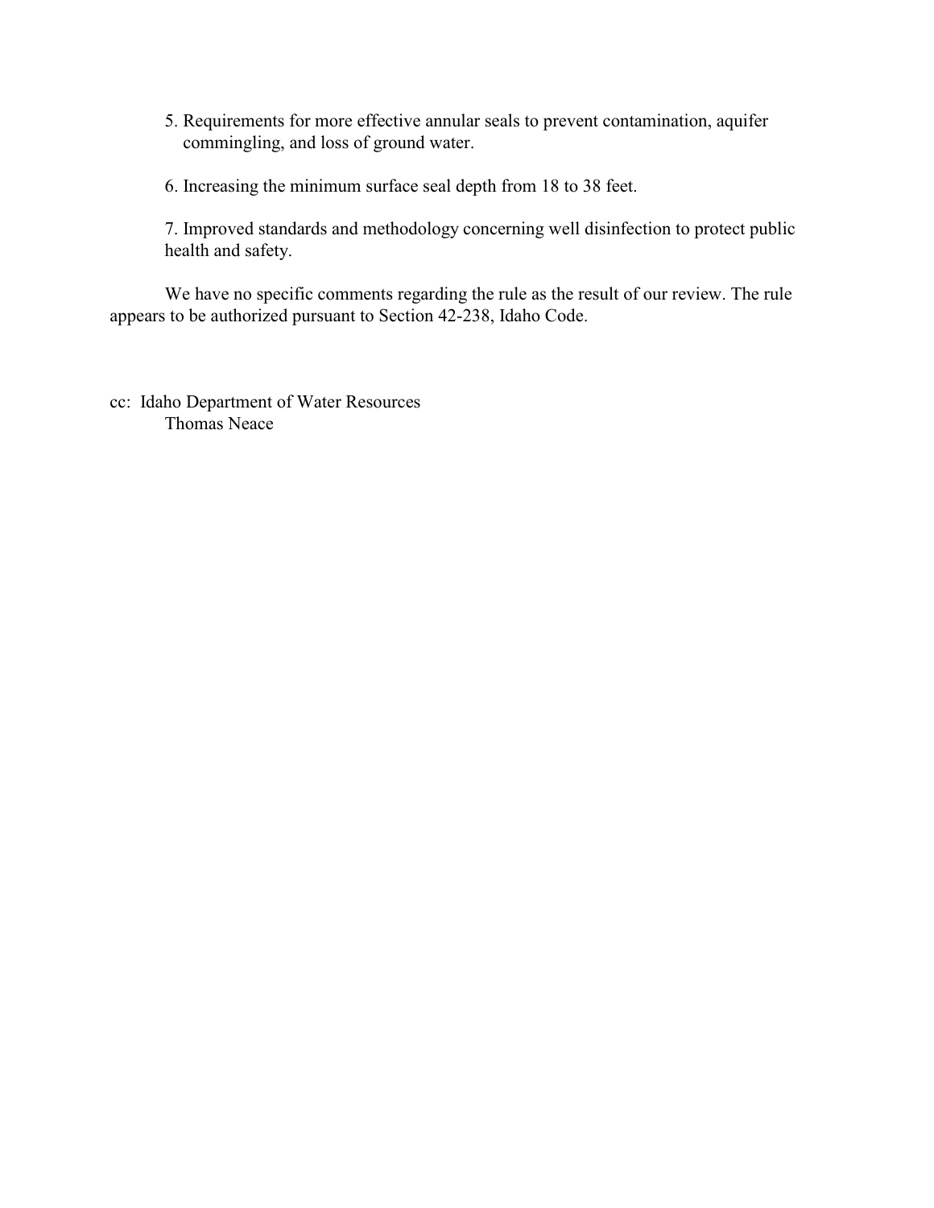5. Requirements for more effective annular seals to prevent contamination, aquifer commingling, and loss of ground water.

6. Increasing the minimum surface seal depth from 18 to 38 feet.

7. Improved standards and methodology concerning well disinfection to protect public health and safety.

We have no specific comments regarding the rule as the result of our review. The rule appears to be authorized pursuant to Section 42-238, Idaho Code.

cc: Idaho Department of Water Resources
    Thomas Neace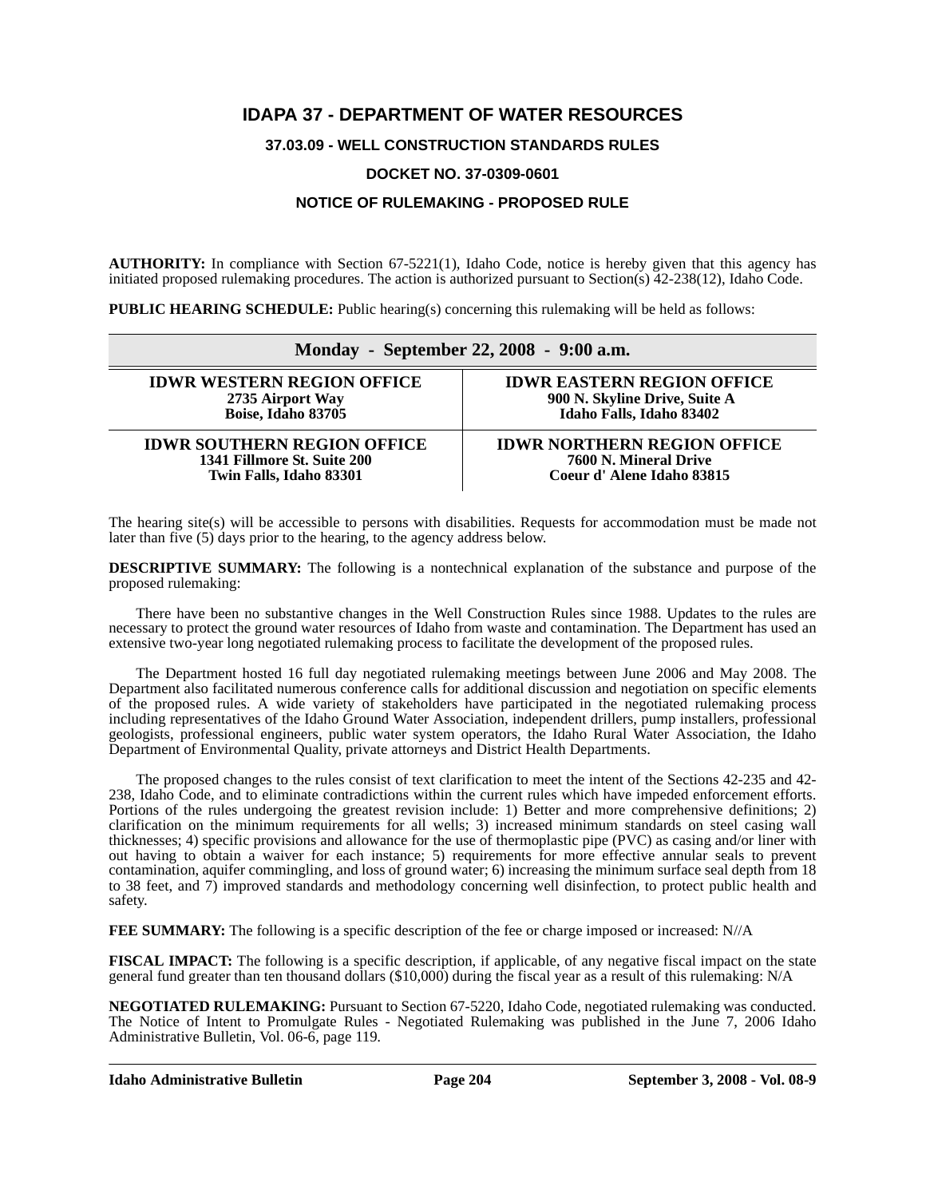# IDAPA 37 - DEPARTMENT OF WATER RESOURCES

## 37.03.09 - WELL CONSTRUCTION STANDARDS RULES

### DOCKET NO. 37-0309-0601

### NOTICE OF RULEMAKING - PROPOSED RULE

**AUTHORITY:** In compliance with Section 67-5221(1), Idaho Code, notice is hereby given that this agency has initiated proposed rulemaking procedures. The action is authorized pursuant to Section(s) 42-238(12), Idaho Code.

**PUBLIC HEARING SCHEDULE:** Public hearing(s) concerning this rulemaking will be held as follows:

| Monday - September 22, 2008 - 9:00 a.m. | |
|---|---|
| **IDWR WESTERN REGION OFFICE**<br>**2735 Airport Way**<br>**Boise, Idaho 83705** | **IDWR EASTERN REGION OFFICE**<br>**900 N. Skyline Drive, Suite A**<br>**Idaho Falls, Idaho 83402** |
| **IDWR SOUTHERN REGION OFFICE**<br>**1341 Fillmore St. Suite 200**<br>**Twin Falls, Idaho 83301** | **IDWR NORTHERN REGION OFFICE**<br>**7600 N. Mineral Drive**<br>**Coeur d' Alene Idaho 83815** |

The hearing site(s) will be accessible to persons with disabilities. Requests for accommodation must be made not later than five (5) days prior to the hearing, to the agency address below.

**DESCRIPTIVE SUMMARY:** The following is a nontechnical explanation of the substance and purpose of the proposed rulemaking:

There have been no substantive changes in the Well Construction Rules since 1988. Updates to the rules are necessary to protect the ground water resources of Idaho from waste and contamination. The Department has used an extensive two-year long negotiated rulemaking process to facilitate the development of the proposed rules.

The Department hosted 16 full day negotiated rulemaking meetings between June 2006 and May 2008. The Department also facilitated numerous conference calls for additional discussion and negotiation on specific elements of the proposed rules. A wide variety of stakeholders have participated in the negotiated rulemaking process including representatives of the Idaho Ground Water Association, independent drillers, pump installers, professional geologists, professional engineers, public water system operators, the Idaho Rural Water Association, the Idaho Department of Environmental Quality, private attorneys and District Health Departments.

The proposed changes to the rules consist of text clarification to meet the intent of the Sections 42-235 and 42-238, Idaho Code, and to eliminate contradictions within the current rules which have impeded enforcement efforts. Portions of the rules undergoing the greatest revision include: 1) Better and more comprehensive definitions; 2) clarification on the minimum requirements for all wells; 3) increased minimum standards on steel casing wall thicknesses; 4) specific provisions and allowance for the use of thermoplastic pipe (PVC) as casing and/or liner with out having to obtain a waiver for each instance; 5) requirements for more effective annular seals to prevent contamination, aquifer commingling, and loss of ground water; 6) increasing the minimum surface seal depth from 18 to 38 feet, and 7) improved standards and methodology concerning well disinfection, to protect public health and safety.

**FEE SUMMARY:** The following is a specific description of the fee or charge imposed or increased: N//A

**FISCAL IMPACT:** The following is a specific description, if applicable, of any negative fiscal impact on the state general fund greater than ten thousand dollars ($10,000) during the fiscal year as a result of this rulemaking: N/A

**NEGOTIATED RULEMAKING:** Pursuant to Section 67-5220, Idaho Code, negotiated rulemaking was conducted. The Notice of Intent to Promulgate Rules - Negotiated Rulemaking was published in the June 7, 2006 Idaho Administrative Bulletin, Vol. 06-6, page 119.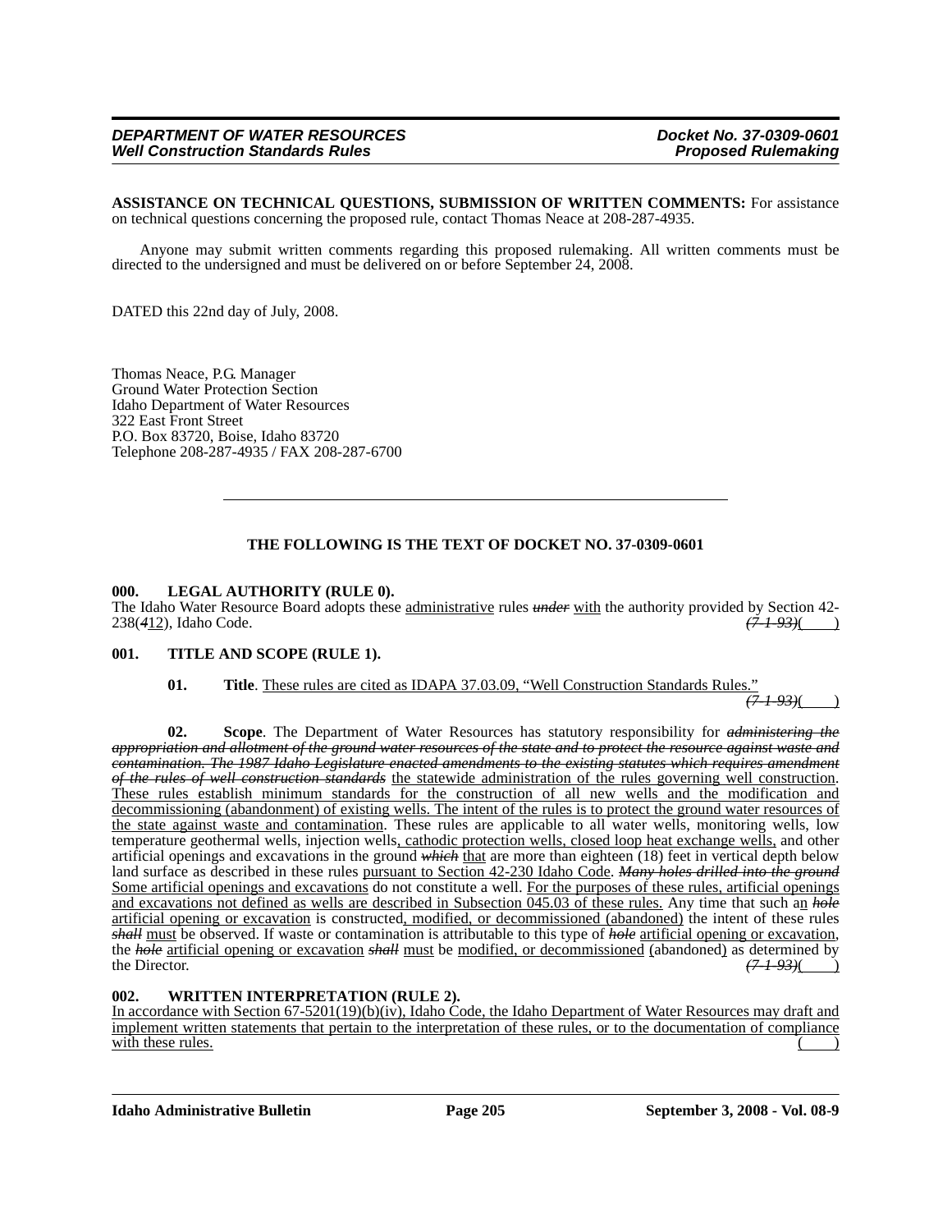**ASSISTANCE ON TECHNICAL QUESTIONS, SUBMISSION OF WRITTEN COMMENTS:** For assistance on technical questions concerning the proposed rule, contact Thomas Neace at 208-287-4935.

Anyone may submit written comments regarding this proposed rulemaking. All written comments must be directed to the undersigned and must be delivered on or before September 24, 2008.

DATED this 22nd day of July, 2008.

Thomas Neace, P.G. Manager
Ground Water Protection Section
Idaho Department of Water Resources
322 East Front Street
P.O. Box 83720, Boise, Idaho 83720
Telephone 208-287-4935 / FAX 208-287-6700

---

**THE FOLLOWING IS THE TEXT OF DOCKET NO. 37-0309-0601**

**000. LEGAL AUTHORITY (RULE 0).**
The Idaho Water Resource Board adopts these administrative rules ~~*under*~~ with the authority provided by Section 42-238(~~*4*~~12), Idaho Code. ~~*(7-1-93)*~~(    )

**001. TITLE AND SCOPE (RULE 1).**

**01. Title**. These rules are cited as IDAPA 37.03.09, "Well Construction Standards Rules." ~~*(7-1-93)*~~(    )

**02. Scope**. The Department of Water Resources has statutory responsibility for ~~*administering the appropriation and allotment of the ground water resources of the state and to protect the resource against waste and contamination. The 1987 Idaho Legislature enacted amendments to the existing statutes which requires amendment of the rules of well construction standards*~~ the statewide administration of the rules governing well construction. These rules establish minimum standards for the construction of all new wells and the modification and decommissioning (abandonment) of existing wells. The intent of the rules is to protect the ground water resources of the state against waste and contamination. These rules are applicable to all water wells, monitoring wells, low temperature geothermal wells, injection wells, cathodic protection wells, closed loop heat exchange wells, and other artificial openings and excavations in the ground ~~*which*~~ that are more than eighteen (18) feet in vertical depth below land surface as described in these rules pursuant to Section 42-230 Idaho Code. ~~*Many holes drilled into the ground*~~ Some artificial openings and excavations do not constitute a well. For the purposes of these rules, artificial openings and excavations not defined as wells are described in Subsection 045.03 of these rules. Any time that such an ~~*hole*~~ artificial opening or excavation is constructed, modified, or decommissioned (abandoned) the intent of these rules ~~*shall*~~ must be observed. If waste or contamination is attributable to this type of ~~*hole*~~ artificial opening or excavation, the ~~*hole*~~ artificial opening or excavation ~~*shall*~~ must be modified, or decommissioned (abandoned) as determined by the Director. ~~*(7-1-93)*~~(    )

**002. WRITTEN INTERPRETATION (RULE 2).**
In accordance with Section 67-5201(19)(b)(iv), Idaho Code, the Idaho Department of Water Resources may draft and implement written statements that pertain to the interpretation of these rules, or to the documentation of compliance with these rules. (    )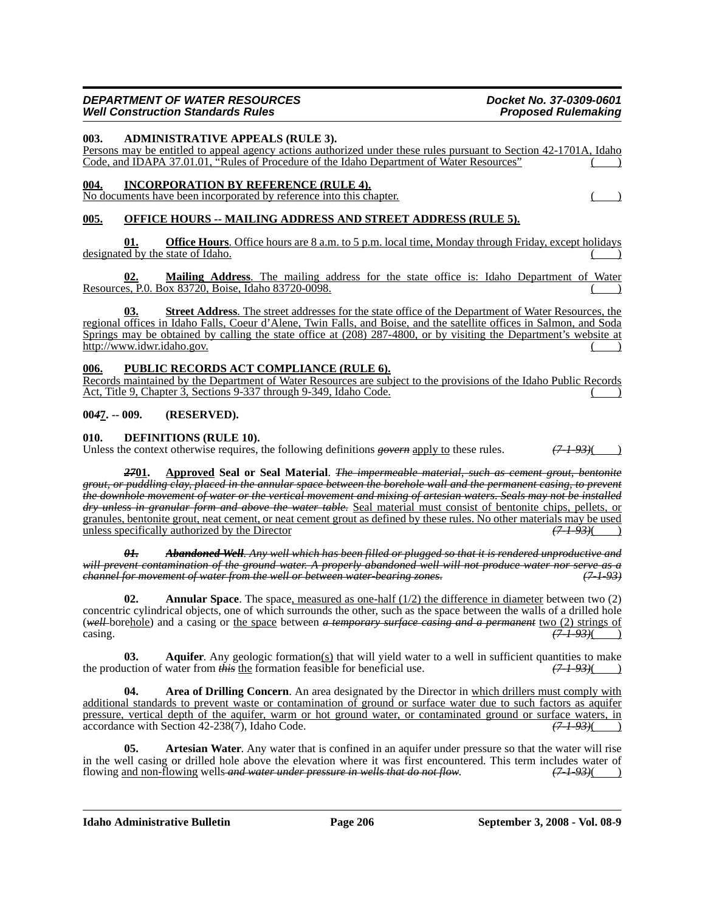**003. ADMINISTRATIVE APPEALS (RULE 3).**
Persons may be entitled to appeal agency actions authorized under these rules pursuant to Section 42-1701A, Idaho Code, and IDAPA 37.01.01, "Rules of Procedure of the Idaho Department of Water Resources" ( )

**004. INCORPORATION BY REFERENCE (RULE 4).**
No documents have been incorporated by reference into this chapter. ( )

**005. OFFICE HOURS -- MAILING ADDRESS AND STREET ADDRESS (RULE 5).**

**01. Office Hours**. Office hours are 8 a.m. to 5 p.m. local time, Monday through Friday, except holidays designated by the state of Idaho. ( )

**02. Mailing Address**. The mailing address for the state office is: Idaho Department of Water Resources, P.0. Box 83720, Boise, Idaho 83720-0098. ( )

**03. Street Address**. The street addresses for the state office of the Department of Water Resources, the regional offices in Idaho Falls, Coeur d'Alene, Twin Falls, and Boise, and the satellite offices in Salmon, and Soda Springs may be obtained by calling the state office at (208) 287-4800, or by visiting the Department's website at http://www.idwr.idaho.gov. ( )

**006. PUBLIC RECORDS ACT COMPLIANCE (RULE 6).**
Records maintained by the Department of Water Resources are subject to the provisions of the Idaho Public Records Act, Title 9, Chapter 3, Sections 9-337 through 9-349, Idaho Code. ( )

**00~~4~~7. -- 009. (RESERVED).**

**010. DEFINITIONS (RULE 10).**
Unless the context otherwise requires, the following definitions ~~govern~~ apply to these rules. ~~(7-1-93)~~( )

~~27~~**01. Approved Seal or Seal Material**. ~~The impermeable material, such as cement grout, bentonite grout, or puddling clay, placed in the annular space between the borehole wall and the permanent casing, to prevent the downhole movement of water or the vertical movement and mixing of artesian waters. Seals may not be installed dry unless in granular form and above the water table.~~ Seal material must consist of bentonite chips, pellets, or granules, bentonite grout, neat cement, or neat cement grout as defined by these rules. No other materials may be used unless specifically authorized by the Director ~~(7-1-93)~~( )

~~**01. Abandoned Well**. Any well which has been filled or plugged so that it is rendered unproductive and will prevent contamination of the ground water. A properly abandoned well will not produce water nor serve as a channel for movement of water from the well or between water-bearing zones. (7-1-93)~~

**02. Annular Space**. The space, measured as one-half (1/2) the difference in diameter between two (2) concentric cylindrical objects, one of which surrounds the other, such as the space between the walls of a drilled hole (~~well~~ borehole) and a casing or the space between ~~a temporary surface casing and a permanent~~ two (2) strings of casing. ~~(7-1-93)~~( )

**03. Aquifer**. Any geologic formation(s) that will yield water to a well in sufficient quantities to make the production of water from ~~this~~ the formation feasible for beneficial use. ~~(7-1-93)~~( )

**04. Area of Drilling Concern**. An area designated by the Director in which drillers must comply with additional standards to prevent waste or contamination of ground or surface water due to such factors as aquifer pressure, vertical depth of the aquifer, warm or hot ground water, or contaminated ground or surface waters, in accordance with Section 42-238(7), Idaho Code. ~~(7-1-93)~~( )

**05. Artesian Water**. Any water that is confined in an aquifer under pressure so that the water will rise in the well casing or drilled hole above the elevation where it was first encountered. This term includes water of flowing and non-flowing wells ~~and water under pressure in wells that do not flow~~. ~~(7-1-93)~~( )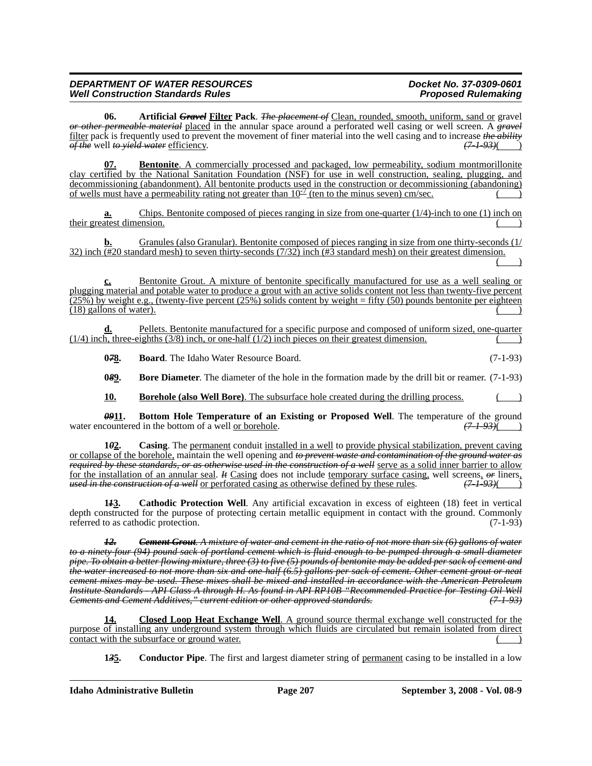**06. Artificial ~~*Gravel*~~ <u>Filter</u> Pack**. ~~*The placement of*~~ <u>Clean, rounded, smooth, uniform, sand or</u> gravel ~~*or other permeable material*~~ <u>placed</u> in the annular space around a perforated well casing or well screen. A ~~*gravel*~~ <u>filter</u> pack is frequently used to prevent the movement of finer material into the well casing and to increase ~~*the ability of the*~~ well ~~*to yield water*~~ <u>efficiency</u>. ~~*(7-1-93)*~~(    )

<u>**07. Bentonite**. A commercially processed and packaged, low permeability, sodium montmorillonite clay certified by the National Sanitation Foundation (NSF) for use in well construction, sealing, plugging, and decommissioning (abandonment). All bentonite products used in the construction or decommissioning (abandoning) of wells must have a permeability rating not greater than $10^{-7}$ (ten to the minus seven) cm/sec.</u> (    )

<u>**a.** Chips. Bentonite composed of pieces ranging in size from one-quarter (1/4)-inch to one (1) inch on their greatest dimension.</u> (    )

<u>**b.** Granules (also Granular). Bentonite composed of pieces ranging in size from one thirty-seconds (1/32) inch (#20 standard mesh) to seven thirty-seconds (7/32) inch (#3 standard mesh) on their greatest dimension.</u> (    )

<u>**c.** Bentonite Grout. A mixture of bentonite specifically manufactured for use as a well sealing or plugging material and potable water to produce a grout with an active solids content not less than twenty-five percent (25%) by weight e.g., (twenty-five percent (25%) solids content by weight = fifty (50) pounds bentonite per eighteen (18) gallons of water).</u> (    )

<u>**d.** Pellets. Bentonite manufactured for a specific purpose and composed of uniform sized, one-quarter (1/4) inch, three-eighths (3/8) inch, or one-half (1/2) inch pieces on their greatest dimension.</u> (    )

**0~~*7*~~<u>8</u>. Board**. The Idaho Water Resource Board. (7-1-93)

**0~~*8*~~<u>9</u>. Bore Diameter**. The diameter of the hole in the formation made by the drill bit or reamer. (7-1-93)

<u>**10. Borehole (also Well Bore)**. The subsurface hole created during the drilling process.</u> (    )

**~~*09*~~<u>11</u>. Bottom Hole Temperature of an Existing or Proposed Well**. The temperature of the ground water encountered in the bottom of a well <u>or borehole</u>. ~~*(7-1-93)*~~(    )

**1~~*0*~~<u>2</u>. Casing**. The <u>permanent</u> conduit <u>installed in a well</u> to <u>provide physical stabilization, prevent caving or collapse of the borehole,</u> maintain the well opening and ~~*to prevent waste and contamination of the ground water as required by these standards, or as otherwise used in the construction of a well*~~ <u>serve as a solid inner barrier to allow for the installation of an annular seal</u>. ~~*It*~~ <u>Casing</u> does not include <u>temporary surface casing,</u> well screens<u>,</u> ~~*or*~~ liners<u>,</u> ~~*used in the construction of a well*~~ <u>or perforated casing as otherwise defined by these rules</u>. ~~*(7-1-93)*~~(    )

**1~~*1*~~<u>3</u>. Cathodic Protection Well**. Any artificial excavation in excess of eighteen (18) feet in vertical depth constructed for the purpose of protecting certain metallic equipment in contact with the ground. Commonly referred to as cathodic protection. (7-1-93)

~~***12. Cement Grout**. A mixture of water and cement in the ratio of not more than six (6) gallons of water to a ninety-four (94) pound sack of portland cement which is fluid enough to be pumped through a small-diameter pipe. To obtain a better flowing mixture, three (3) to five (5) pounds of bentonite may be added per sack of cement and the water increased to not more than six and one-half (6.5) gallons per sack of cement. Other cement grout or neat cement mixes may be used. These mixes shall be mixed and installed in accordance with the American Petroleum Institute Standards - API Class A through H. As found in API RP10B "Recommended Practice for Testing Oil Well Cements and Cement Additives," current edition or other approved standards. (7-1-93)*~~

<u>**14. Closed Loop Heat Exchange Well**. A ground source thermal exchange well constructed for the purpose of installing any underground system through which fluids are circulated but remain isolated from direct contact with the subsurface or ground water.</u> (    )

**1~~*3*~~<u>5</u>. Conductor Pipe**. The first and largest diameter string of <u>permanent</u> casing to be installed in a low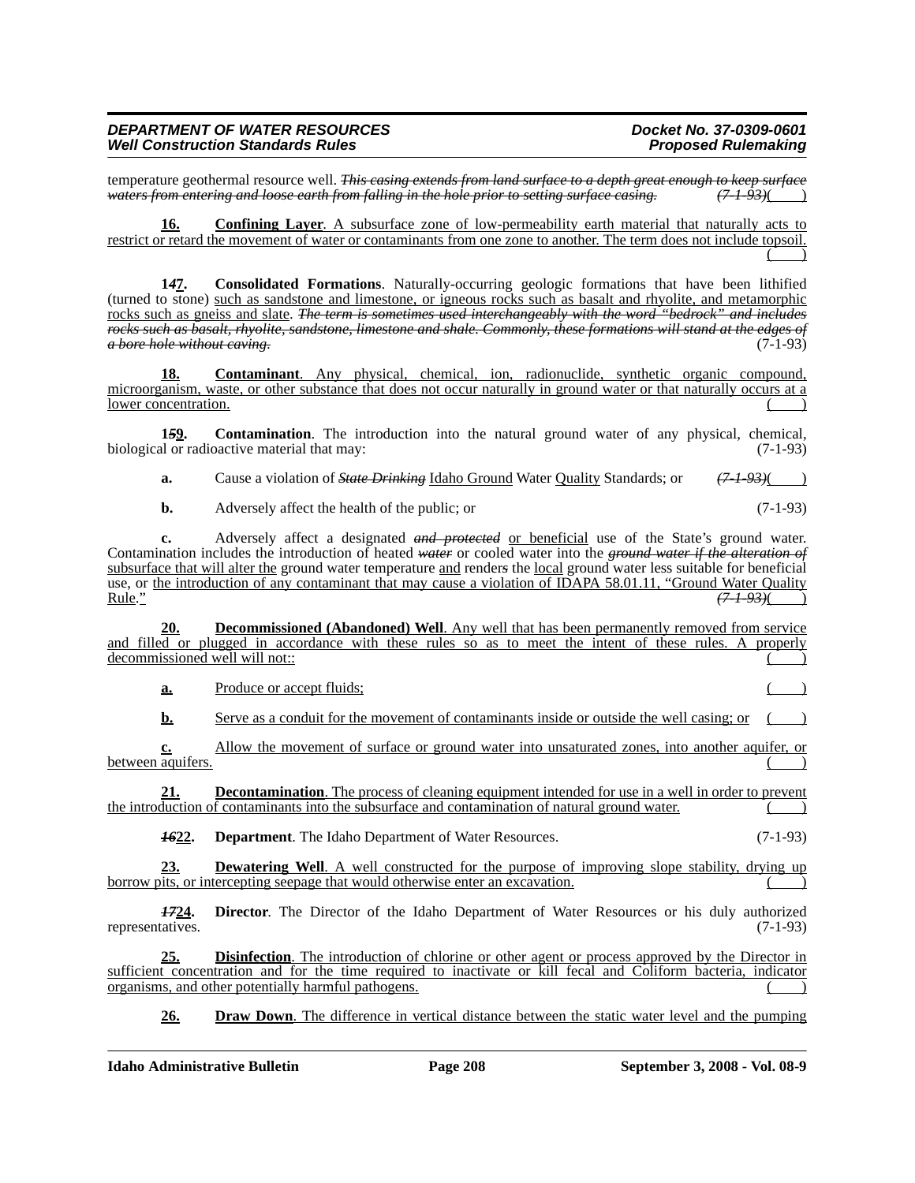temperature geothermal resource well. ~~*This casing extends from land surface to a depth great enough to keep surface waters from entering and loose earth from falling in the hole prior to setting surface casing.*~~ ~~*(7-1-93)*~~( )

<u>**16.**</u> <u>**Confining Layer**. A subsurface zone of low-permeability earth material that naturally acts to restrict or retard the movement of water or contaminants from one zone to another. The term does not include topsoil.</u> <u>( )</u>

**1~~*4*~~<u>7</u>.** **Consolidated Formations**. Naturally-occurring geologic formations that have been lithified (turned to stone) <u>such as sandstone and limestone, or igneous rocks such as basalt and rhyolite, and metamorphic rocks such as gneiss and slate</u>. ~~*The term is sometimes used interchangeably with the word "bedrock" and includes rocks such as basalt, rhyolite, sandstone, limestone and shale. Commonly, these formations will stand at the edges of a bore hole without caving.*~~ (7-1-93)

<u>**18.**</u> <u>**Contaminant**. Any physical, chemical, ion, radionuclide, synthetic organic compound, microorganism, waste, or other substance that does not occur naturally in ground water or that naturally occurs at a lower concentration.</u> <u>( )</u>

**1~~*5*~~<u>9</u>.** **Contamination**. The introduction into the natural ground water of any physical, chemical, biological or radioactive material that may: (7-1-93)

**a.** Cause a violation of ~~*State Drinking*~~ <u>Idaho Ground</u> Water <u>Quality</u> Standards; or ~~*(7-1-93)*~~( )

**b.** Adversely affect the health of the public; or (7-1-93)

**c.** Adversely affect a designated ~~*and protected*~~ <u>or beneficial</u> use of the State's ground water. Contamination includes the introduction of heated ~~*water*~~ or cooled water into the ~~*ground water if the alteration of*~~ <u>subsurface that will alter the</u> ground water temperature <u>and</u> render~~*s*~~ the <u>local</u> ground water less suitable for beneficial use, or <u>the introduction of any contaminant that may cause a violation of IDAPA 58.01.11, "Ground Water Quality Rule</u>." ~~*(7-1-93)*~~( )

<u>**20.**</u> <u>**Decommissioned (Abandoned) Well**. Any well that has been permanently removed from service and filled or plugged in accordance with these rules so as to meet the intent of these rules. A properly decommissioned well will not::</u> <u>( )</u>

<u>**a.**</u> <u>Produce or accept fluids;</u> <u>( )</u>

<u>**b.**</u> <u>Serve as a conduit for the movement of contaminants inside or outside the well casing; or</u> <u>( )</u>

<u>**c.**</u> <u>Allow the movement of surface or ground water into unsaturated zones, into another aquifer, or between aquifers.</u> <u>( )</u>

<u>**21.**</u> <u>**Decontamination**. The process of cleaning equipment intended for use in a well in order to prevent the introduction of contaminants into the subsurface and contamination of natural ground water.</u> <u>( )</u>

~~***16***~~<u>**22**</u>**.** **Department**. The Idaho Department of Water Resources. (7-1-93)

<u>**23.**</u> <u>**Dewatering Well**. A well constructed for the purpose of improving slope stability, drying up borrow pits, or intercepting seepage that would otherwise enter an excavation.</u> <u>( )</u>

~~***17***~~<u>**24**</u>**.** **Director**. The Director of the Idaho Department of Water Resources or his duly authorized representatives. (7-1-93)

<u>**25.**</u> <u>**Disinfection**. The introduction of chlorine or other agent or process approved by the Director in sufficient concentration and for the time required to inactivate or kill fecal and Coliform bacteria, indicator organisms, and other potentially harmful pathogens.</u> <u>( )</u>

<u>**26.**</u> <u>**Draw Down**. The difference in vertical distance between the static water level and the pumping</u>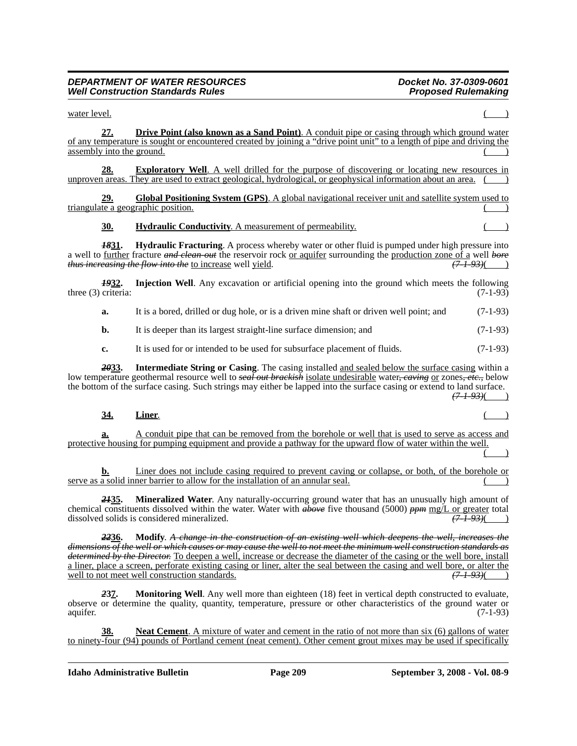water level. ( )

**27.** **Drive Point (also known as a Sand Point)**. A conduit pipe or casing through which ground water of any temperature is sought or encountered created by joining a "drive point unit" to a length of pipe and driving the assembly into the ground. ( )

**28.** **Exploratory Well**. A well drilled for the purpose of discovering or locating new resources in unproven areas. They are used to extract geological, hydrological, or geophysical information about an area. ( )

**29.** **Global Positioning System (GPS)**. A global navigational receiver unit and satellite system used to triangulate a geographic position. ( )

**30.** **Hydraulic Conductivity**. A measurement of permeability. ( )

~~*18*~~**31.** **Hydraulic Fracturing**. A process whereby water or other fluid is pumped under high pressure into a well to further fracture ~~*and clean-out*~~ the reservoir rock or aquifer surrounding the production zone of a well ~~*bore thus increasing the flow into the*~~ to increase well yield. ~~*(7-1-93)*~~( )

~~*19*~~**32.** **Injection Well**. Any excavation or artificial opening into the ground which meets the following three (3) criteria: (7-1-93)

**a.** It is a bored, drilled or dug hole, or is a driven mine shaft or driven well point; and (7-1-93)

**b.** It is deeper than its largest straight-line surface dimension; and (7-1-93)

**c.** It is used for or intended to be used for subsurface placement of fluids. (7-1-93)

~~*20*~~**33.** **Intermediate String or Casing**. The casing installed and sealed below the surface casing within a low temperature geothermal resource well to ~~*seal out brackish*~~ isolate undesirable water~~*, caving*~~ or zones~~*, etc.,*~~ below the bottom of the surface casing. Such strings may either be lapped into the surface casing or extend to land surface. ~~*(7-1-93)*~~( )

**34.** **Liner**. ( )

**a.** A conduit pipe that can be removed from the borehole or well that is used to serve as access and protective housing for pumping equipment and provide a pathway for the upward flow of water within the well. ( )

**b.** Liner does not include casing required to prevent caving or collapse, or both, of the borehole or serve as a solid inner barrier to allow for the installation of an annular seal. ( )

~~*21*~~**35.** **Mineralized Water**. Any naturally-occurring ground water that has an unusually high amount of chemical constituents dissolved within the water. Water with ~~*above*~~ five thousand (5000) ~~*ppm*~~ mg/L or greater total dissolved solids is considered mineralized. ~~*(7-1-93)*~~( )

~~*22*~~**36.** **Modify**. ~~*A change in the construction of an existing well which deepens the well, increases the dimensions of the well or which causes or may cause the well to not meet the minimum well construction standards as determined by the Director.*~~ To deepen a well, increase or decrease the diameter of the casing or the well bore, install a liner, place a screen, perforate existing casing or liner, alter the seal between the casing and well bore, or alter the well to not meet well construction standards. ~~*(7-1-93)*~~( )

~~*23*~~**37.** **Monitoring Well**. Any well more than eighteen (18) feet in vertical depth constructed to evaluate, observe or determine the quality, quantity, temperature, pressure or other characteristics of the ground water or aquifer. (7-1-93)

**38.** **Neat Cement**. A mixture of water and cement in the ratio of not more than six (6) gallons of water to ninety-four (94) pounds of Portland cement (neat cement). Other cement grout mixes may be used if specifically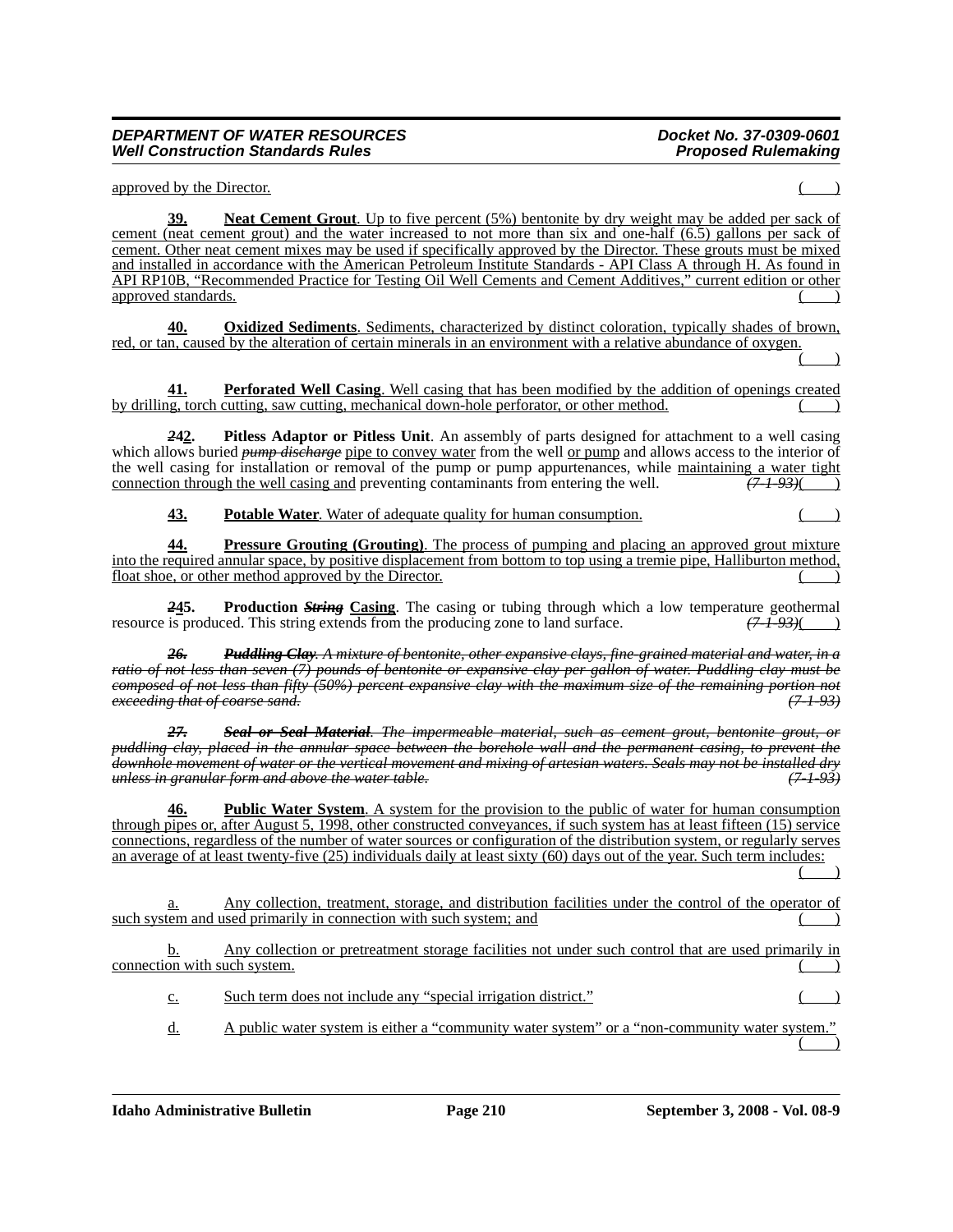approved by the Director. ( )

**39.** **Neat Cement Grout**. Up to five percent (5%) bentonite by dry weight may be added per sack of cement (neat cement grout) and the water increased to not more than six and one-half (6.5) gallons per sack of cement. Other neat cement mixes may be used if specifically approved by the Director. These grouts must be mixed and installed in accordance with the American Petroleum Institute Standards - API Class A through H. As found in API RP10B, "Recommended Practice for Testing Oil Well Cements and Cement Additives," current edition or other approved standards. ( )

**40.** **Oxidized Sediments**. Sediments, characterized by distinct coloration, typically shades of brown, red, or tan, caused by the alteration of certain minerals in an environment with a relative abundance of oxygen. ( )

**41.** **Perforated Well Casing**. Well casing that has been modified by the addition of openings created by drilling, torch cutting, saw cutting, mechanical down-hole perforator, or other method. ( )

**~~2~~42.** **Pitless Adaptor or Pitless Unit**. An assembly of parts designed for attachment to a well casing which allows buried ~~*pump discharge*~~ pipe to convey water from the well or pump and allows access to the interior of the well casing for installation or removal of the pump or pump appurtenances, while maintaining a water tight connection through the well casing and preventing contaminants from entering the well. ~~*(7-1-93)*~~( )

**43.** **Potable Water**. Water of adequate quality for human consumption. ( )

**44.** **Pressure Grouting (Grouting)**. The process of pumping and placing an approved grout mixture into the required annular space, by positive displacement from bottom to top using a tremie pipe, Halliburton method, float shoe, or other method approved by the Director. ( )

**~~2~~45.** **Production ~~*String*~~ Casing**. The casing or tubing through which a low temperature geothermal resource is produced. This string extends from the producing zone to land surface. ~~*(7-1-93)*~~( )

~~***26.*** ***Puddling Clay***. *A mixture of bentonite, other expansive clays, fine-grained material and water, in a ratio of not less than seven (7) pounds of bentonite or expansive clay per gallon of water. Puddling clay must be composed of not less than fifty (50%) percent expansive clay with the maximum size of the remaining portion not exceeding that of coarse sand.* *(7-1-93)*~~

~~***27.*** ***Seal or Seal Material***. *The impermeable material, such as cement grout, bentonite grout, or puddling clay, placed in the annular space between the borehole wall and the permanent casing, to prevent the downhole movement of water or the vertical movement and mixing of artesian waters. Seals may not be installed dry unless in granular form and above the water table.* *(7-1-93)*~~

**46.** **Public Water System**. A system for the provision to the public of water for human consumption through pipes or, after August 5, 1998, other constructed conveyances, if such system has at least fifteen (15) service connections, regardless of the number of water sources or configuration of the distribution system, or regularly serves an average of at least twenty-five (25) individuals daily at least sixty (60) days out of the year. Such term includes: ( )

a. Any collection, treatment, storage, and distribution facilities under the control of the operator of such system and used primarily in connection with such system; and ( )

b. Any collection or pretreatment storage facilities not under such control that are used primarily in connection with such system. ( )

c. Such term does not include any "special irrigation district." ( )

d. A public water system is either a "community water system" or a "non-community water system." ( )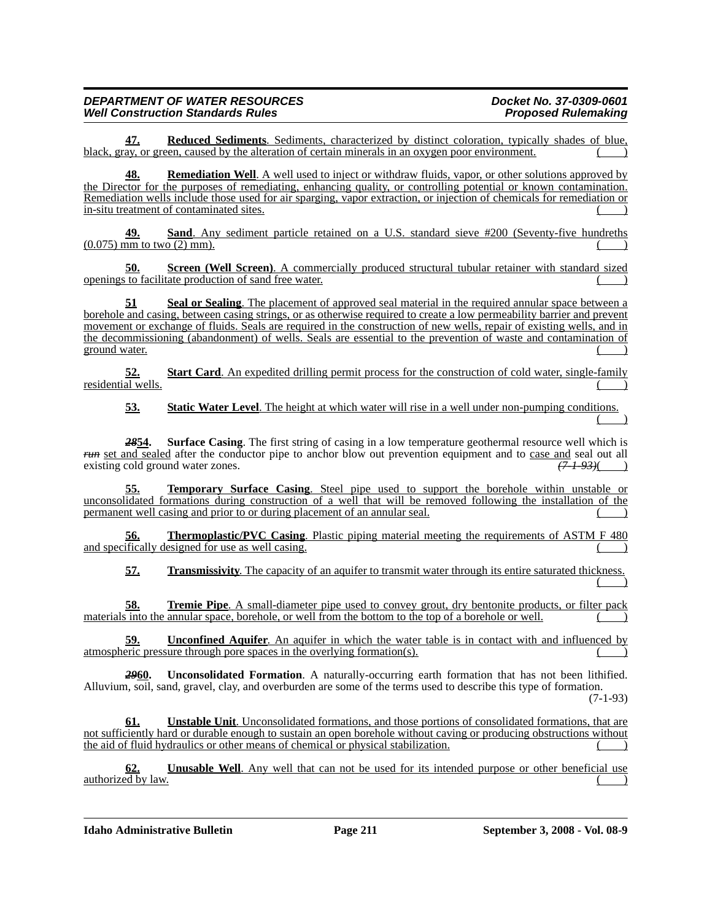**47. Reduced Sediments**. Sediments, characterized by distinct coloration, typically shades of blue, black, gray, or green, caused by the alteration of certain minerals in an oxygen poor environment. ( )

**48. Remediation Well**. A well used to inject or withdraw fluids, vapor, or other solutions approved by the Director for the purposes of remediating, enhancing quality, or controlling potential or known contamination. Remediation wells include those used for air sparging, vapor extraction, or injection of chemicals for remediation or in-situ treatment of contaminated sites. ( )

**49. Sand**. Any sediment particle retained on a U.S. standard sieve #200 (Seventy-five hundreths (0.075) mm to two (2) mm). ( )

**50. Screen (Well Screen)**. A commercially produced structural tubular retainer with standard sized openings to facilitate production of sand free water. ( )

**51 Seal or Sealing**. The placement of approved seal material in the required annular space between a borehole and casing, between casing strings, or as otherwise required to create a low permeability barrier and prevent movement or exchange of fluids. Seals are required in the construction of new wells, repair of existing wells, and in the decommissioning (abandonment) of wells. Seals are essential to the prevention of waste and contamination of ground water. ( )

**52. Start Card**. An expedited drilling permit process for the construction of cold water, single-family residential wells. ( )

**53. Static Water Level**. The height at which water will rise in a well under non-pumping conditions. ( )

~~*28*~~**54. Surface Casing**. The first string of casing in a low temperature geothermal resource well which is ~~*run*~~ set and sealed after the conductor pipe to anchor blow out prevention equipment and to case and seal out all existing cold ground water zones. ~~*(7-1-93)*~~( )

**55. Temporary Surface Casing**. Steel pipe used to support the borehole within unstable or unconsolidated formations during construction of a well that will be removed following the installation of the permanent well casing and prior to or during placement of an annular seal. ( )

**56. Thermoplastic/PVC Casing**. Plastic piping material meeting the requirements of ASTM F 480 and specifically designed for use as well casing. ( )

**57. Transmissivity**. The capacity of an aquifer to transmit water through its entire saturated thickness. ( )

**58. Tremie Pipe**. A small-diameter pipe used to convey grout, dry bentonite products, or filter pack materials into the annular space, borehole, or well from the bottom to the top of a borehole or well. ( )

**59. Unconfined Aquifer**. An aquifer in which the water table is in contact with and influenced by atmospheric pressure through pore spaces in the overlying formation(s). ( )

~~*29*~~**60. Unconsolidated Formation**. A naturally-occurring earth formation that has not been lithified. Alluvium, soil, sand, gravel, clay, and overburden are some of the terms used to describe this type of formation. (7-1-93)

**61. Unstable Unit**. Unconsolidated formations, and those portions of consolidated formations, that are not sufficiently hard or durable enough to sustain an open borehole without caving or producing obstructions without the aid of fluid hydraulics or other means of chemical or physical stabilization. ( )

**62. Unusable Well**. Any well that can not be used for its intended purpose or other beneficial use authorized by law. ( )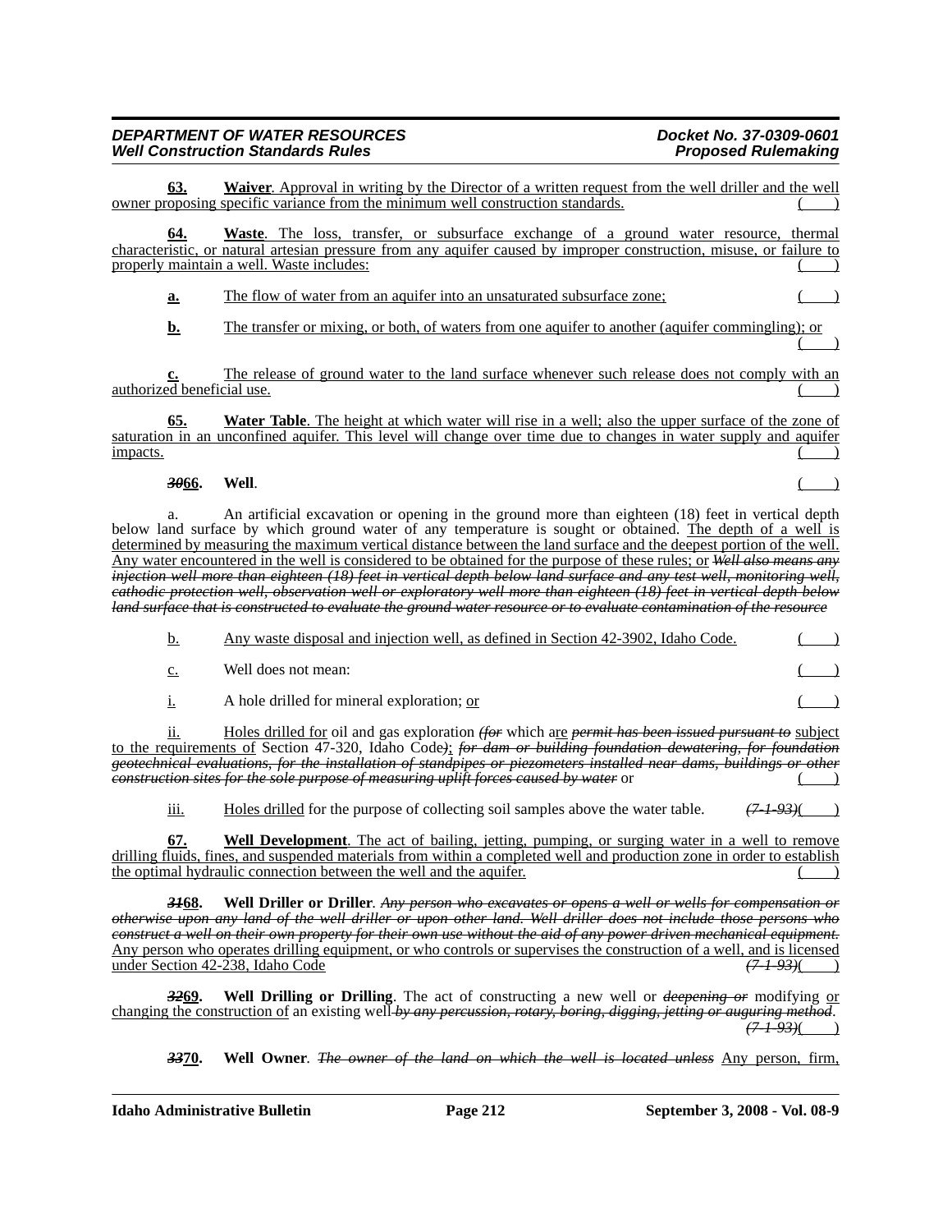**63. Waiver**. Approval in writing by the Director of a written request from the well driller and the well owner proposing specific variance from the minimum well construction standards. ( )

**64. Waste**. The loss, transfer, or subsurface exchange of a ground water resource, thermal characteristic, or natural artesian pressure from any aquifer caused by improper construction, misuse, or failure to properly maintain a well. Waste includes: ( )

**a.** The flow of water from an aquifer into an unsaturated subsurface zone; ( )

**b.** The transfer or mixing, or both, of waters from one aquifer to another (aquifer commingling); or ( )

**c.** The release of ground water to the land surface whenever such release does not comply with an authorized beneficial use. ( )

**65. Water Table**. The height at which water will rise in a well; also the upper surface of the zone of saturation in an unconfined aquifer. This level will change over time due to changes in water supply and aquifer impacts. ( )

***30*66. Well**. ( )

a. An artificial excavation or opening in the ground more than eighteen (18) feet in vertical depth below land surface by which ground water of any temperature is sought or obtained. The depth of a well is determined by measuring the maximum vertical distance between the land surface and the deepest portion of the well. Any water encountered in the well is considered to be obtained for the purpose of these rules; or *Well also means any injection well more than eighteen (18) feet in vertical depth below land surface and any test well, monitoring well, cathodic protection well, observation well or exploratory well more than eighteen (18) feet in vertical depth below land surface that is constructed to evaluate the ground water resource or to evaluate contamination of the resource*

b. Any waste disposal and injection well, as defined in Section 42-3902, Idaho Code. ( )

c. Well does not mean: ( )

i. A hole drilled for mineral exploration; or ( )

ii. Holes drilled for oil and gas exploration *(for* which are *permit has been issued pursuant to* subject to the requirements of Section 47-320, Idaho Code*)*; *for dam or building foundation dewatering, for foundation geotechnical evaluations, for the installation of standpipes or piezometers installed near dams, buildings or other construction sites for the sole purpose of measuring uplift forces caused by water* or ( )

iii. Holes drilled for the purpose of collecting soil samples above the water table. *(7-1-93)*( )

**67. Well Development**. The act of bailing, jetting, pumping, or surging water in a well to remove drilling fluids, fines, and suspended materials from within a completed well and production zone in order to establish the optimal hydraulic connection between the well and the aquifer. ( )

***31*68. Well Driller or Driller**. *Any person who excavates or opens a well or wells for compensation or otherwise upon any land of the well driller or upon other land. Well driller does not include those persons who construct a well on their own property for their own use without the aid of any power driven mechanical equipment.* Any person who operates drilling equipment, or who controls or supervises the construction of a well, and is licensed under Section 42-238, Idaho Code *(7-1-93)*( )

***32*69. Well Drilling or Drilling**. The act of constructing a new well or *deepening or* modifying or changing the construction of an existing well *by any percussion, rotary, boring, digging, jetting or auguring method*. *(7-1-93)*( )

***33*70. Well Owner**. *The owner of the land on which the well is located unless* Any person, firm,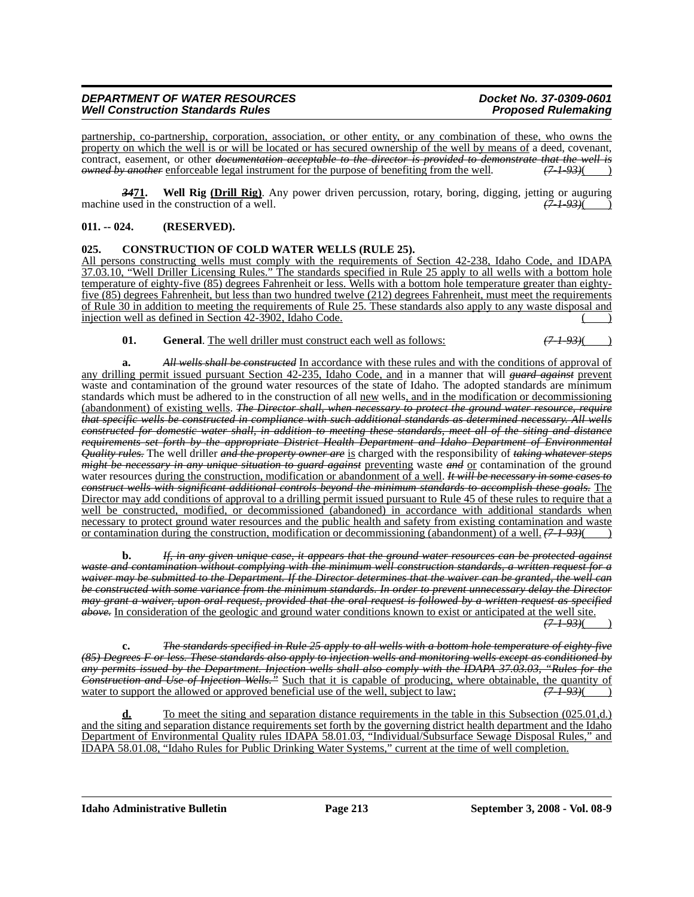partnership, co-partnership, corporation, association, or other entity, or any combination of these, who owns the property on which the well is or will be located or has secured ownership of the well by means of a deed, covenant, contract, easement, or other ~~documentation acceptable to the director is provided to demonstrate that the well is owned by another~~ enforceable legal instrument for the purpose of benefiting from the well. ~~(7-1-93)~~( )

**~~34~~71. Well Rig (Drill Rig)**. Any power driven percussion, rotary, boring, digging, jetting or auguring machine used in the construction of a well. ~~(7-1-93)~~( )

**011. -- 024. (RESERVED).**

**025. CONSTRUCTION OF COLD WATER WELLS (RULE 25).**

All persons constructing wells must comply with the requirements of Section 42-238, Idaho Code, and IDAPA 37.03.10, "Well Driller Licensing Rules." The standards specified in Rule 25 apply to all wells with a bottom hole temperature of eighty-five (85) degrees Fahrenheit or less. Wells with a bottom hole temperature greater than eighty-five (85) degrees Fahrenheit, but less than two hundred twelve (212) degrees Fahrenheit, must meet the requirements of Rule 30 in addition to meeting the requirements of Rule 25. These standards also apply to any waste disposal and injection well as defined in Section 42-3902, Idaho Code. ( )

**01. General**. The well driller must construct each well as follows: ~~(7-1-93)~~( )

**a.** ~~*All wells shall be constructed*~~ In accordance with these rules and with the conditions of approval of any drilling permit issued pursuant Section 42-235, Idaho Code, and in a manner that will ~~*guard against*~~ prevent waste and contamination of the ground water resources of the state of Idaho. The adopted standards are minimum standards which must be adhered to in the construction of all new wells, and in the modification or decommissioning (abandonment) of existing wells. ~~*The Director shall, when necessary to protect the ground water resource, require that specific wells be constructed in compliance with such additional standards as determined necessary. All wells constructed for domestic water shall, in addition to meeting these standards, meet all of the siting and distance requirements set forth by the appropriate District Health Department and Idaho Department of Environmental Quality rules.*~~ The well driller ~~*and the property owner are*~~ is charged with the responsibility of ~~*taking whatever steps might be necessary in any unique situation to guard against*~~ preventing waste ~~*and*~~ or contamination of the ground water resources during the construction, modification or abandonment of a well. ~~*It will be necessary in some cases to construct wells with significant additional controls beyond the minimum standards to accomplish these goals.*~~ The Director may add conditions of approval to a drilling permit issued pursuant to Rule 45 of these rules to require that a well be constructed, modified, or decommissioned (abandoned) in accordance with additional standards when necessary to protect ground water resources and the public health and safety from existing contamination and waste or contamination during the construction, modification or decommissioning (abandonment) of a well. ~~(7-1-93)~~( )

**b.** ~~*If, in any given unique case, it appears that the ground water resources can be protected against waste and contamination without complying with the minimum well construction standards, a written request for a waiver may be submitted to the Department. If the Director determines that the waiver can be granted, the well can be constructed with some variance from the minimum standards. In order to prevent unnecessary delay the Director may grant a waiver, upon oral request, provided that the oral request is followed by a written request as specified above.*~~ In consideration of the geologic and ground water conditions known to exist or anticipated at the well site. ~~(7-1-93)~~( )

**c.** ~~*The standards specified in Rule 25 apply to all wells with a bottom hole temperature of eighty-five (85) Degrees F or less. These standards also apply to injection wells and monitoring wells except as conditioned by any permits issued by the Department. Injection wells shall also comply with the IDAPA 37.03.03, "Rules for the Construction and Use of Injection Wells."*~~ Such that it is capable of producing, where obtainable, the quantity of water to support the allowed or approved beneficial use of the well, subject to law; ~~(7-1-93)~~( )

**d.** To meet the siting and separation distance requirements in the table in this Subsection (025.01,d.) and the siting and separation distance requirements set forth by the governing district health department and the Idaho Department of Environmental Quality rules IDAPA 58.01.03, "Individual/Subsurface Sewage Disposal Rules," and IDAPA 58.01.08, "Idaho Rules for Public Drinking Water Systems," current at the time of well completion.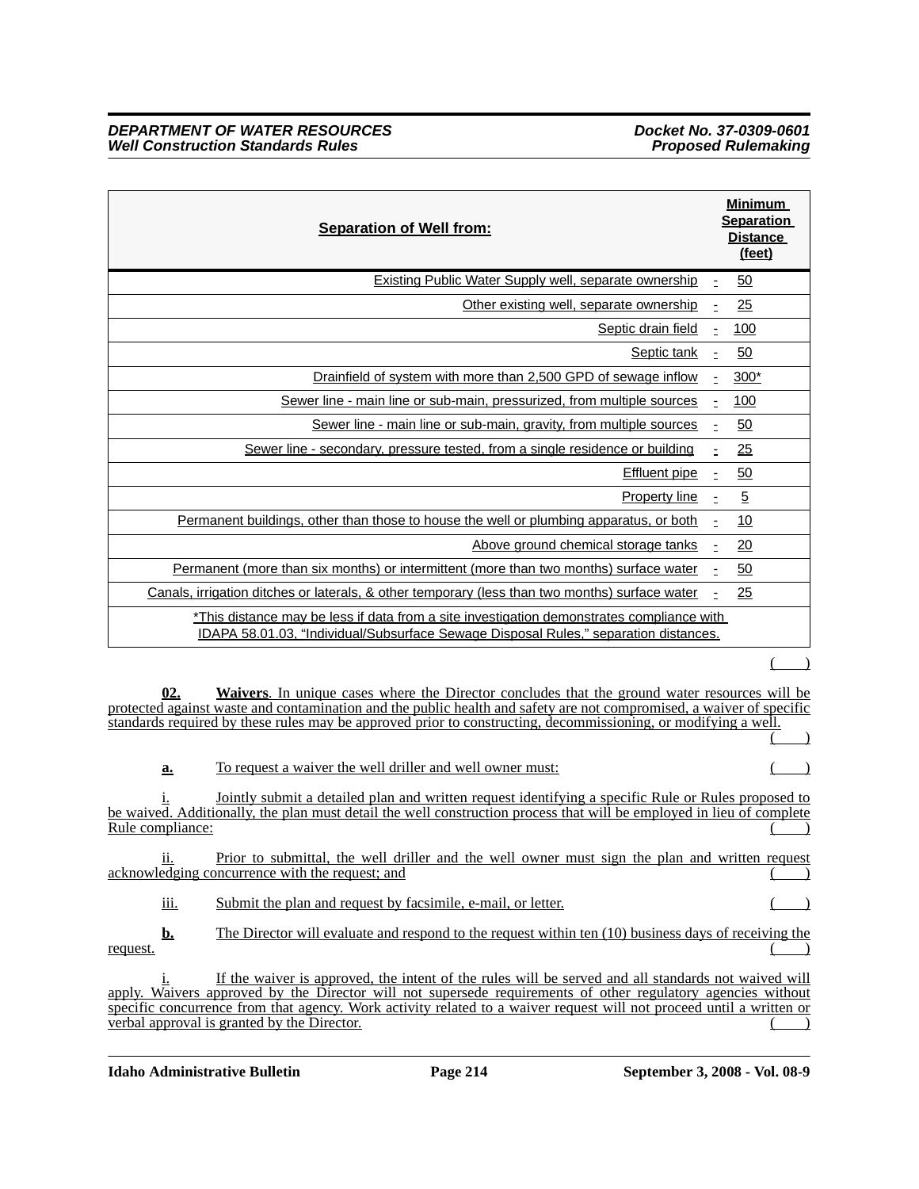| Separation of Well from: | | Minimum Separation Distance (feet) |
|---|---|---|
| Existing Public Water Supply well, separate ownership | - | 50 |
| Other existing well, separate ownership | - | 25 |
| Septic drain field | - | 100 |
| Septic tank | - | 50 |
| Drainfield of system with more than 2,500 GPD of sewage inflow | - | 300* |
| Sewer line - main line or sub-main, pressurized, from multiple sources | - | 100 |
| Sewer line - main line or sub-main, gravity, from multiple sources | - | 50 |
| Sewer line - secondary, pressure tested, from a single residence or building | - | 25 |
| Effluent pipe | - | 50 |
| Property line | - | 5 |
| Permanent buildings, other than those to house the well or plumbing apparatus, or both | - | 10 |
| Above ground chemical storage tanks | - | 20 |
| Permanent (more than six months) or intermittent (more than two months) surface water | - | 50 |
| Canals, irrigation ditches or laterals, & other temporary (less than two months) surface water | - | 25 |
| *This distance may be less if data from a site investigation demonstrates compliance with IDAPA 58.01.03, "Individual/Subsurface Sewage Disposal Rules," separation distances. | | |

( )

**02.** **Waivers**. In unique cases where the Director concludes that the ground water resources will be protected against waste and contamination and the public health and safety are not compromised, a waiver of specific standards required by these rules may be approved prior to constructing, decommissioning, or modifying a well. ( )

**a.** To request a waiver the well driller and well owner must: ( )

i. Jointly submit a detailed plan and written request identifying a specific Rule or Rules proposed to be waived. Additionally, the plan must detail the well construction process that will be employed in lieu of complete Rule compliance: ( )

ii. Prior to submittal, the well driller and the well owner must sign the plan and written request acknowledging concurrence with the request; and ( )

iii. Submit the plan and request by facsimile, e-mail, or letter. ( )

**b.** The Director will evaluate and respond to the request within ten (10) business days of receiving the request. ( )

i. If the waiver is approved, the intent of the rules will be served and all standards not waived will apply. Waivers approved by the Director will not supersede requirements of other regulatory agencies without specific concurrence from that agency. Work activity related to a waiver request will not proceed until a written or verbal approval is granted by the Director. ( )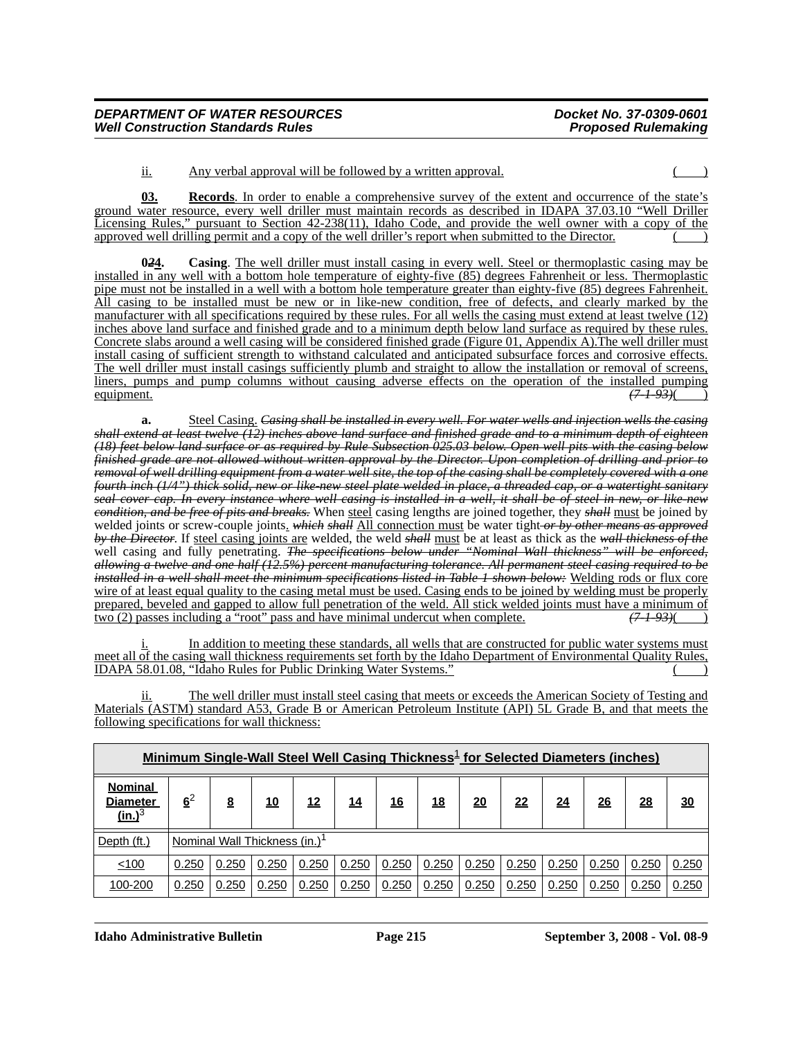ii. Any verbal approval will be followed by a written approval. ( )

**03. Records**. In order to enable a comprehensive survey of the extent and occurrence of the state's ground water resource, every well driller must maintain records as described in IDAPA 37.03.10 "Well Driller Licensing Rules," pursuant to Section 42-238(11), Idaho Code, and provide the well owner with a copy of the approved well drilling permit and a copy of the well driller's report when submitted to the Director. ( )

**0~~2~~4. Casing**. The well driller must install casing in every well. Steel or thermoplastic casing may be installed in any well with a bottom hole temperature of eighty-five (85) degrees Fahrenheit or less. Thermoplastic pipe must not be installed in a well with a bottom hole temperature greater than eighty-five (85) degrees Fahrenheit. All casing to be installed must be new or in like-new condition, free of defects, and clearly marked by the manufacturer with all specifications required by these rules. For all wells the casing must extend at least twelve (12) inches above land surface and finished grade and to a minimum depth below land surface as required by these rules. Concrete slabs around a well casing will be considered finished grade (Figure 01, Appendix A). The well driller must install casing of sufficient strength to withstand calculated and anticipated subsurface forces and corrosive effects. The well driller must install casings sufficiently plumb and straight to allow the installation or removal of screens, liners, pumps and pump columns without causing adverse effects on the operation of the installed pumping equipment. ~~(7-1-93)~~( )

**a.** Steel Casing. ~~*Casing shall be installed in every well. For water wells and injection wells the casing shall extend at least twelve (12) inches above land surface and finished grade and to a minimum depth of eighteen (18) feet below land surface or as required by Rule Subsection 025.03 below. Open well pits with the casing below finished grade are not allowed without written approval by the Director. Upon completion of drilling and prior to removal of well drilling equipment from a water well site, the top of the casing shall be completely covered with a one fourth inch (1/4") thick solid, new or like-new steel plate welded in place, a threaded cap, or a watertight sanitary seal cover cap. In every instance where well casing is installed in a well, it shall be of steel in new, or like-new condition, and be free of pits and breaks.*~~ When steel casing lengths are joined together, they ~~*shall*~~ must be joined by welded joints or screw-couple joints. ~~*which shall*~~ All connection must be water tight ~~*or by other means as approved by the Director*~~. If steel casing joints are welded, the weld ~~*shall*~~ must be at least as thick as the ~~*wall thickness of the*~~ well casing and fully penetrating. ~~*The specifications below under "Nominal Wall thickness" will be enforced, allowing a twelve and one half (12.5%) percent manufacturing tolerance. All permanent steel casing required to be installed in a well shall meet the minimum specifications listed in Table 1 shown below:*~~ Welding rods or flux core wire of at least equal quality to the casing metal must be used. Casing ends to be joined by welding must be properly prepared, beveled and gapped to allow full penetration of the weld. All stick welded joints must have a minimum of two (2) passes including a "root" pass and have minimal undercut when complete. ~~(7-1-93)~~( )

i. In addition to meeting these standards, all wells that are constructed for public water systems must meet all of the casing wall thickness requirements set forth by the Idaho Department of Environmental Quality Rules, IDAPA 58.01.08, "Idaho Rules for Public Drinking Water Systems." ( )

ii. The well driller must install steel casing that meets or exceeds the American Society of Testing and Materials (ASTM) standard A53, Grade B or American Petroleum Institute (API) 5L Grade B, and that meets the following specifications for wall thickness:

**Minimum Single-Wall Steel Well Casing Thickness[1] for Selected Diameters (inches)**

| Nominal Diameter (in.)[3] | 6[2] | 8 | 10 | 12 | 14 | 16 | 18 | 20 | 22 | 24 | 26 | 28 | 30 |
|---|---|---|---|---|---|---|---|---|---|---|---|---|---|
| Depth (ft.) | Nominal Wall Thickness (in.)[1] | | | | | | | | | | | | |
| <100 | 0.250 | 0.250 | 0.250 | 0.250 | 0.250 | 0.250 | 0.250 | 0.250 | 0.250 | 0.250 | 0.250 | 0.250 | 0.250 |
| 100-200 | 0.250 | 0.250 | 0.250 | 0.250 | 0.250 | 0.250 | 0.250 | 0.250 | 0.250 | 0.250 | 0.250 | 0.250 | 0.250 |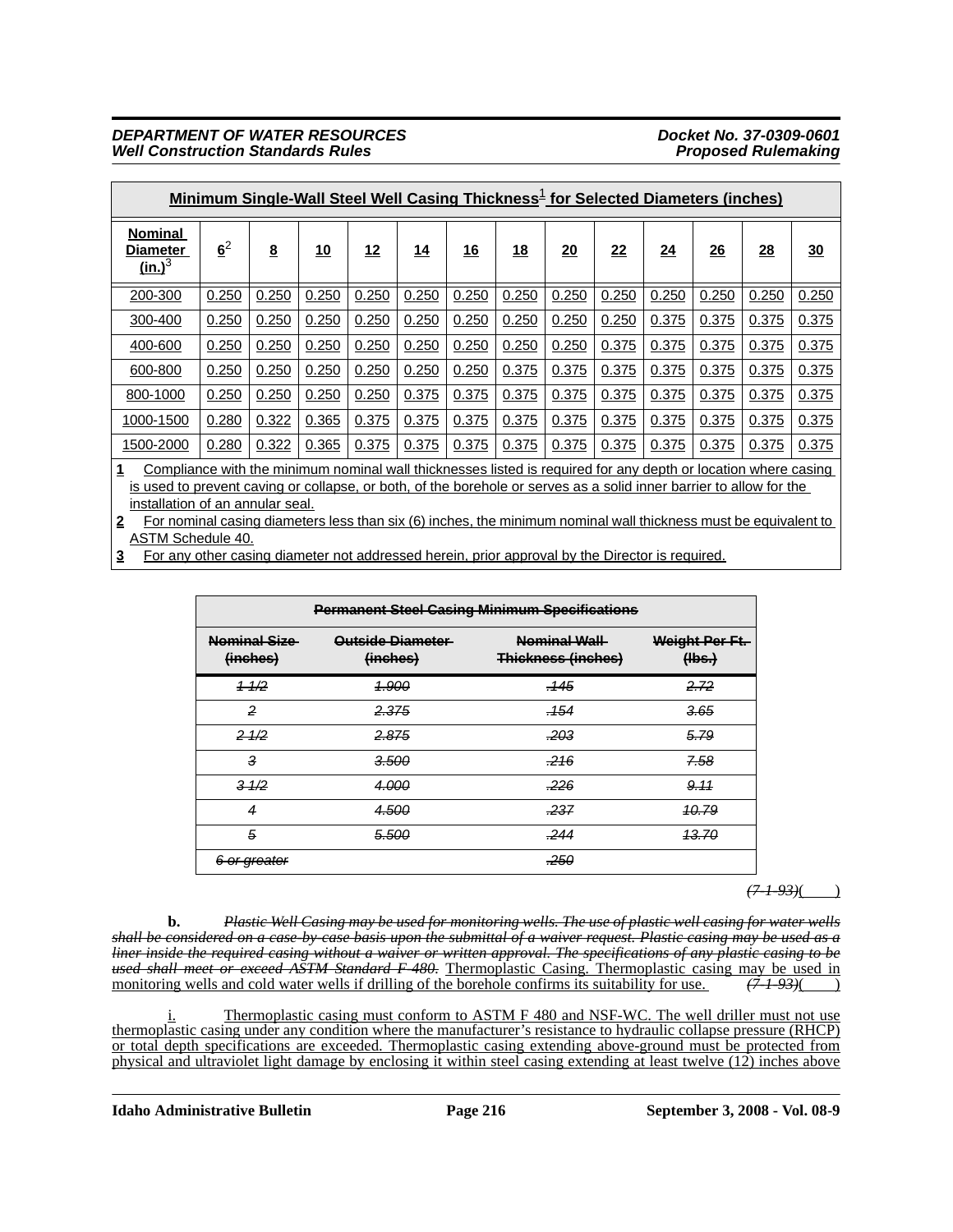| Minimum Single-Wall Steel Well Casing Thickness[1] for Selected Diameters (inches) | | | | | | | | | | | | | |
|---|---|---|---|---|---|---|---|---|---|---|---|---|---|
| Nominal Diameter (in.)[3] | 6[2] | 8 | 10 | 12 | 14 | 16 | 18 | 20 | 22 | 24 | 26 | 28 | 30 |
| 200-300 | 0.250 | 0.250 | 0.250 | 0.250 | 0.250 | 0.250 | 0.250 | 0.250 | 0.250 | 0.250 | 0.250 | 0.250 | 0.250 |
| 300-400 | 0.250 | 0.250 | 0.250 | 0.250 | 0.250 | 0.250 | 0.250 | 0.250 | 0.250 | 0.375 | 0.375 | 0.375 | 0.375 |
| 400-600 | 0.250 | 0.250 | 0.250 | 0.250 | 0.250 | 0.250 | 0.250 | 0.250 | 0.375 | 0.375 | 0.375 | 0.375 | 0.375 |
| 600-800 | 0.250 | 0.250 | 0.250 | 0.250 | 0.250 | 0.250 | 0.375 | 0.375 | 0.375 | 0.375 | 0.375 | 0.375 | 0.375 |
| 800-1000 | 0.250 | 0.250 | 0.250 | 0.250 | 0.375 | 0.375 | 0.375 | 0.375 | 0.375 | 0.375 | 0.375 | 0.375 | 0.375 |
| 1000-1500 | 0.280 | 0.322 | 0.365 | 0.375 | 0.375 | 0.375 | 0.375 | 0.375 | 0.375 | 0.375 | 0.375 | 0.375 | 0.375 |
| 1500-2000 | 0.280 | 0.322 | 0.365 | 0.375 | 0.375 | 0.375 | 0.375 | 0.375 | 0.375 | 0.375 | 0.375 | 0.375 | 0.375 |

**1** Compliance with the minimum nominal wall thicknesses listed is required for any depth or location where casing is used to prevent caving or collapse, or both, of the borehole or serves as a solid inner barrier to allow for the installation of an annular seal.

**2** For nominal casing diameters less than six (6) inches, the minimum nominal wall thickness must be equivalent to ASTM Schedule 40.

**3** For any other casing diameter not addressed herein, prior approval by the Director is required.

| ~~Permanent Steel Casing Minimum Specifications~~ | | | |
|---|---|---|---|
| ~~Nominal Size (inches)~~ | ~~Outside Diameter (inches)~~ | ~~Nominal Wall Thickness (inches)~~ | ~~Weight Per Ft. (lbs.)~~ |
| ~~1 1/2~~ | ~~1.900~~ | ~~.145~~ | ~~2.72~~ |
| ~~2~~ | ~~2.375~~ | ~~.154~~ | ~~3.65~~ |
| ~~2 1/2~~ | ~~2.875~~ | ~~.203~~ | ~~5.79~~ |
| ~~3~~ | ~~3.500~~ | ~~.216~~ | ~~7.58~~ |
| ~~3 1/2~~ | ~~4.000~~ | ~~.226~~ | ~~9.11~~ |
| ~~4~~ | ~~4.500~~ | ~~.237~~ | ~~10.79~~ |
| ~~5~~ | ~~5.500~~ | ~~.244~~ | ~~13.70~~ |
| ~~6 or greater~~ | | ~~.250~~ | |

~~(7-1-93)~~( )

**b.** ~~*Plastic Well Casing may be used for monitoring wells. The use of plastic well casing for water wells shall be considered on a case-by-case basis upon the submittal of a waiver request. Plastic casing may be used as a liner inside the required casing without a waiver or written approval. The specifications of any plastic casing to be used shall meet or exceed ASTM Standard F-480.*~~ Thermoplastic Casing. Thermoplastic casing may be used in monitoring wells and cold water wells if drilling of the borehole confirms its suitability for use. ~~(7-1-93)~~( )

i. Thermoplastic casing must conform to ASTM F 480 and NSF-WC. The well driller must not use thermoplastic casing under any condition where the manufacturer's resistance to hydraulic collapse pressure (RHCP) or total depth specifications are exceeded. Thermoplastic casing extending above-ground must be protected from physical and ultraviolet light damage by enclosing it within steel casing extending at least twelve (12) inches above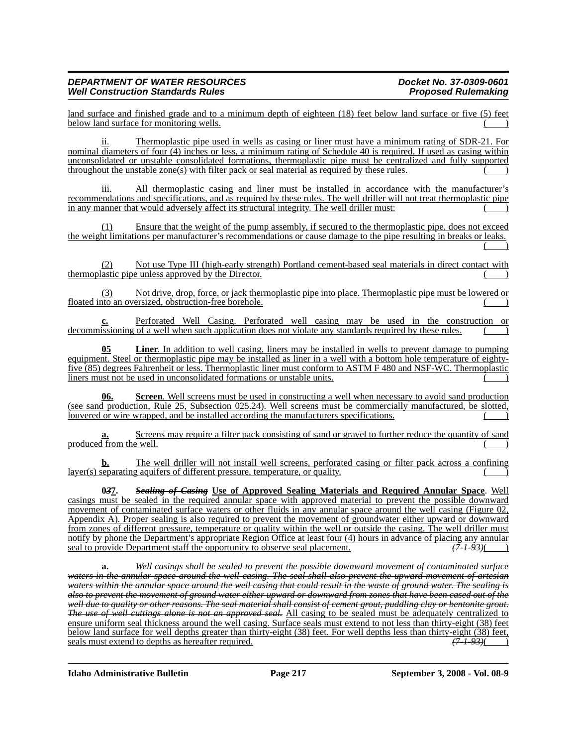land surface and finished grade and to a minimum depth of eighteen (18) feet below land surface or five (5) feet below land surface for monitoring wells. ( )

ii. Thermoplastic pipe used in wells as casing or liner must have a minimum rating of SDR-21. For nominal diameters of four (4) inches or less, a minimum rating of Schedule 40 is required. If used as casing within unconsolidated or unstable consolidated formations, thermoplastic pipe must be centralized and fully supported throughout the unstable zone(s) with filter pack or seal material as required by these rules. ( )

iii. All thermoplastic casing and liner must be installed in accordance with the manufacturer's recommendations and specifications, and as required by these rules. The well driller will not treat thermoplastic pipe in any manner that would adversely affect its structural integrity. The well driller must: ( )

(1) Ensure that the weight of the pump assembly, if secured to the thermoplastic pipe, does not exceed the weight limitations per manufacturer's recommendations or cause damage to the pipe resulting in breaks or leaks. ( )

(2) Not use Type III (high-early strength) Portland cement-based seal materials in direct contact with thermoplastic pipe unless approved by the Director. ( )

(3) Not drive, drop, force, or jack thermoplastic pipe into place. Thermoplastic pipe must be lowered or floated into an oversized, obstruction-free borehole. ( )

**c.** Perforated Well Casing. Perforated well casing may be used in the construction or decommissioning of a well when such application does not violate any standards required by these rules. ( )

**05** **Liner**. In addition to well casing, liners may be installed in wells to prevent damage to pumping equipment. Steel or thermoplastic pipe may be installed as liner in a well with a bottom hole temperature of eighty-five (85) degrees Fahrenheit or less. Thermoplastic liner must conform to ASTM F 480 and NSF-WC. Thermoplastic liners must not be used in unconsolidated formations or unstable units. ( )

**06.** **Screen**. Well screens must be used in constructing a well when necessary to avoid sand production (see sand production, Rule 25, Subsection 025.24). Well screens must be commercially manufactured, be slotted, louvered or wire wrapped, and be installed according the manufacturers specifications. ( )

**a.** Screens may require a filter pack consisting of sand or gravel to further reduce the quantity of sand produced from the well. ( )

**b.** The well driller will not install well screens, perforated casing or filter pack across a confining layer(s) separating aquifers of different pressure, temperature, or quality. ( )

**0~~3~~7.** ~~***Sealing of Casing***~~ **Use of Approved Sealing Materials and Required Annular Space**. Well casings must be sealed in the required annular space with approved material to prevent the possible downward movement of contaminated surface waters or other fluids in any annular space around the well casing (Figure 02, Appendix A). Proper sealing is also required to prevent the movement of groundwater either upward or downward from zones of different pressure, temperature or quality within the well or outside the casing. The well driller must notify by phone the Department's appropriate Region Office at least four (4) hours in advance of placing any annular seal to provide Department staff the opportunity to observe seal placement. ~~*(7-1-93)*~~( )

**a.** ~~*Well casings shall be sealed to prevent the possible downward movement of contaminated surface waters in the annular space around the well casing. The seal shall also prevent the upward movement of artesian waters within the annular space around the well casing that could result in the waste of ground water. The sealing is also to prevent the movement of ground water either upward or downward from zones that have been cased out of the well due to quality or other reasons. The seal material shall consist of cement grout, puddling clay or bentonite grout. The use of well cuttings alone is not an approved seal.*~~ All casing to be sealed must be adequately centralized to ensure uniform seal thickness around the well casing. Surface seals must extend to not less than thirty-eight (38) feet below land surface for well depths greater than thirty-eight (38) feet. For well depths less than thirty-eight (38) feet, seals must extend to depths as hereafter required. ~~*(7-1-93)*~~( )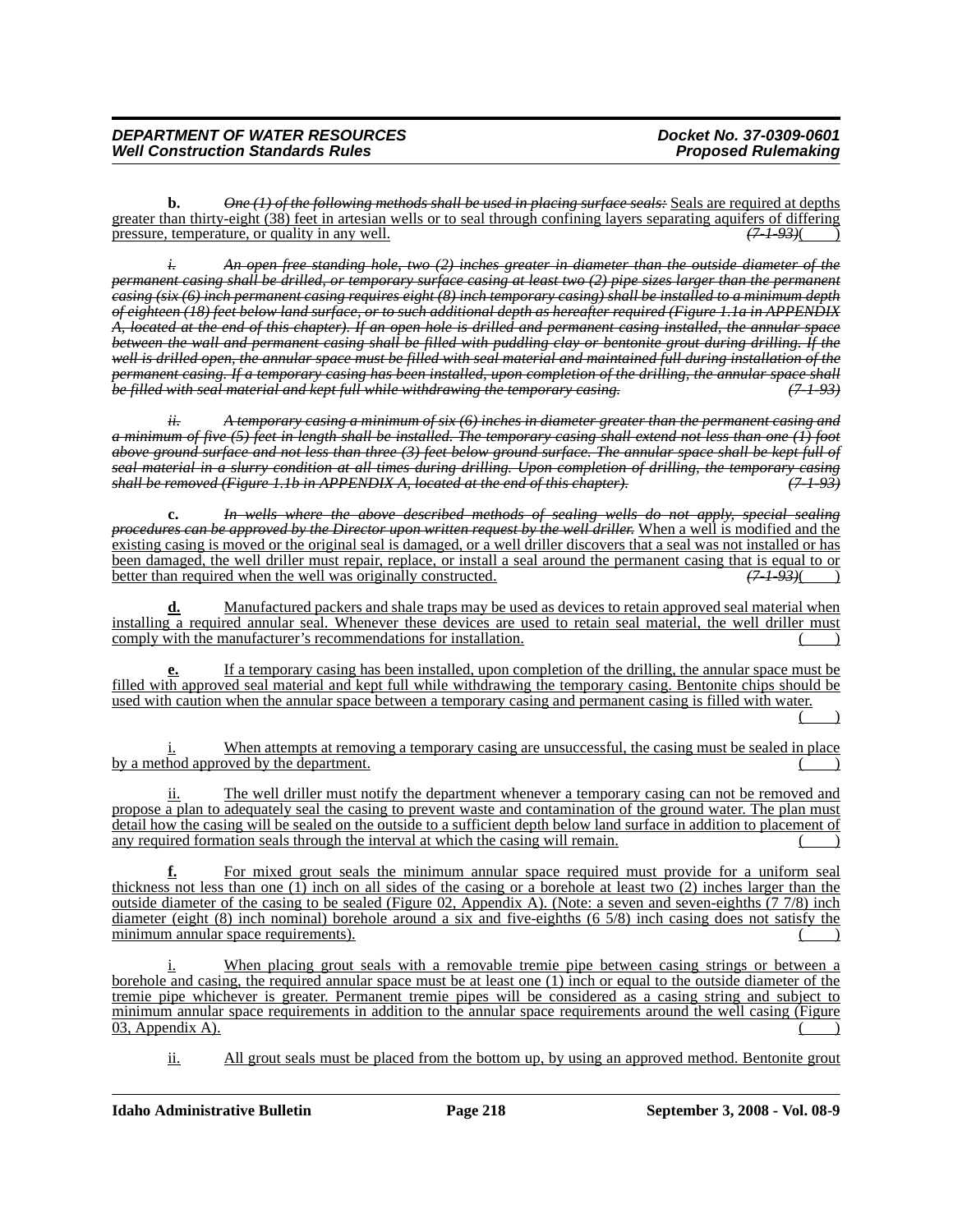**b.** ~~*One (1) of the following methods shall be used in placing surface seals:*~~ <u>Seals are required at depths greater than thirty-eight (38) feet in artesian wells or to seal through confining layers separating aquifers of differing pressure, temperature, or quality in any well.</u> ~~*(7-1-93)*~~( )

~~*i. An open free standing hole, two (2) inches greater in diameter than the outside diameter of the permanent casing shall be drilled, or temporary surface casing at least two (2) pipe sizes larger than the permanent casing (six (6) inch permanent casing requires eight (8) inch temporary casing) shall be installed to a minimum depth of eighteen (18) feet below land surface, or to such additional depth as hereafter required (Figure 1.1a in APPENDIX A, located at the end of this chapter). If an open hole is drilled and permanent casing installed, the annular space between the wall and permanent casing shall be filled with puddling clay or bentonite grout during drilling. If the well is drilled open, the annular space must be filled with seal material and maintained full during installation of the permanent casing. If a temporary casing has been installed, upon completion of the drilling, the annular space shall be filled with seal material and kept full while withdrawing the temporary casing. (7-1-93)*~~

~~*ii. A temporary casing a minimum of six (6) inches in diameter greater than the permanent casing and a minimum of five (5) feet in length shall be installed. The temporary casing shall extend not less than one (1) foot above ground surface and not less than three (3) feet below ground surface. The annular space shall be kept full of seal material in a slurry condition at all times during drilling. Upon completion of drilling, the temporary casing shall be removed (Figure 1.1b in APPENDIX A, located at the end of this chapter). (7-1-93)*~~

**c.** ~~*In wells where the above described methods of sealing wells do not apply, special sealing procedures can be approved by the Director upon written request by the well driller.*~~ <u>When a well is modified and the existing casing is moved or the original seal is damaged, or a well driller discovers that a seal was not installed or has been damaged, the well driller must repair, replace, or install a seal around the permanent casing that is equal to or better than required when the well was originally constructed.</u> ~~*(7-1-93)*~~( )

<u>**d.** Manufactured packers and shale traps may be used as devices to retain approved seal material when installing a required annular seal. Whenever these devices are used to retain seal material, the well driller must comply with the manufacturer's recommendations for installation.</u> ( )

<u>**e.** If a temporary casing has been installed, upon completion of the drilling, the annular space must be filled with approved seal material and kept full while withdrawing the temporary casing. Bentonite chips should be used with caution when the annular space between a temporary casing and permanent casing is filled with water.</u> ( )

<u>i. When attempts at removing a temporary casing are unsuccessful, the casing must be sealed in place by a method approved by the department.</u> ( )

<u>ii. The well driller must notify the department whenever a temporary casing can not be removed and propose a plan to adequately seal the casing to prevent waste and contamination of the ground water. The plan must detail how the casing will be sealed on the outside to a sufficient depth below land surface in addition to placement of any required formation seals through the interval at which the casing will remain.</u> ( )

<u>**f.** For mixed grout seals the minimum annular space required must provide for a uniform seal thickness not less than one (1) inch on all sides of the casing or a borehole at least two (2) inches larger than the outside diameter of the casing to be sealed (Figure 02, Appendix A). (Note: a seven and seven-eighths (7 7/8) inch diameter (eight (8) inch nominal) borehole around a six and five-eighths (6 5/8) inch casing does not satisfy the minimum annular space requirements).</u> ( )

<u>i. When placing grout seals with a removable tremie pipe between casing strings or between a borehole and casing, the required annular space must be at least one (1) inch or equal to the outside diameter of the tremie pipe whichever is greater. Permanent tremie pipes will be considered as a casing string and subject to minimum annular space requirements in addition to the annular space requirements around the well casing (Figure 03, Appendix A).</u> ( )

<u>ii. All grout seals must be placed from the bottom up, by using an approved method. Bentonite grout</u>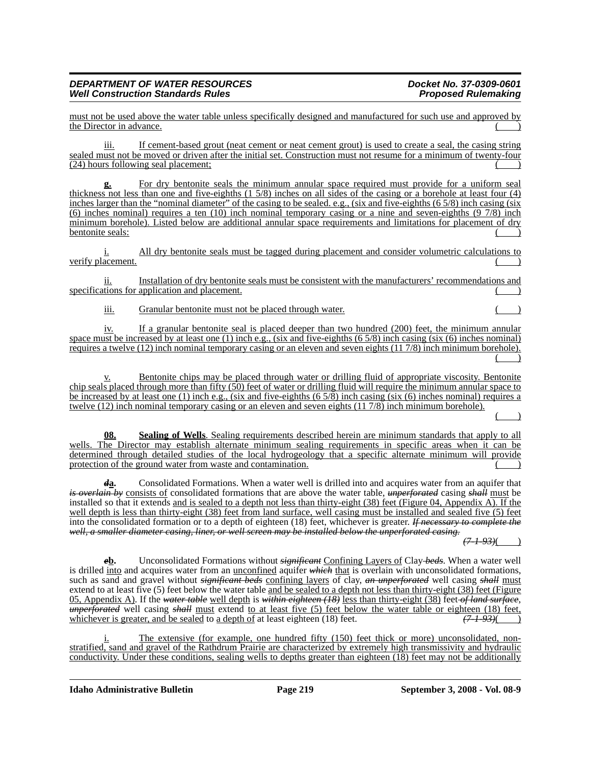must not be used above the water table unless specifically designed and manufactured for such use and approved by the Director in advance. ( )

iii. If cement-based grout (neat cement or neat cement grout) is used to create a seal, the casing string sealed must not be moved or driven after the initial set. Construction must not resume for a minimum of twenty-four (24) hours following seal placement; ( )

**g.** For dry bentonite seals the minimum annular space required must provide for a uniform seal thickness not less than one and five-eighths (1 5/8) inches on all sides of the casing or a borehole at least four (4) inches larger than the "nominal diameter" of the casing to be sealed. e.g., (six and five-eighths (6 5/8) inch casing (six (6) inches nominal) requires a ten (10) inch nominal temporary casing or a nine and seven-eighths (9 7/8) inch minimum borehole). Listed below are additional annular space requirements and limitations for placement of dry bentonite seals: ( )

i. All dry bentonite seals must be tagged during placement and consider volumetric calculations to verify placement. ( )

ii. Installation of dry bentonite seals must be consistent with the manufacturers' recommendations and specifications for application and placement. ( )

iii. Granular bentonite must not be placed through water. ( )

iv. If a granular bentonite seal is placed deeper than two hundred (200) feet, the minimum annular space must be increased by at least one (1) inch e.g., (six and five-eighths (6 5/8) inch casing (six (6) inches nominal) requires a twelve (12) inch nominal temporary casing or an eleven and seven eights (11 7/8) inch minimum borehole). ( )

v. Bentonite chips may be placed through water or drilling fluid of appropriate viscosity. Bentonite chip seals placed through more than fifty (50) feet of water or drilling fluid will require the minimum annular space to be increased by at least one (1) inch e.g., (six and five-eighths (6 5/8) inch casing (six (6) inches nominal) requires a twelve (12) inch nominal temporary casing or an eleven and seven eights (11 7/8) inch minimum borehole). ( )

**08. Sealing of Wells**. Sealing requirements described herein are minimum standards that apply to all wells. The Director may establish alternate minimum sealing requirements in specific areas when it can be determined through detailed studies of the local hydrogeology that a specific alternate minimum will provide protection of the ground water from waste and contamination. ( )

~~***d***~~**a.** Consolidated Formations. When a water well is drilled into and acquires water from an aquifer that ~~*is overlain by*~~ consists of consolidated formations that are above the water table, ~~*unperforated*~~ casing ~~*shall*~~ must be installed so that it extends and is sealed to a depth not less than thirty-eight (38) feet (Figure 04, Appendix A). If the well depth is less than thirty-eight (38) feet from land surface, well casing must be installed and sealed five (5) feet into the consolidated formation or to a depth of eighteen (18) feet, whichever is greater. ~~*If necessary to complete the well, a smaller diameter casing, liner, or well screen may be installed below the unperforated casing.*~~ ~~*(7-1-93)*~~( )

~~***e***~~**b.** Unconsolidated Formations without ~~*significant*~~ Confining Layers of Clay ~~*beds*~~. When a water well is drilled into and acquires water from an unconfined aquifer ~~*which*~~ that is overlain with unconsolidated formations, such as sand and gravel without ~~*significant beds*~~ confining layers of clay, ~~*an unperforated*~~ well casing ~~*shall*~~ must extend to at least five (5) feet below the water table and be sealed to a depth not less than thirty-eight (38) feet (Figure 05, Appendix A). If the ~~*water table*~~ well depth is ~~*within eighteen (18)*~~ less than thirty-eight (38) feet ~~*of land surface*~~, ~~*unperforated*~~ well casing ~~*shall*~~ must extend to at least five (5) feet below the water table or eighteen (18) feet, whichever is greater, and be sealed to a depth of at least eighteen (18) feet. ~~*(7-1-93)*~~( )

i. The extensive (for example, one hundred fifty (150) feet thick or more) unconsolidated, non-stratified, sand and gravel of the Rathdrum Prairie are characterized by extremely high transmissivity and hydraulic conductivity. Under these conditions, sealing wells to depths greater than eighteen (18) feet may not be additionally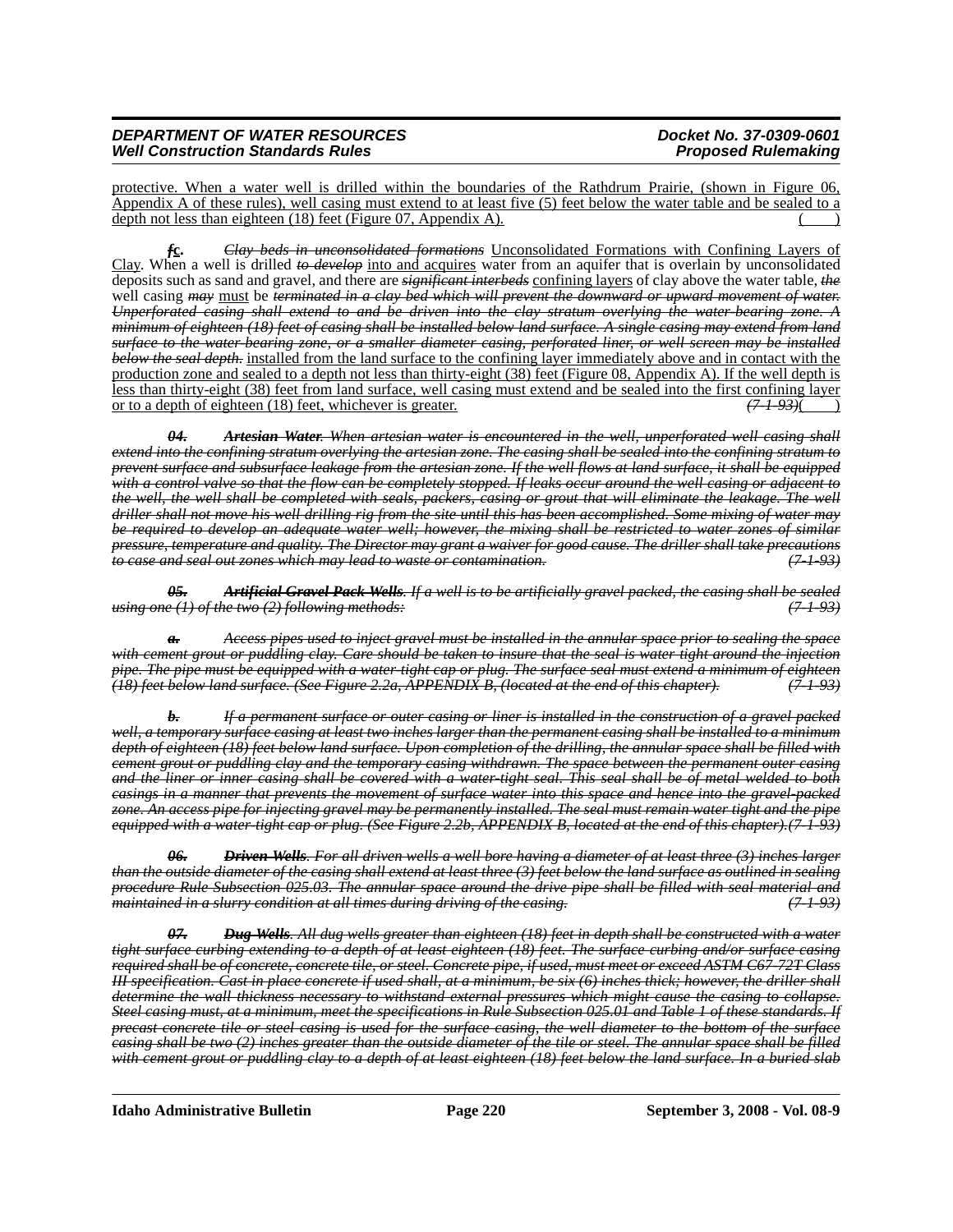protective. When a water well is drilled within the boundaries of the Rathdrum Prairie, (shown in Figure 06, Appendix A of these rules), well casing must extend to at least five (5) feet below the water table and be sealed to a depth not less than eighteen (18) feet (Figure 07, Appendix A). ( )

~~f~~c. ~~Clay beds in unconsolidated formations~~ Unconsolidated Formations with Confining Layers of Clay. When a well is drilled ~~to develop~~ into and acquires water from an aquifer that is overlain by unconsolidated deposits such as sand and gravel, and there are ~~significant interbeds~~ confining layers of clay above the water table, ~~the~~ well casing ~~may~~ must be ~~terminated in a clay bed which will prevent the downward or upward movement of water. Unperforated casing shall extend to and be driven into the clay stratum overlying the water-bearing zone. A minimum of eighteen (18) feet of casing shall be installed below land surface. A single casing may extend from land surface to the water-bearing zone, or a smaller diameter casing, perforated liner, or well screen may be installed below the seal depth.~~ installed from the land surface to the confining layer immediately above and in contact with the production zone and sealed to a depth not less than thirty-eight (38) feet (Figure 08, Appendix A). If the well depth is less than thirty-eight (38) feet from land surface, well casing must extend and be sealed into the first confining layer or to a depth of eighteen (18) feet, whichever is greater. ~~(7-1-93)~~( )

~~*04. Artesian Water. When artesian water is encountered in the well, unperforated well casing shall extend into the confining stratum overlying the artesian zone. The casing shall be sealed into the confining stratum to prevent surface and subsurface leakage from the artesian zone. If the well flows at land surface, it shall be equipped with a control valve so that the flow can be completely stopped. If leaks occur around the well casing or adjacent to the well, the well shall be completed with seals, packers, casing or grout that will eliminate the leakage. The well driller shall not move his well drilling rig from the site until this has been accomplished. Some mixing of water may be required to develop an adequate water well; however, the mixing shall be restricted to water zones of similar pressure, temperature and quality. The Director may grant a waiver for good cause. The driller shall take precautions to case and seal out zones which may lead to waste or contamination. (7-1-93)*~~

~~*05. Artificial Gravel Pack Wells. If a well is to be artificially gravel packed, the casing shall be sealed using one (1) of the two (2) following methods: (7-1-93)*~~

~~*a. Access pipes used to inject gravel must be installed in the annular space prior to sealing the space with cement grout or puddling clay. Care should be taken to insure that the seal is water tight around the injection pipe. The pipe must be equipped with a water-tight cap or plug. The surface seal must extend a minimum of eighteen (18) feet below land surface. (See Figure 2.2a, APPENDIX B, (located at the end of this chapter). (7-1-93)*~~

~~*b. If a permanent surface or outer casing or liner is installed in the construction of a gravel packed well, a temporary surface casing at least two inches larger than the permanent casing shall be installed to a minimum depth of eighteen (18) feet below land surface. Upon completion of the drilling, the annular space shall be filled with cement grout or puddling clay and the temporary casing withdrawn. The space between the permanent outer casing and the liner or inner casing shall be covered with a water-tight seal. This seal shall be of metal welded to both casings in a manner that prevents the movement of surface water into this space and hence into the gravel-packed zone. An access pipe for injecting gravel may be permanently installed. The seal must remain water tight and the pipe equipped with a water-tight cap or plug. (See Figure 2.2b, APPENDIX B, located at the end of this chapter).(7-1-93)*~~

~~*06. Driven Wells. For all driven wells a well bore having a diameter of at least three (3) inches larger than the outside diameter of the casing shall extend at least three (3) feet below the land surface as outlined in sealing procedure Rule Subsection 025.03. The annular space around the drive pipe shall be filled with seal material and maintained in a slurry condition at all times during driving of the casing. (7-1-93)*~~

~~*07. Dug Wells. All dug wells greater than eighteen (18) feet in depth shall be constructed with a water tight surface curbing extending to a depth of at least eighteen (18) feet. The surface curbing and/or surface casing required shall be of concrete, concrete tile, or steel. Concrete pipe, if used, must meet or exceed ASTM C67-72T Class III specification. Cast in place concrete if used shall, at a minimum, be six (6) inches thick; however, the driller shall determine the wall thickness necessary to withstand external pressures which might cause the casing to collapse. Steel casing must, at a minimum, meet the specifications in Rule Subsection 025.01 and Table 1 of these standards. If precast concrete tile or steel casing is used for the surface casing, the well diameter to the bottom of the surface casing shall be two (2) inches greater than the outside diameter of the tile or steel. The annular space shall be filled with cement grout or puddling clay to a depth of at least eighteen (18) feet below the land surface. In a buried slab*~~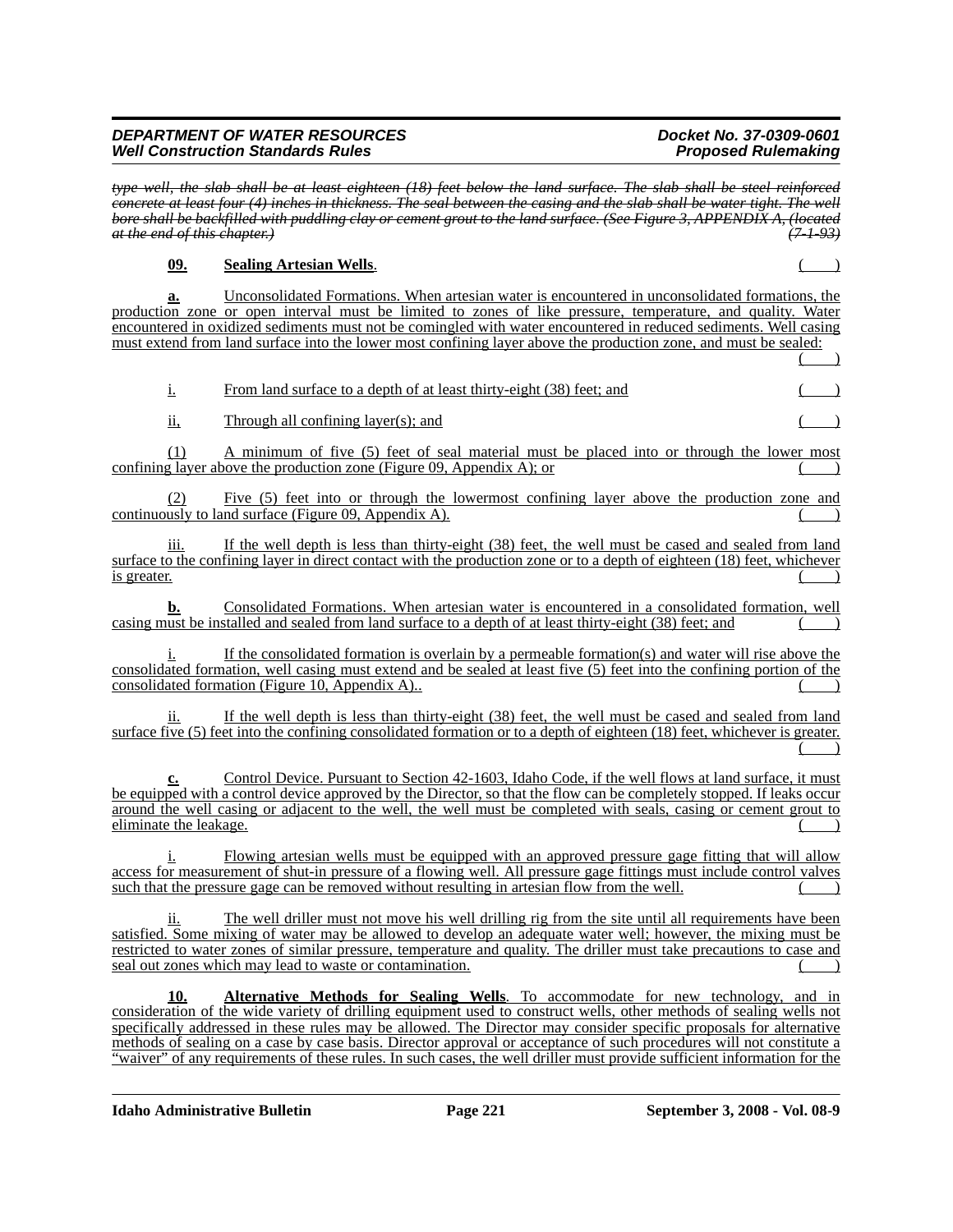~~*type well, the slab shall be at least eighteen (18) feet below the land surface. The slab shall be steel reinforced concrete at least four (4) inches in thickness. The seal between the casing and the slab shall be water tight. The well bore shall be backfilled with puddling clay or cement grout to the land surface. (See Figure 3, APPENDIX A, (located at the end of this chapter.)*~~ ~~*(7-1-93)*~~

**09. Sealing Artesian Wells**. ( )

**a.** Unconsolidated Formations. When artesian water is encountered in unconsolidated formations, the production zone or open interval must be limited to zones of like pressure, temperature, and quality. Water encountered in oxidized sediments must not be comingled with water encountered in reduced sediments. Well casing must extend from land surface into the lower most confining layer above the production zone, and must be sealed: ( )

i. From land surface to a depth of at least thirty-eight (38) feet; and ( )

ii, Through all confining layer(s); and ( )

(1) A minimum of five (5) feet of seal material must be placed into or through the lower most confining layer above the production zone (Figure 09, Appendix A); or ( )

(2) Five (5) feet into or through the lowermost confining layer above the production zone and continuously to land surface (Figure 09, Appendix A). ( )

iii. If the well depth is less than thirty-eight (38) feet, the well must be cased and sealed from land surface to the confining layer in direct contact with the production zone or to a depth of eighteen (18) feet, whichever is greater. ( )

**b.** Consolidated Formations. When artesian water is encountered in a consolidated formation, well casing must be installed and sealed from land surface to a depth of at least thirty-eight (38) feet; and ( )

i. If the consolidated formation is overlain by a permeable formation(s) and water will rise above the consolidated formation, well casing must extend and be sealed at least five (5) feet into the confining portion of the consolidated formation (Figure 10, Appendix A).. ( )

ii. If the well depth is less than thirty-eight (38) feet, the well must be cased and sealed from land surface five (5) feet into the confining consolidated formation or to a depth of eighteen (18) feet, whichever is greater. ( )

**c.** Control Device. Pursuant to Section 42-1603, Idaho Code, if the well flows at land surface, it must be equipped with a control device approved by the Director, so that the flow can be completely stopped. If leaks occur around the well casing or adjacent to the well, the well must be completed with seals, casing or cement grout to eliminate the leakage. ( )

i. Flowing artesian wells must be equipped with an approved pressure gage fitting that will allow access for measurement of shut-in pressure of a flowing well. All pressure gage fittings must include control valves such that the pressure gage can be removed without resulting in artesian flow from the well. ( )

ii. The well driller must not move his well drilling rig from the site until all requirements have been satisfied. Some mixing of water may be allowed to develop an adequate water well; however, the mixing must be restricted to water zones of similar pressure, temperature and quality. The driller must take precautions to case and seal out zones which may lead to waste or contamination. ( )

**10. Alternative Methods for Sealing Wells**. To accommodate for new technology, and in consideration of the wide variety of drilling equipment used to construct wells, other methods of sealing wells not specifically addressed in these rules may be allowed. The Director may consider specific proposals for alternative methods of sealing on a case by case basis. Director approval or acceptance of such procedures will not constitute a "waiver" of any requirements of these rules. In such cases, the well driller must provide sufficient information for the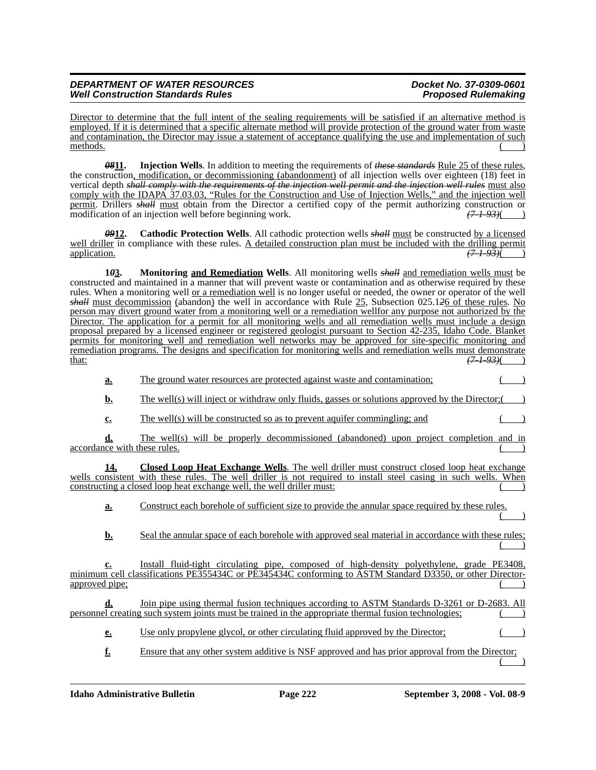Director to determine that the full intent of the sealing requirements will be satisfied if an alternative method is employed. If it is determined that a specific alternate method will provide protection of the ground water from waste and contamination, the Director may issue a statement of acceptance qualifying the use and implementation of such methods. ( )

~~08~~**11. Injection Wells**. In addition to meeting the requirements of ~~these standards~~ Rule 25 of these rules, the construction, modification, or decommissioning (abandonment) of all injection wells over eighteen (18) feet in vertical depth ~~shall comply with the requirements of the injection well permit and the injection well rules~~ must also comply with the IDAPA 37.03.03, "Rules for the Construction and Use of Injection Wells," and the injection well permit. Drillers ~~shall~~ must obtain from the Director a certified copy of the permit authorizing construction or modification of an injection well before beginning work. ~~(7-1-93)~~( )

~~09~~**12. Cathodic Protection Wells**. All cathodic protection wells ~~shall~~ must be constructed by a licensed well driller in compliance with these rules. A detailed construction plan must be included with the drilling permit application. ~~(7-1-93)~~( )

**1~~0~~3. Monitoring and Remediation Wells**. All monitoring wells ~~shall~~ and remediation wells must be constructed and maintained in a manner that will prevent waste or contamination and as otherwise required by these rules. When a monitoring well or a remediation well is no longer useful or needed, the owner or operator of the well ~~shall~~ must decommission (abandon) the well in accordance with Rule 25, Subsection 025.1~~2~~6 of these rules. No person may divert ground water from a monitoring well or a remediation wellfor any purpose not authorized by the Director. The application for a permit for all monitoring wells and all remediation wells must include a design proposal prepared by a licensed engineer or registered geologist pursuant to Section 42-235, Idaho Code. Blanket permits for monitoring well and remediation well networks may be approved for site-specific monitoring and remediation programs. The designs and specification for monitoring wells and remediation wells must demonstrate that: ~~(7-1-93)~~( )

**a.** The ground water resources are protected against waste and contamination; ( )

**b.** The well(s) will inject or withdraw only fluids, gasses or solutions approved by the Director;( )

**c.** The well(s) will be constructed so as to prevent aquifer commingling; and ( )

**d.** The well(s) will be properly decommissioned (abandoned) upon project completion and in accordance with these rules. ( )

**14. Closed Loop Heat Exchange Wells**. The well driller must construct closed loop heat exchange wells consistent with these rules. The well driller is not required to install steel casing in such wells. When constructing a closed loop heat exchange well, the well driller must: ( )

**a.** Construct each borehole of sufficient size to provide the annular space required by these rules. ( )

**b.** Seal the annular space of each borehole with approved seal material in accordance with these rules; ( )

**c.** Install fluid-tight circulating pipe, composed of high-density polyethylene, grade PE3408, minimum cell classifications PE355434C or PE345434C conforming to ASTM Standard D3350, or other Director-approved pipe; ( )

**d.** Join pipe using thermal fusion techniques according to ASTM Standards D-3261 or D-2683. All personnel creating such system joints must be trained in the appropriate thermal fusion technologies; ( )

**e.** Use only propylene glycol, or other circulating fluid approved by the Director; ( )

**f.** Ensure that any other system additive is NSF approved and has prior approval from the Director; ( )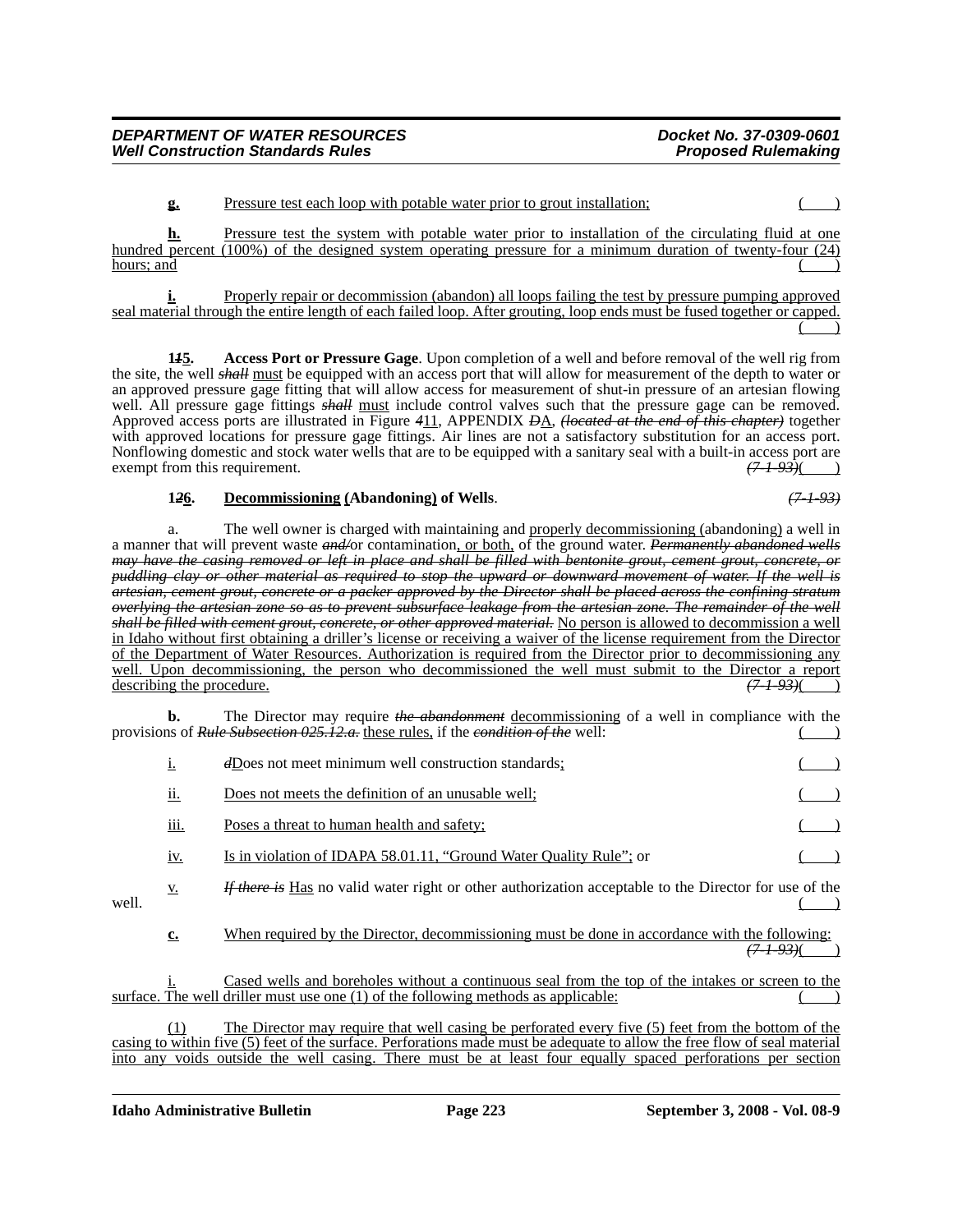**g.** Pressure test each loop with potable water prior to grout installation; ( )

**h.** Pressure test the system with potable water prior to installation of the circulating fluid at one hundred percent (100%) of the designed system operating pressure for a minimum duration of twenty-four (24) hours; and ( )

**i.** Properly repair or decommission (abandon) all loops failing the test by pressure pumping approved seal material through the entire length of each failed loop. After grouting, loop ends must be fused together or capped. ( )

**115. Access Port or Pressure Gage**. Upon completion of a well and before removal of the well rig from the site, the well ~~*shall*~~ must be equipped with an access port that will allow for measurement of the depth to water or an approved pressure gage fitting that will allow access for measurement of shut-in pressure of an artesian flowing well. All pressure gage fittings ~~*shall*~~ must include control valves such that the pressure gage can be removed. Approved access ports are illustrated in Figure ~~*4*~~11, APPENDIX ~~*D*~~A, ~~*(located at the end of this chapter)*~~ together with approved locations for pressure gage fittings. Air lines are not a satisfactory substitution for an access port. Nonflowing domestic and stock water wells that are to be equipped with a sanitary seal with a built-in access port are exempt from this requirement. ~~*(7-1-93)*~~( )

**126. Decommissioning (Abandoning) of Wells**. ~~*(7-1-93)*~~

a. The well owner is charged with maintaining and properly decommissioning (abandoning) a well in a manner that will prevent waste ~~*and/*~~or contamination, or both, of the ground water. ~~*Permanently abandoned wells may have the casing removed or left in place and shall be filled with bentonite grout, cement grout, concrete, or puddling clay or other material as required to stop the upward or downward movement of water. If the well is artesian, cement grout, concrete or a packer approved by the Director shall be placed across the confining stratum overlying the artesian zone so as to prevent subsurface leakage from the artesian zone. The remainder of the well shall be filled with cement grout, concrete, or other approved material.*~~ No person is allowed to decommission a well in Idaho without first obtaining a driller's license or receiving a waiver of the license requirement from the Director of the Department of Water Resources. Authorization is required from the Director prior to decommissioning any well. Upon decommissioning, the person who decommissioned the well must submit to the Director a report describing the procedure. ~~*(7-1-93)*~~( )

**b.** The Director may require ~~*the abandonment*~~ decommissioning of a well in compliance with the provisions of ~~*Rule Subsection 025.12.a.*~~ these rules, if the ~~*condition of the*~~ well: ( )

i. ~~*d*~~Does not meet minimum well construction standards; ( )

ii. Does not meets the definition of an unusable well; ( )

iii. Poses a threat to human health and safety; ( )

iv. Is in violation of IDAPA 58.01.11, "Ground Water Quality Rule"; or ( )

v. ~~*If there is*~~ Has no valid water right or other authorization acceptable to the Director for use of the well. ( )

**c.** When required by the Director, decommissioning must be done in accordance with the following: ~~*(7-1-93)*~~( )

i. Cased wells and boreholes without a continuous seal from the top of the intakes or screen to the surface. The well driller must use one (1) of the following methods as applicable: ( )

(1) The Director may require that well casing be perforated every five (5) feet from the bottom of the casing to within five (5) feet of the surface. Perforations made must be adequate to allow the free flow of seal material into any voids outside the well casing. There must be at least four equally spaced perforations per section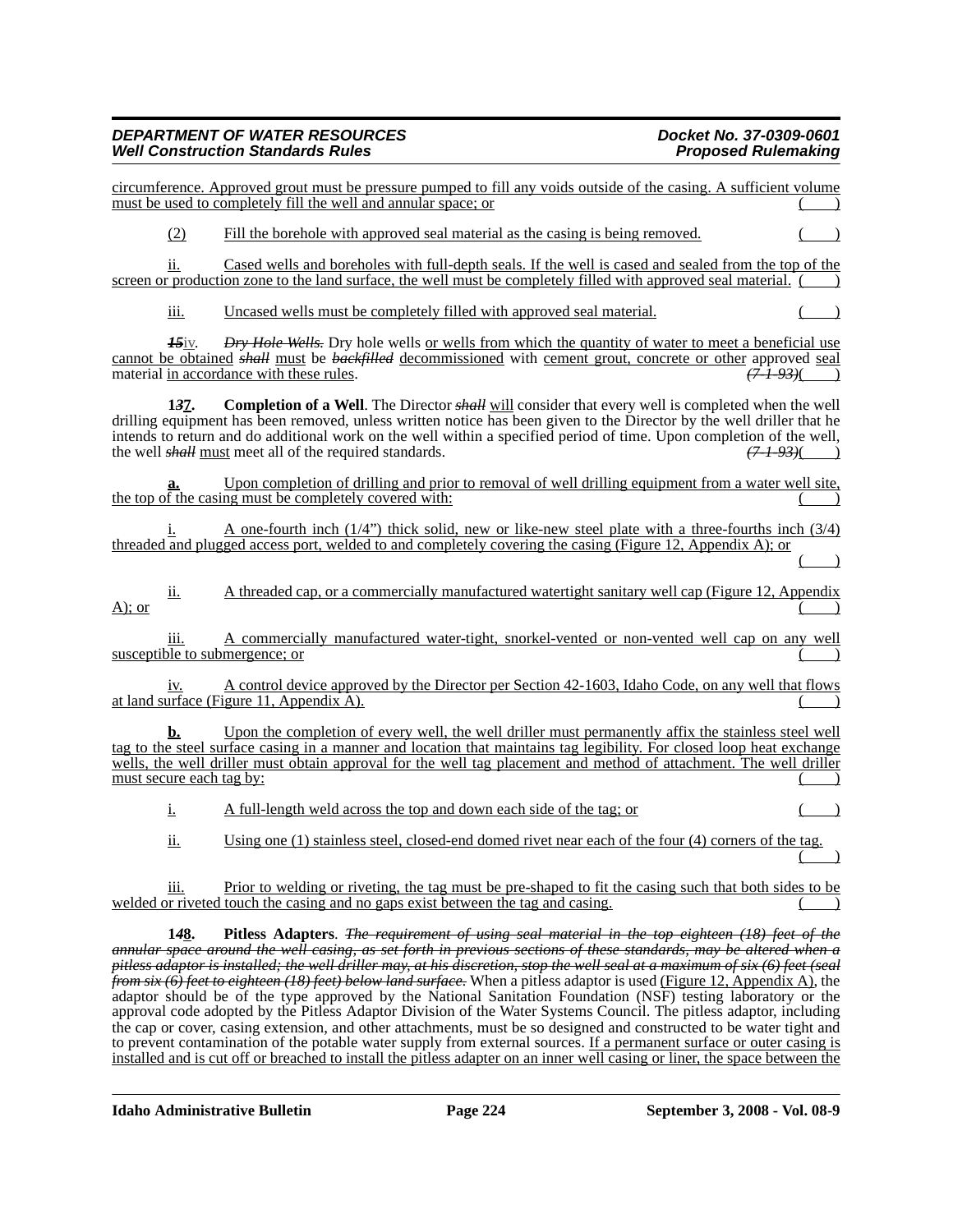circumference. Approved grout must be pressure pumped to fill any voids outside of the casing. A sufficient volume must be used to completely fill the well and annular space; or ( )

(2) Fill the borehole with approved seal material as the casing is being removed. ( )

ii. Cased wells and boreholes with full-depth seals. If the well is cased and sealed from the top of the screen or production zone to the land surface, the well must be completely filled with approved seal material. ( )

iii. Uncased wells must be completely filled with approved seal material. ( )

~~*15*~~iv. ~~*Dry Hole Wells.*~~ Dry hole wells or wells from which the quantity of water to meet a beneficial use cannot be obtained ~~*shall*~~ must be ~~*backfilled*~~ decommissioned with cement grout, concrete or other approved seal material in accordance with these rules. ~~*(7-1-93)*~~( )

**1~~*3*~~7. Completion of a Well**. The Director ~~*shall*~~ will consider that every well is completed when the well drilling equipment has been removed, unless written notice has been given to the Director by the well driller that he intends to return and do additional work on the well within a specified period of time. Upon completion of the well, the well ~~*shall*~~ must meet all of the required standards. ~~*(7-1-93)*~~( )

**a.** Upon completion of drilling and prior to removal of well drilling equipment from a water well site, the top of the casing must be completely covered with: ( )

i. A one-fourth inch (1/4") thick solid, new or like-new steel plate with a three-fourths inch (3/4) threaded and plugged access port, welded to and completely covering the casing (Figure 12, Appendix A); or ( )

ii. A threaded cap, or a commercially manufactured watertight sanitary well cap (Figure 12, Appendix A); or ( )

iii. A commercially manufactured water-tight, snorkel-vented or non-vented well cap on any well susceptible to submergence; or ( )

iv. A control device approved by the Director per Section 42-1603, Idaho Code, on any well that flows at land surface (Figure 11, Appendix A). ( )

**b.** Upon the completion of every well, the well driller must permanently affix the stainless steel well tag to the steel surface casing in a manner and location that maintains tag legibility. For closed loop heat exchange wells, the well driller must obtain approval for the well tag placement and method of attachment. The well driller must secure each tag by: ( )

i. A full-length weld across the top and down each side of the tag; or ( )

ii. Using one (1) stainless steel, closed-end domed rivet near each of the four (4) corners of the tag. ( )

iii. Prior to welding or riveting, the tag must be pre-shaped to fit the casing such that both sides to be welded or riveted touch the casing and no gaps exist between the tag and casing. ( )

**1~~*4*~~8. Pitless Adapters**. ~~*The requirement of using seal material in the top eighteen (18) feet of the annular space around the well casing, as set forth in previous sections of these standards, may be altered when a pitless adaptor is installed; the well driller may, at his discretion, stop the well seal at a maximum of six (6) feet (seal from six (6) feet to eighteen (18) feet) below land surface.*~~ When a pitless adaptor is used (Figure 12, Appendix A), the adaptor should be of the type approved by the National Sanitation Foundation (NSF) testing laboratory or the approval code adopted by the Pitless Adaptor Division of the Water Systems Council. The pitless adaptor, including the cap or cover, casing extension, and other attachments, must be so designed and constructed to be water tight and to prevent contamination of the potable water supply from external sources. If a permanent surface or outer casing is installed and is cut off or breached to install the pitless adapter on an inner well casing or liner, the space between the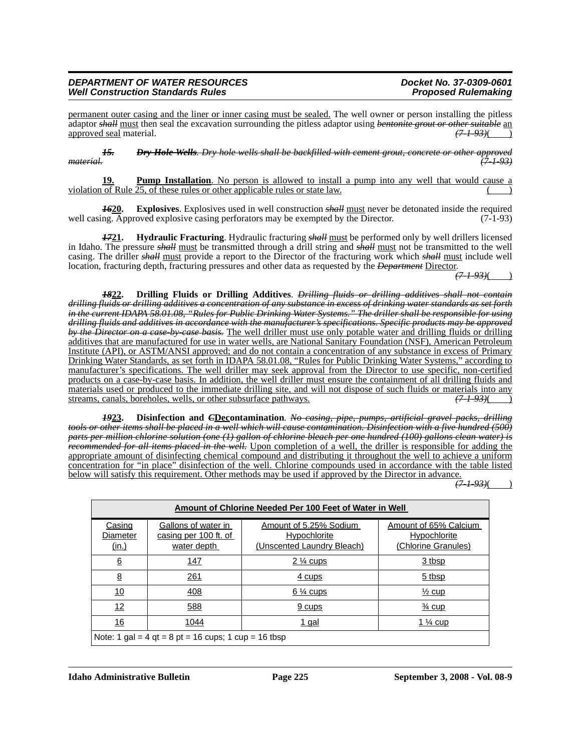permanent outer casing and the liner or inner casing must be sealed. The well owner or person installing the pitless adaptor ~~shall~~ must then seal the excavation surrounding the pitless adaptor using ~~bentonite grout or other suitable~~ an approved seal material. ~~(7-1-93)~~( )

~~**15. Dry Hole Wells**. Dry hole wells shall be backfilled with cement grout, concrete or other approved material.~~ ~~(7-1-93)~~

**19. Pump Installation**. No person is allowed to install a pump into any well that would cause a violation of Rule 25, of these rules or other applicable rules or state law. ( )

**~~16~~20. Explosives**. Explosives used in well construction ~~shall~~ must never be detonated inside the required well casing. Approved explosive casing perforators may be exempted by the Director. (7-1-93)

**~~17~~21. Hydraulic Fracturing**. Hydraulic fracturing ~~shall~~ must be performed only by well drillers licensed in Idaho. The pressure ~~shall~~ must be transmitted through a drill string and ~~shall~~ must not be transmitted to the well casing. The driller ~~shall~~ must provide a report to the Director of the fracturing work which ~~shall~~ must include well location, fracturing depth, fracturing pressures and other data as requested by the ~~Department~~ Director. ~~(7-1-93)~~( )

**~~18~~22. Drilling Fluids or Drilling Additives**. ~~Drilling fluids or drilling additives shall not contain drilling fluids or drilling additives a concentration of any substance in excess of drinking water standards as set forth in the current IDAPA 58.01.08, "Rules for Public Drinking Water Systems." The driller shall be responsible for using drilling fluids and additives in accordance with the manufacturer's specifications. Specific products may be approved by the Director on a case-by-case basis.~~ The well driller must use only potable water and drilling fluids or drilling additives that are manufactured for use in water wells, are National Sanitary Foundation (NSF), American Petroleum Institute (API), or ASTM/ANSI approved; and do not contain a concentration of any substance in excess of Primary Drinking Water Standards, as set forth in IDAPA 58.01.08, "Rules for Public Drinking Water Systems," according to manufacturer's specifications. The well driller may seek approval from the Director to use specific, non-certified products on a case-by-case basis. In addition, the well driller must ensure the containment of all drilling fluids and materials used or produced to the immediate drilling site, and will not dispose of such fluids or materials into any streams, canals, boreholes, wells, or other subsurface pathways. ~~(7-1-93)~~( )

**~~19~~23. Disinfection and ~~C~~Decontamination**. ~~No casing, pipe, pumps, artificial gravel packs, drilling tools or other items shall be placed in a well which will cause contamination. Disinfection with a five hundred (500) parts per million chlorine solution (one (1) gallon of chlorine bleach per one hundred (100) gallons clean water) is recommended for all items placed in the well.~~ Upon completion of a well, the driller is responsible for adding the appropriate amount of disinfecting chemical compound and distributing it throughout the well to achieve a uniform concentration for "in place" disinfection of the well. Chlorine compounds used in accordance with the table listed below will satisfy this requirement. Other methods may be used if approved by the Director in advance. ~~(7-1-93)~~( )

| Amount of Chlorine Needed Per 100 Feet of Water in Well | | | |
|---|---|---|---|
| Casing Diameter (in.) | Gallons of water in casing per 100 ft. of water depth | Amount of 5.25% Sodium Hypochlorite (Unscented Laundry Bleach) | Amount of 65% Calcium Hypochlorite (Chlorine Granules) |
| 6 | 147 | 2 ¼ cups | 3 tbsp |
| 8 | 261 | 4 cups | 5 tbsp |
| 10 | 408 | 6 ¼ cups | ½ cup |
| 12 | 588 | 9 cups | ¾ cup |
| 16 | 1044 | 1 gal | 1 ¼ cup |
| Note: 1 gal = 4 qt = 8 pt = 16 cups; 1 cup = 16 tbsp | | | |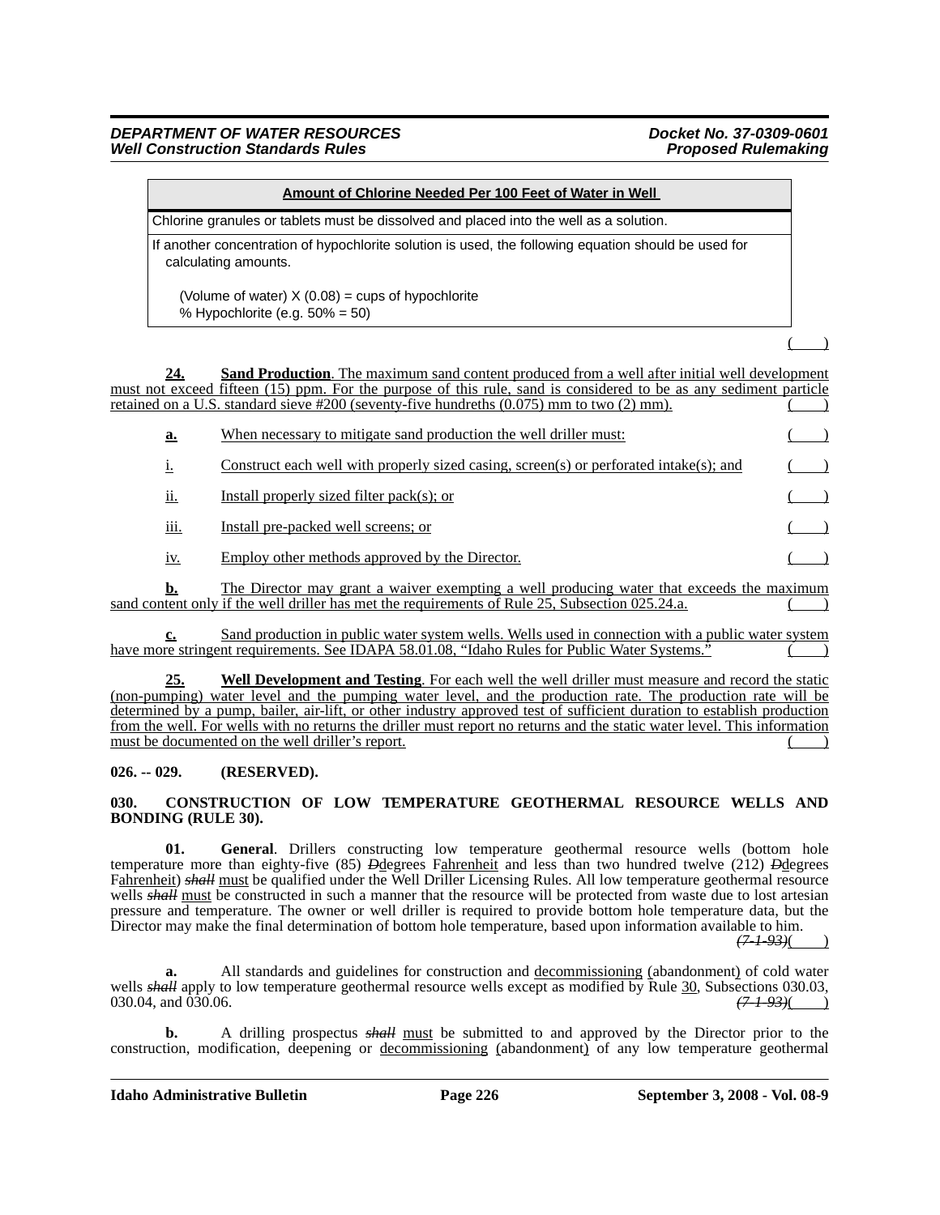| Amount of Chlorine Needed Per 100 Feet of Water in Well |
|---|
| Chlorine granules or tablets must be dissolved and placed into the well as a solution. |
| If another concentration of hypochlorite solution is used, the following equation should be used for calculating amounts.<br><br>(Volume of water) X (0.08) = cups of hypochlorite<br>% Hypochlorite (e.g. 50% = 50) |

( )

**24. Sand Production**. The maximum sand content produced from a well after initial well development must not exceed fifteen (15) ppm. For the purpose of this rule, sand is considered to be as any sediment particle retained on a U.S. standard sieve #200 (seventy-five hundreths (0.075) mm to two (2) mm). ( )

**a.** When necessary to mitigate sand production the well driller must: ( )

i. Construct each well with properly sized casing, screen(s) or perforated intake(s); and ( )

ii. Install properly sized filter pack(s); or ( )

iii. Install pre-packed well screens; or ( )

iv. Employ other methods approved by the Director. ( )

**b.** The Director may grant a waiver exempting a well producing water that exceeds the maximum sand content only if the well driller has met the requirements of Rule 25, Subsection 025.24.a. ( )

**c.** Sand production in public water system wells. Wells used in connection with a public water system have more stringent requirements. See IDAPA 58.01.08, "Idaho Rules for Public Water Systems." ( )

**25. Well Development and Testing**. For each well the well driller must measure and record the static (non-pumping) water level and the pumping water level, and the production rate. The production rate will be determined by a pump, bailer, air-lift, or other industry approved test of sufficient duration to establish production from the well. For wells with no returns the driller must report no returns and the static water level. This information must be documented on the well driller's report. ( )

**026. -- 029. (RESERVED).**

**030. CONSTRUCTION OF LOW TEMPERATURE GEOTHERMAL RESOURCE WELLS AND BONDING (RULE 30).**

**01. General**. Drillers constructing low temperature geothermal resource wells (bottom hole temperature more than eighty-five (85) ~~D~~degrees F~~ahrenheit~~ and less than two hundred twelve (212) ~~D~~degrees F~~ahrenheit~~) ~~*shall*~~ must be qualified under the Well Driller Licensing Rules. All low temperature geothermal resource wells ~~*shall*~~ must be constructed in such a manner that the resource will be protected from waste due to lost artesian pressure and temperature. The owner or well driller is required to provide bottom hole temperature data, but the Director may make the final determination of bottom hole temperature, based upon information available to him. ~~*(7-1-93)*~~( )

**a.** All standards and guidelines for construction and decommissioning (abandonment) of cold water wells ~~*shall*~~ apply to low temperature geothermal resource wells except as modified by Rule 30, Subsections 030.03, 030.04, and 030.06. ~~*(7-1-93)*~~( )

**b.** A drilling prospectus ~~*shall*~~ must be submitted to and approved by the Director prior to the construction, modification, deepening or decommissioning (abandonment) of any low temperature geothermal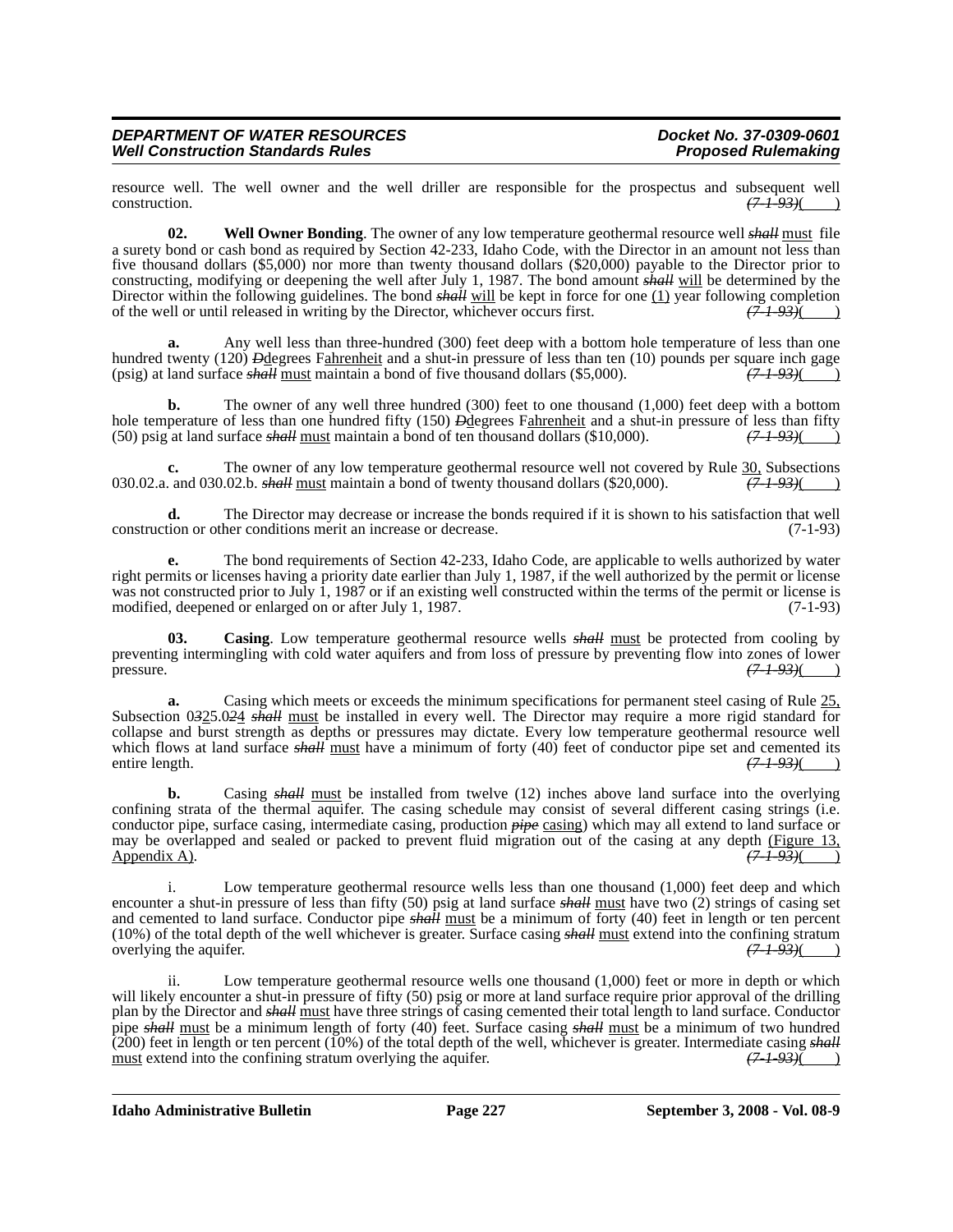resource well. The well owner and the well driller are responsible for the prospectus and subsequent well construction. ~~(7-1-93)~~( )

**02. Well Owner Bonding**. The owner of any low temperature geothermal resource well ~~*shall*~~ must file a surety bond or cash bond as required by Section 42-233, Idaho Code, with the Director in an amount not less than five thousand dollars ($5,000) nor more than twenty thousand dollars ($20,000) payable to the Director prior to constructing, modifying or deepening the well after July 1, 1987. The bond amount ~~*shall*~~ will be determined by the Director within the following guidelines. The bond ~~*shall*~~ will be kept in force for one (1) year following completion of the well or until released in writing by the Director, whichever occurs first. ~~(7-1-93)~~( )

**a.** Any well less than three-hundred (300) feet deep with a bottom hole temperature of less than one hundred twenty (120) ~~*D*~~degrees F~~*ahrenheit*~~ and a shut-in pressure of less than ten (10) pounds per square inch gage (psig) at land surface ~~*shall*~~ must maintain a bond of five thousand dollars ($5,000). ~~(7-1-93)~~( )

**b.** The owner of any well three hundred (300) feet to one thousand (1,000) feet deep with a bottom hole temperature of less than one hundred fifty (150) ~~*D*~~degrees F~~*ahrenheit*~~ and a shut-in pressure of less than fifty (50) psig at land surface ~~*shall*~~ must maintain a bond of ten thousand dollars ($10,000). ~~(7-1-93)~~( )

**c.** The owner of any low temperature geothermal resource well not covered by Rule 30, Subsections 030.02.a. and 030.02.b. ~~*shall*~~ must maintain a bond of twenty thousand dollars ($20,000). ~~(7-1-93)~~( )

**d.** The Director may decrease or increase the bonds required if it is shown to his satisfaction that well construction or other conditions merit an increase or decrease. (7-1-93)

**e.** The bond requirements of Section 42-233, Idaho Code, are applicable to wells authorized by water right permits or licenses having a priority date earlier than July 1, 1987, if the well authorized by the permit or license was not constructed prior to July 1, 1987 or if an existing well constructed within the terms of the permit or license is modified, deepened or enlarged on or after July 1, 1987. (7-1-93)

**03. Casing**. Low temperature geothermal resource wells ~~*shall*~~ must be protected from cooling by preventing intermingling with cold water aquifers and from loss of pressure by preventing flow into zones of lower pressure. ~~(7-1-93)~~( )

**a.** Casing which meets or exceeds the minimum specifications for permanent steel casing of Rule 25, Subsection 0~~*3*~~25.0~~*2*~~4 ~~*shall*~~ must be installed in every well. The Director may require a more rigid standard for collapse and burst strength as depths or pressures may dictate. Every low temperature geothermal resource well which flows at land surface ~~*shall*~~ must have a minimum of forty (40) feet of conductor pipe set and cemented its entire length. ~~(7-1-93)~~( )

**b.** Casing ~~*shall*~~ must be installed from twelve (12) inches above land surface into the overlying confining strata of the thermal aquifer. The casing schedule may consist of several different casing strings (i.e. conductor pipe, surface casing, intermediate casing, production ~~*pipe*~~ casing) which may all extend to land surface or may be overlapped and sealed or packed to prevent fluid migration out of the casing at any depth (Figure 13, Appendix A). ~~(7-1-93)~~( )

i. Low temperature geothermal resource wells less than one thousand (1,000) feet deep and which encounter a shut-in pressure of less than fifty (50) psig at land surface ~~*shall*~~ must have two (2) strings of casing set and cemented to land surface. Conductor pipe ~~*shall*~~ must be a minimum of forty (40) feet in length or ten percent (10%) of the total depth of the well whichever is greater. Surface casing ~~*shall*~~ must extend into the confining stratum overlying the aquifer. ~~(7-1-93)~~( )

ii. Low temperature geothermal resource wells one thousand (1,000) feet or more in depth or which will likely encounter a shut-in pressure of fifty (50) psig or more at land surface require prior approval of the drilling plan by the Director and ~~*shall*~~ must have three strings of casing cemented their total length to land surface. Conductor pipe ~~*shall*~~ must be a minimum length of forty (40) feet. Surface casing ~~*shall*~~ must be a minimum of two hundred (200) feet in length or ten percent (10%) of the total depth of the well, whichever is greater. Intermediate casing ~~*shall*~~ must extend into the confining stratum overlying the aquifer. ~~(7-1-93)~~( )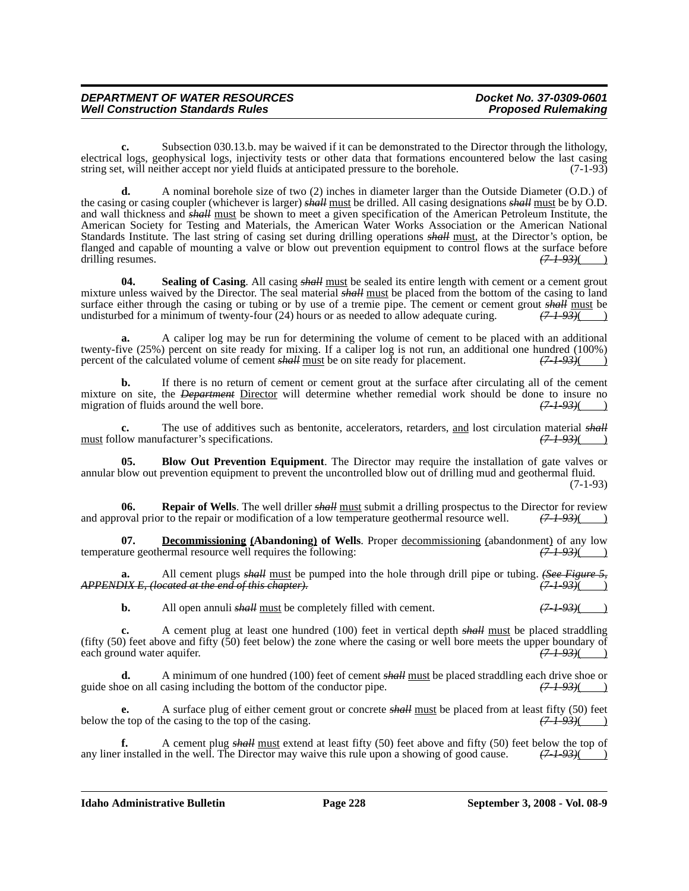**c.** Subsection 030.13.b. may be waived if it can be demonstrated to the Director through the lithology, electrical logs, geophysical logs, injectivity tests or other data that formations encountered below the last casing string set, will neither accept nor yield fluids at anticipated pressure to the borehole. (7-1-93)

**d.** A nominal borehole size of two (2) inches in diameter larger than the Outside Diameter (O.D.) of the casing or casing coupler (whichever is larger) ~~*shall*~~ must be drilled. All casing designations ~~*shall*~~ must be by O.D. and wall thickness and ~~*shall*~~ must be shown to meet a given specification of the American Petroleum Institute, the American Society for Testing and Materials, the American Water Works Association or the American National Standards Institute. The last string of casing set during drilling operations ~~*shall*~~ must, at the Director's option, be flanged and capable of mounting a valve or blow out prevention equipment to control flows at the surface before drilling resumes. ~~*(7-1-93)*~~(____)

**04. Sealing of Casing**. All casing ~~*shall*~~ must be sealed its entire length with cement or a cement grout mixture unless waived by the Director. The seal material ~~*shall*~~ must be placed from the bottom of the casing to land surface either through the casing or tubing or by use of a tremie pipe. The cement or cement grout ~~*shall*~~ must be undisturbed for a minimum of twenty-four (24) hours or as needed to allow adequate curing. ~~*(7-1-93)*~~(____)

**a.** A caliper log may be run for determining the volume of cement to be placed with an additional twenty-five (25%) percent on site ready for mixing. If a caliper log is not run, an additional one hundred (100%) percent of the calculated volume of cement ~~*shall*~~ must be on site ready for placement. ~~*(7-1-93)*~~(____)

**b.** If there is no return of cement or cement grout at the surface after circulating all of the cement mixture on site, the ~~*Department*~~ Director will determine whether remedial work should be done to insure no migration of fluids around the well bore. ~~*(7-1-93)*~~(____)

**c.** The use of additives such as bentonite, accelerators, retarders, and lost circulation material ~~*shall*~~ must follow manufacturer's specifications. ~~*(7-1-93)*~~(____)

**05. Blow Out Prevention Equipment**. The Director may require the installation of gate valves or annular blow out prevention equipment to prevent the uncontrolled blow out of drilling mud and geothermal fluid. (7-1-93)

**06. Repair of Wells**. The well driller ~~*shall*~~ must submit a drilling prospectus to the Director for review and approval prior to the repair or modification of a low temperature geothermal resource well. ~~*(7-1-93)*~~(____)

**07. Decommissioning (Abandoning) of Wells**. Proper decommissioning (abandonment) of any low temperature geothermal resource well requires the following: ~~*(7-1-93)*~~(____)

**a.** All cement plugs ~~*shall*~~ must be pumped into the hole through drill pipe or tubing. ~~*(See Figure 5, APPENDIX E, (located at the end of this chapter).*~~ ~~*(7-1-93)*~~(____)

**b.** All open annuli ~~*shall*~~ must be completely filled with cement. ~~*(7-1-93)*~~(____)

**c.** A cement plug at least one hundred (100) feet in vertical depth ~~*shall*~~ must be placed straddling (fifty (50) feet above and fifty (50) feet below) the zone where the casing or well bore meets the upper boundary of each ground water aquifer. ~~*(7-1-93)*~~(____)

**d.** A minimum of one hundred (100) feet of cement ~~*shall*~~ must be placed straddling each drive shoe or guide shoe on all casing including the bottom of the conductor pipe. ~~*(7-1-93)*~~(____)

**e.** A surface plug of either cement grout or concrete ~~*shall*~~ must be placed from at least fifty (50) feet below the top of the casing to the top of the casing. ~~*(7-1-93)*~~(____)

**f.** A cement plug ~~*shall*~~ must extend at least fifty (50) feet above and fifty (50) feet below the top of any liner installed in the well. The Director may waive this rule upon a showing of good cause. ~~*(7-1-93)*~~(____)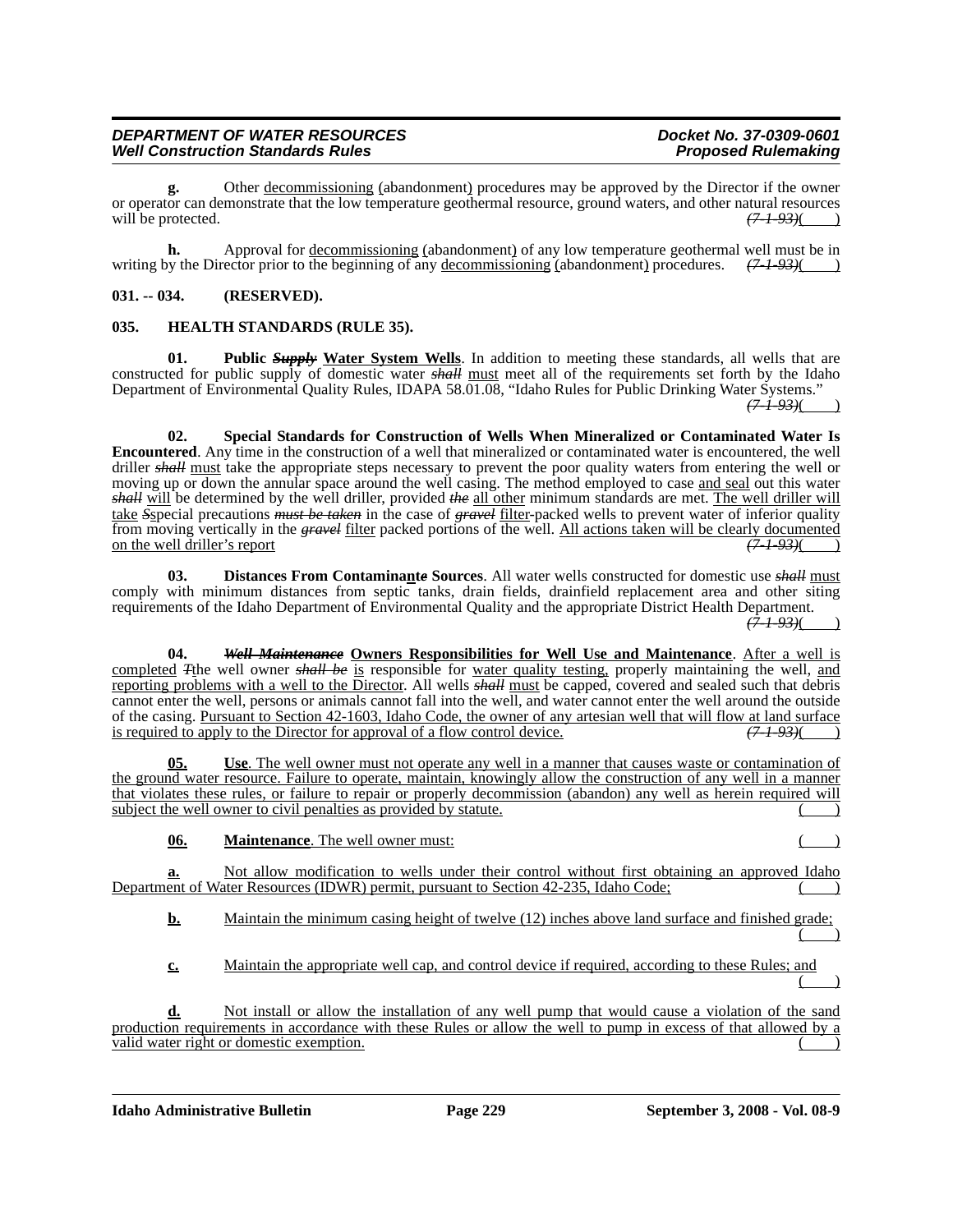**g.** Other decommissioning (abandonment) procedures may be approved by the Director if the owner or operator can demonstrate that the low temperature geothermal resource, ground waters, and other natural resources will be protected. ~~(7-1-93)~~( )

**h.** Approval for decommissioning (abandonment) of any low temperature geothermal well must be in writing by the Director prior to the beginning of any decommissioning (abandonment) procedures. ~~(7-1-93)~~( )

**031. -- 034. (RESERVED).**

**035. HEALTH STANDARDS (RULE 35).**

**01. Public ~~*Supply*~~ Water System Wells**. In addition to meeting these standards, all wells that are constructed for public supply of domestic water ~~*shall*~~ must meet all of the requirements set forth by the Idaho Department of Environmental Quality Rules, IDAPA 58.01.08, "Idaho Rules for Public Drinking Water Systems." ~~(7-1-93)~~( )

**02. Special Standards for Construction of Wells When Mineralized or Contaminated Water Is Encountered**. Any time in the construction of a well that mineralized or contaminated water is encountered, the well driller ~~*shall*~~ must take the appropriate steps necessary to prevent the poor quality waters from entering the well or moving up or down the annular space around the well casing. The method employed to case and seal out this water ~~*shall*~~ will be determined by the well driller, provided ~~*the*~~ all other minimum standards are met. The well driller will take ~~*S*~~special precautions ~~*must be taken*~~ in the case of ~~*gravel*~~ filter-packed wells to prevent water of inferior quality from moving vertically in the ~~*gravel*~~ filter packed portions of the well. All actions taken will be clearly documented on the well driller's report ~~(7-1-93)~~( )

**03. Distances From Contaminan**t~~*e*~~ **Sources**. All water wells constructed for domestic use ~~*shall*~~ must comply with minimum distances from septic tanks, drain fields, drainfield replacement area and other siting requirements of the Idaho Department of Environmental Quality and the appropriate District Health Department. ~~(7-1-93)~~( )

**04. ~~*Well Maintenance*~~ Owners Responsibilities for Well Use and Maintenance**. After a well is completed ~~*T*~~the well owner ~~*shall be*~~ is responsible for water quality testing, properly maintaining the well, and reporting problems with a well to the Director. All wells ~~*shall*~~ must be capped, covered and sealed such that debris cannot enter the well, persons or animals cannot fall into the well, and water cannot enter the well around the outside of the casing. Pursuant to Section 42-1603, Idaho Code, the owner of any artesian well that will flow at land surface is required to apply to the Director for approval of a flow control device. ~~(7-1-93)~~( )

**05. Use**. The well owner must not operate any well in a manner that causes waste or contamination of the ground water resource. Failure to operate, maintain, knowingly allow the construction of any well in a manner that violates these rules, or failure to repair or properly decommission (abandon) any well as herein required will subject the well owner to civil penalties as provided by statute. ( )

**06. Maintenance**. The well owner must: ( )

**a.** Not allow modification to wells under their control without first obtaining an approved Idaho Department of Water Resources (IDWR) permit, pursuant to Section 42-235, Idaho Code; ( )

**b.** Maintain the minimum casing height of twelve (12) inches above land surface and finished grade; ( )

**c.** Maintain the appropriate well cap, and control device if required, according to these Rules; and ( )

**d.** Not install or allow the installation of any well pump that would cause a violation of the sand production requirements in accordance with these Rules or allow the well to pump in excess of that allowed by a valid water right or domestic exemption. ( )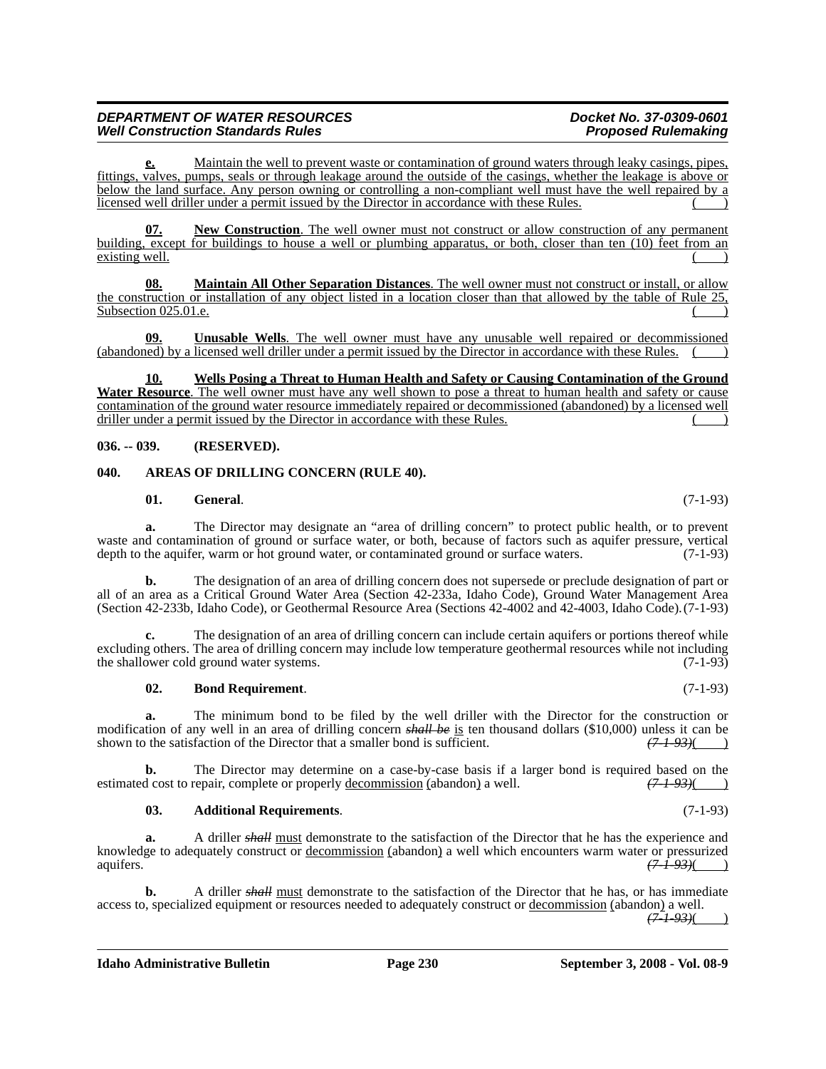**e.** Maintain the well to prevent waste or contamination of ground waters through leaky casings, pipes, fittings, valves, pumps, seals or through leakage around the outside of the casings, whether the leakage is above or below the land surface. Any person owning or controlling a non-compliant well must have the well repaired by a licensed well driller under a permit issued by the Director in accordance with these Rules. ( )

**07. New Construction**. The well owner must not construct or allow construction of any permanent building, except for buildings to house a well or plumbing apparatus, or both, closer than ten (10) feet from an existing well. ( )

**08. Maintain All Other Separation Distances**. The well owner must not construct or install, or allow the construction or installation of any object listed in a location closer than that allowed by the table of Rule 25, Subsection 025.01.e. ( )

**09. Unusable Wells**. The well owner must have any unusable well repaired or decommissioned (abandoned) by a licensed well driller under a permit issued by the Director in accordance with these Rules. ( )

**10. Wells Posing a Threat to Human Health and Safety or Causing Contamination of the Ground Water Resource**. The well owner must have any well shown to pose a threat to human health and safety or cause contamination of the ground water resource immediately repaired or decommissioned (abandoned) by a licensed well driller under a permit issued by the Director in accordance with these Rules. ( )

**036. -- 039. (RESERVED).**

**040. AREAS OF DRILLING CONCERN (RULE 40).**

**01. General**. (7-1-93)

**a.** The Director may designate an "area of drilling concern" to protect public health, or to prevent waste and contamination of ground or surface water, or both, because of factors such as aquifer pressure, vertical depth to the aquifer, warm or hot ground water, or contaminated ground or surface waters. (7-1-93)

**b.** The designation of an area of drilling concern does not supersede or preclude designation of part or all of an area as a Critical Ground Water Area (Section 42-233a, Idaho Code), Ground Water Management Area (Section 42-233b, Idaho Code), or Geothermal Resource Area (Sections 42-4002 and 42-4003, Idaho Code). (7-1-93)

**c.** The designation of an area of drilling concern can include certain aquifers or portions thereof while excluding others. The area of drilling concern may include low temperature geothermal resources while not including the shallower cold ground water systems. (7-1-93)

**02. Bond Requirement**. (7-1-93)

**a.** The minimum bond to be filed by the well driller with the Director for the construction or modification of any well in an area of drilling concern ~~shall be~~ is ten thousand dollars ($10,000) unless it can be shown to the satisfaction of the Director that a smaller bond is sufficient. ~~(7-1-93)~~( )

**b.** The Director may determine on a case-by-case basis if a larger bond is required based on the estimated cost to repair, complete or properly decommission (abandon) a well. ~~(7-1-93)~~( )

**03. Additional Requirements**. (7-1-93)

**a.** A driller ~~shall~~ must demonstrate to the satisfaction of the Director that he has the experience and knowledge to adequately construct or decommission (abandon) a well which encounters warm water or pressurized aquifers. ~~(7-1-93)~~( )

**b.** A driller ~~shall~~ must demonstrate to the satisfaction of the Director that he has, or has immediate access to, specialized equipment or resources needed to adequately construct or decommission (abandon) a well. ~~(7-1-93)~~( )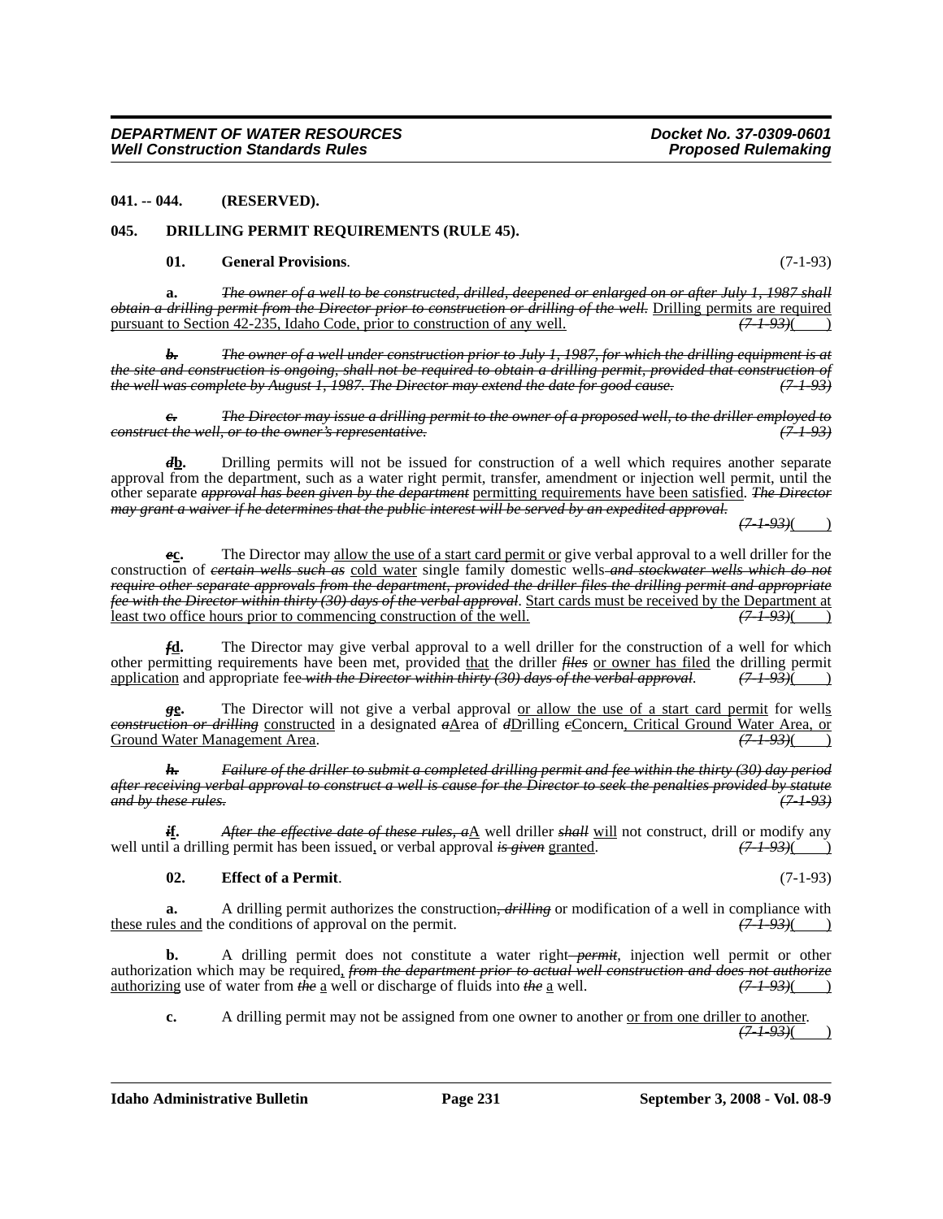**041. -- 044. (RESERVED).**

**045. DRILLING PERMIT REQUIREMENTS (RULE 45).**

**01. General Provisions**. (7-1-93)

**a.** ~~*The owner of a well to be constructed, drilled, deepened or enlarged on or after July 1, 1987 shall obtain a drilling permit from the Director prior to construction or drilling of the well.*~~ Drilling permits are required pursuant to Section 42-235, Idaho Code, prior to construction of any well. ~~*(7-1-93)*~~( )

~~***b.***~~ ~~*The owner of a well under construction prior to July 1, 1987, for which the drilling equipment is at the site and construction is ongoing, shall not be required to obtain a drilling permit, provided that construction of the well was complete by August 1, 1987. The Director may extend the date for good cause.*~~ ~~*(7-1-93)*~~

~~***c.***~~ ~~*The Director may issue a drilling permit to the owner of a proposed well, to the driller employed to construct the well, or to the owner's representative.*~~ ~~*(7-1-93)*~~

~~***d***~~**b.** Drilling permits will not be issued for construction of a well which requires another separate approval from the department, such as a water right permit, transfer, amendment or injection well permit, until the other separate ~~*approval has been given by the department*~~ permitting requirements have been satisfied. ~~*The Director may grant a waiver if he determines that the public interest will be served by an expedited approval.*~~ ~~*(7-1-93)*~~( )

~~***e***~~**c.** The Director may allow the use of a start card permit or give verbal approval to a well driller for the construction of ~~*certain wells such as*~~ cold water single family domestic wells ~~*and stockwater wells which do not require other separate approvals from the department, provided the driller files the drilling permit and appropriate fee with the Director within thirty (30) days of the verbal approval*~~. Start cards must be received by the Department at least two office hours prior to commencing construction of the well. ~~*(7-1-93)*~~( )

~~***f***~~**d.** The Director may give verbal approval to a well driller for the construction of a well for which other permitting requirements have been met, provided that the driller ~~*files*~~ or owner has filed the drilling permit application and appropriate fee ~~*with the Director within thirty (30) days of the verbal approval*~~. ~~*(7-1-93)*~~( )

~~***g***~~**e.** The Director will not give a verbal approval or allow the use of a start card permit for wells ~~*construction or drilling*~~ constructed in a designated ~~*a*~~Area of ~~*d*~~Drilling ~~*c*~~Concern, Critical Ground Water Area, or Ground Water Management Area. ~~*(7-1-93)*~~( )

~~***h.***~~ ~~*Failure of the driller to submit a completed drilling permit and fee within the thirty (30) day period after receiving verbal approval to construct a well is cause for the Director to seek the penalties provided by statute and by these rules.*~~ ~~*(7-1-93)*~~

~~***i***~~**f.** ~~*After the effective date of these rules, a*~~A well driller ~~*shall*~~ will not construct, drill or modify any well until a drilling permit has been issued, or verbal approval ~~*is given*~~ granted. ~~*(7-1-93)*~~( )

**02. Effect of a Permit**. (7-1-93)

**a.** A drilling permit authorizes the construction~~*, drilling*~~ or modification of a well in compliance with these rules and the conditions of approval on the permit. ~~*(7-1-93)*~~( )

**b.** A drilling permit does not constitute a water right ~~*permit*~~, injection well permit or other authorization which may be required, ~~*from the department prior to actual well construction and does not authorize*~~ authorizing use of water from ~~*the*~~ a well or discharge of fluids into ~~*the*~~ a well. ~~*(7-1-93)*~~( )

**c.** A drilling permit may not be assigned from one owner to another or from one driller to another. ~~*(7-1-93)*~~( )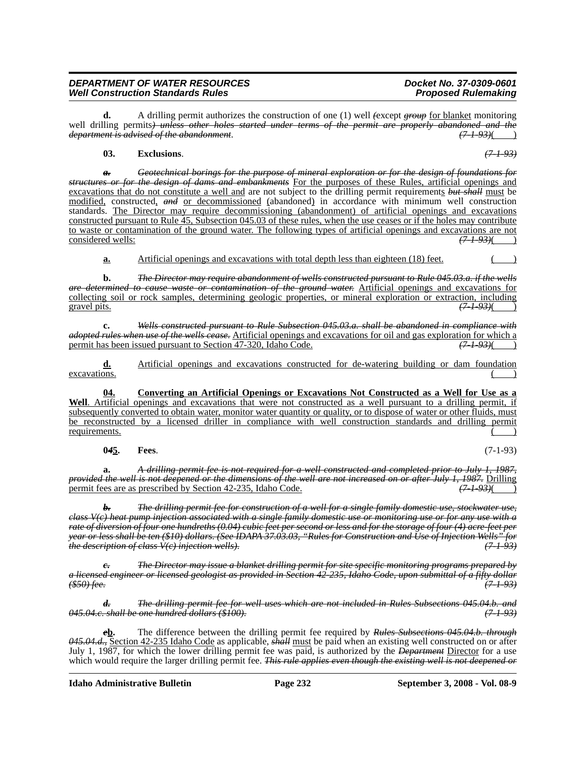**d.** A drilling permit authorizes the construction of one (1) well ~~(~~except ~~group~~ for blanket monitoring well drilling permits~~) unless other holes started under terms of the permit are properly abandoned and the department is advised of the abandonment~~. ~~(7-1-93)~~( )

**03. Exclusions**. ~~(7-1-93)~~

~~**a.** Geotechnical borings for the purpose of mineral exploration or for the design of foundations for structures or for the design of dams and embankments~~ For the purposes of these Rules, artificial openings and excavations that do not constitute a well and are not subject to the drilling permit requirements ~~but shall~~ must be modified, constructed, ~~and~~ or decommissioned (abandoned) in accordance with minimum well construction standards. The Director may require decommissioning (abandonment) of artificial openings and excavations constructed pursuant to Rule 45, Subsection 045.03 of these rules, when the use ceases or if the holes may contribute to waste or contamination of the ground water. The following types of artificial openings and excavations are not considered wells: ~~(7-1-93)~~( )

**a.** Artificial openings and excavations with total depth less than eighteen (18) feet. ( )

**b.** ~~The Director may require abandonment of wells constructed pursuant to Rule 045.03.a. if the wells are determined to cause waste or contamination of the ground water.~~ Artificial openings and excavations for collecting soil or rock samples, determining geologic properties, or mineral exploration or extraction, including gravel pits. ~~(7-1-93)~~( )

**c.** ~~Wells constructed pursuant to Rule Subsection 045.03.a. shall be abandoned in compliance with adopted rules when use of the wells cease.~~ Artificial openings and excavations for oil and gas exploration for which a permit has been issued pursuant to Section 47-320, Idaho Code. ~~(7-1-93)~~( )

**d.** Artificial openings and excavations constructed for de-watering building or dam foundation excavations. ( )

**04. Converting an Artificial Openings or Excavations Not Constructed as a Well for Use as a Well**. Artificial openings and excavations that were not constructed as a well pursuant to a drilling permit, if subsequently converted to obtain water, monitor water quantity or quality, or to dispose of water or other fluids, must be reconstructed by a licensed driller in compliance with well construction standards and drilling permit requirements. ( )

**0~~4~~5. Fees**. (7-1-93)

**a.** ~~A drilling permit fee is not required for a well constructed and completed prior to July 1, 1987, provided the well is not deepened or the dimensions of the well are not increased on or after July 1, 1987.~~ Drilling permit fees are as prescribed by Section 42-235, Idaho Code. ~~(7-1-93)~~( )

~~**b.** The drilling permit fee for construction of a well for a single family domestic use, stockwater use, class V(c) heat pump injection associated with a single family domestic use or monitoring use or for any use with a rate of diversion of four one hundreths (0.04) cubic feet per second or less and for the storage of four (4) acre-feet per year or less shall be ten ($10) dollars. (See IDAPA 37.03.03, "Rules for Construction and Use of Injection Wells" for the description of class V(c) injection wells). (7-1-93)~~

~~**c.** The Director may issue a blanket drilling permit for site specific monitoring programs prepared by a licensed engineer or licensed geologist as provided in Section 42-235, Idaho Code, upon submittal of a fifty dollar ($50) fee. (7-1-93)~~

~~**d.** The drilling permit fee for well uses which are not included in Rules Subsections 045.04.b. and 045.04.c. shall be one hundred dollars ($100). (7-1-93)~~

**~~e~~b.** The difference between the drilling permit fee required by ~~Rules Subsections 045.04.b. through 045.04.d.,~~ Section 42-235 Idaho Code as applicable, ~~shall~~ must be paid when an existing well constructed on or after July 1, 1987, for which the lower drilling permit fee was paid, is authorized by the ~~Department~~ Director for a use which would require the larger drilling permit fee. ~~This rule applies even though the existing well is not deepened or~~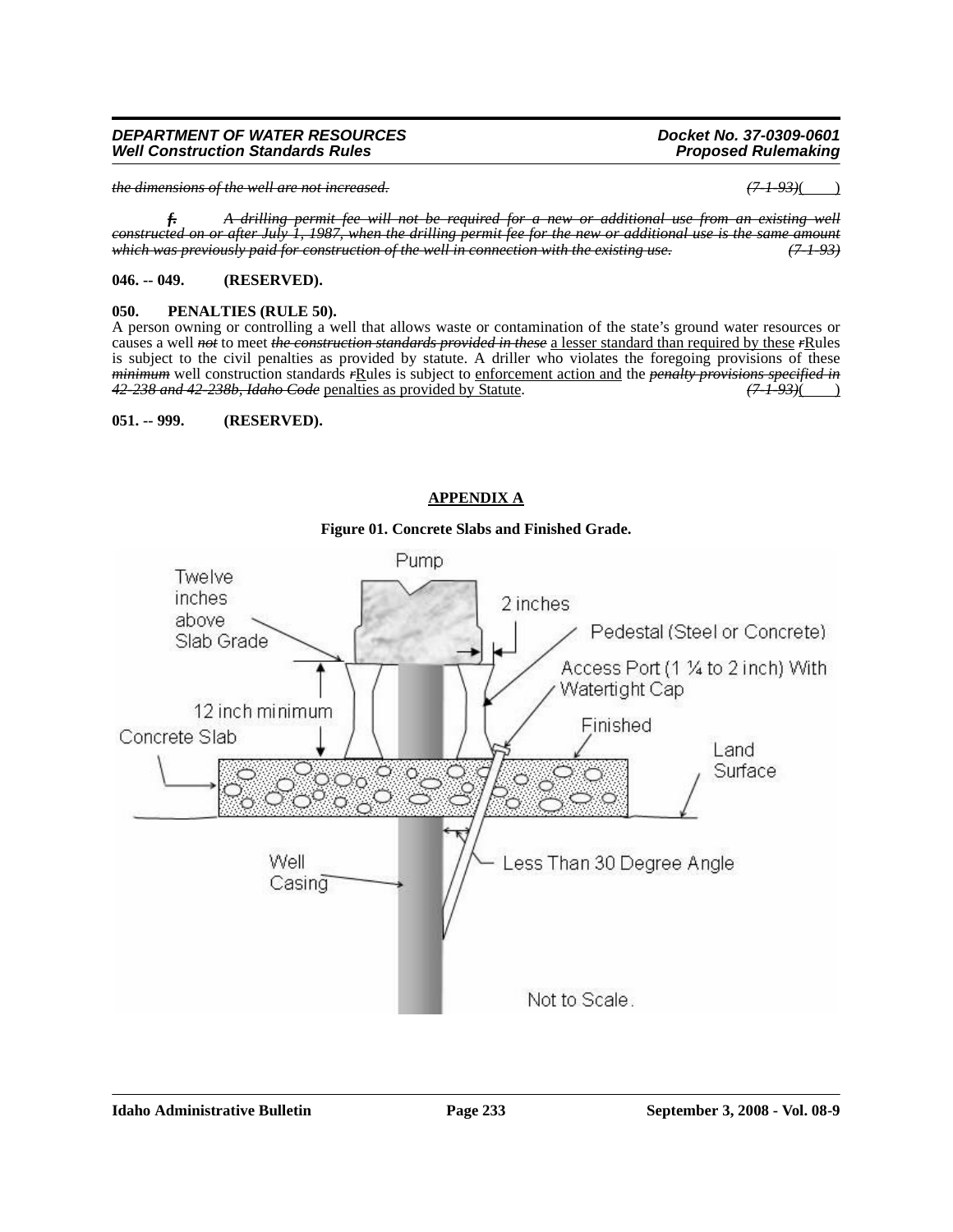~~*the dimensions of the well are not increased.*~~ ~~*(7-1-93)*~~(    )

~~***f.***~~ ~~*A drilling permit fee will not be required for a new or additional use from an existing well constructed on or after July 1, 1987, when the drilling permit fee for the new or additional use is the same amount which was previously paid for construction of the well in connection with the existing use.*~~ ~~*(7-1-93)*~~

**046. -- 049. (RESERVED).**

**050. PENALTIES (RULE 50).**

A person owning or controlling a well that allows waste or contamination of the state's ground water resources or causes a well ~~*not*~~ to meet ~~*the construction standards provided in these*~~ <u>a lesser standard than required by these</u> ~~*r*~~<u>R</u>ules is subject to the civil penalties as provided by statute. A driller who violates the foregoing provisions of these ~~*minimum*~~ well construction standards ~~*r*~~<u>R</u>ules is subject to <u>enforcement action and</u> the ~~*penalty provisions specified in 42-238 and 42-238b, Idaho Code*~~ <u>penalties as provided by Statute</u>. ~~*(7-1-93)*~~(    )

**051. -- 999. (RESERVED).**

**<u>APPENDIX A</u>**

**Figure 01. Concrete Slabs and Finished Grade.**

Pump

Twelve inches above Slab Grade

2 inches

Pedestal (Steel or Concrete)

Access Port (1 ¼ to 2 inch) With Watertight Cap

12 inch minimum

Finished

Concrete Slab

Land Surface

Well Casing

Less Than 30 Degree Angle

Not to Scale.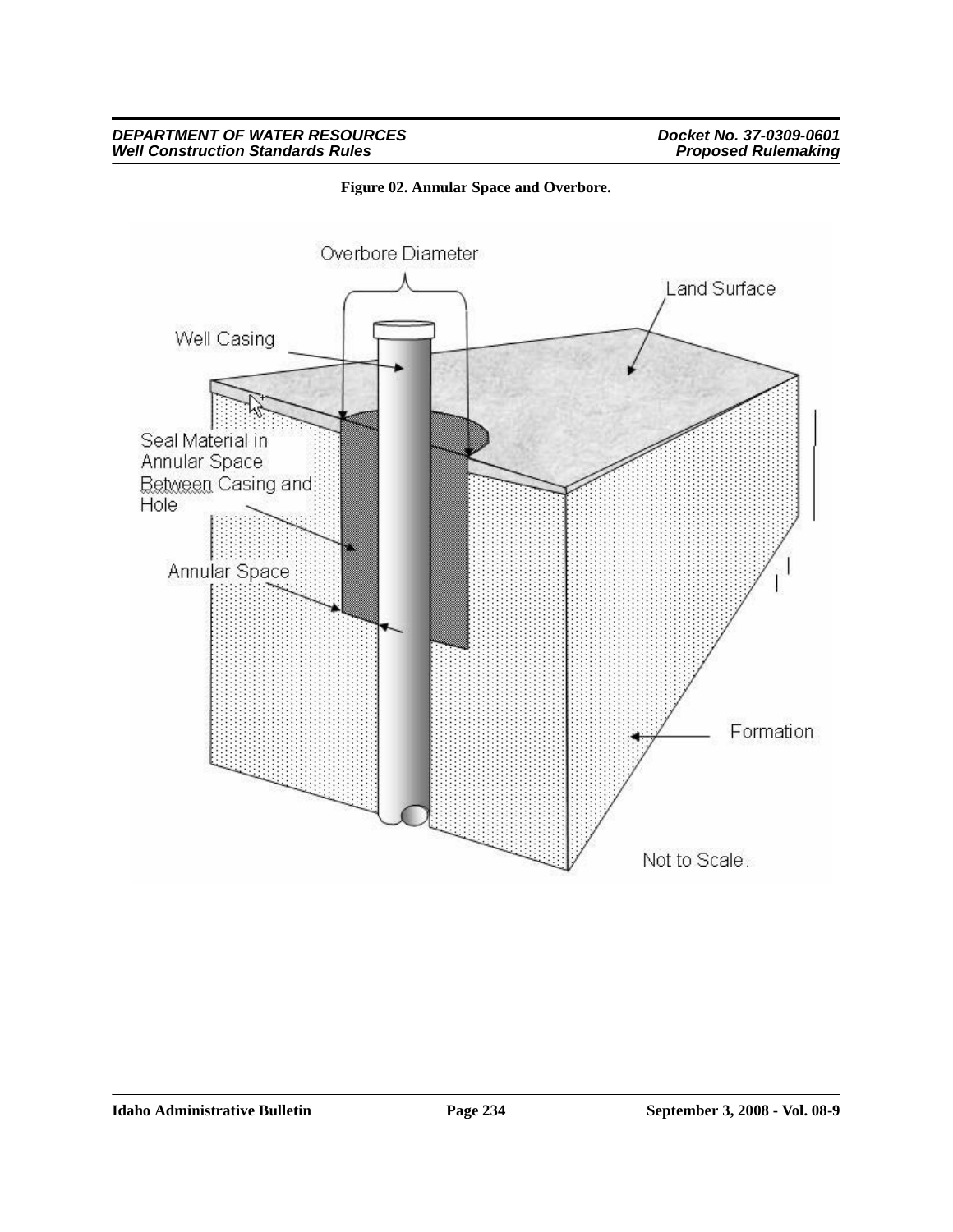**Figure 02. Annular Space and Overbore.**

Overbore Diameter

Land Surface

Well Casing

Seal Material in Annular Space Between Casing and Hole

Annular Space

Formation

Not to Scale.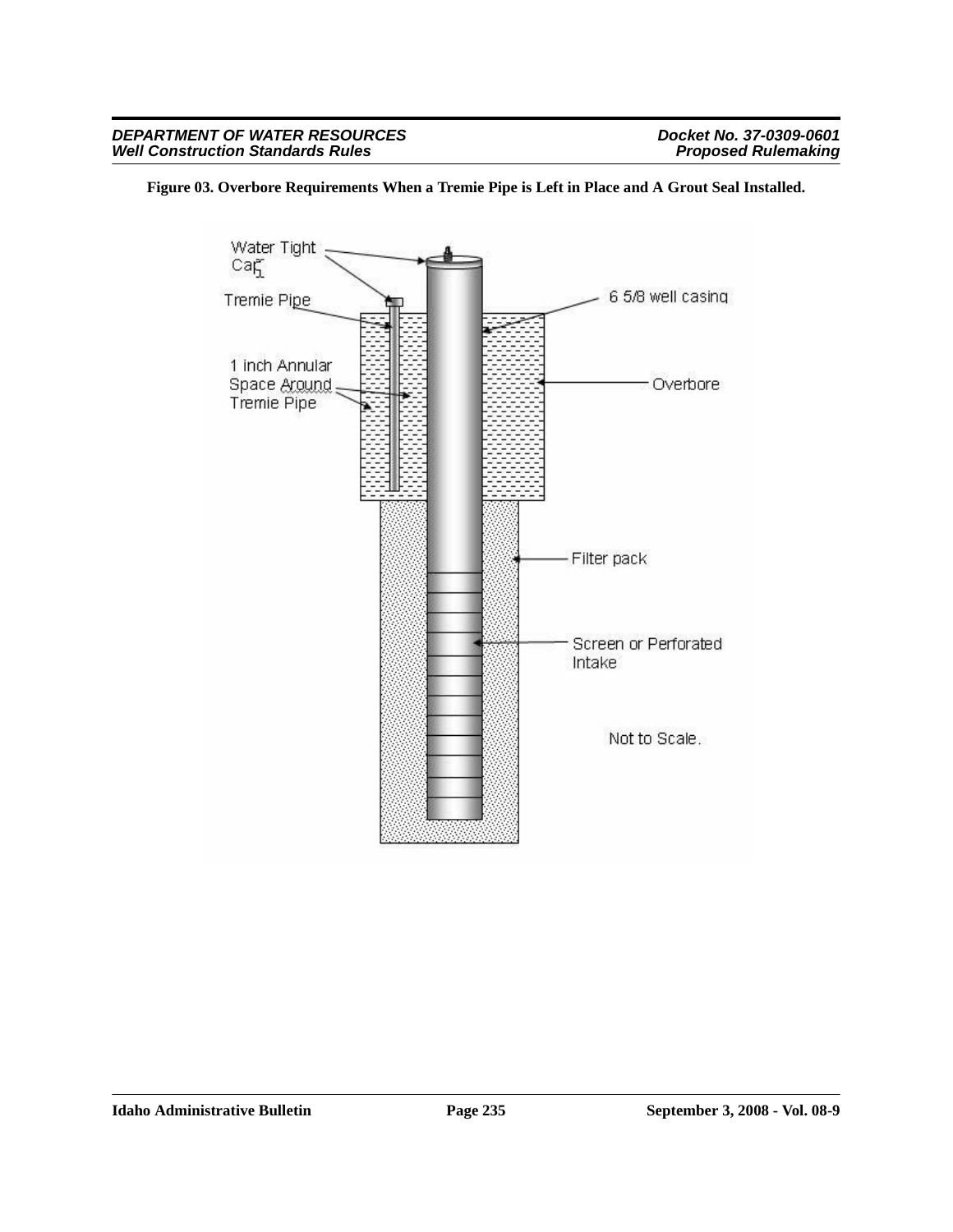**Figure 03. Overbore Requirements When a Tremie Pipe is Left in Place and A Grout Seal Installed.**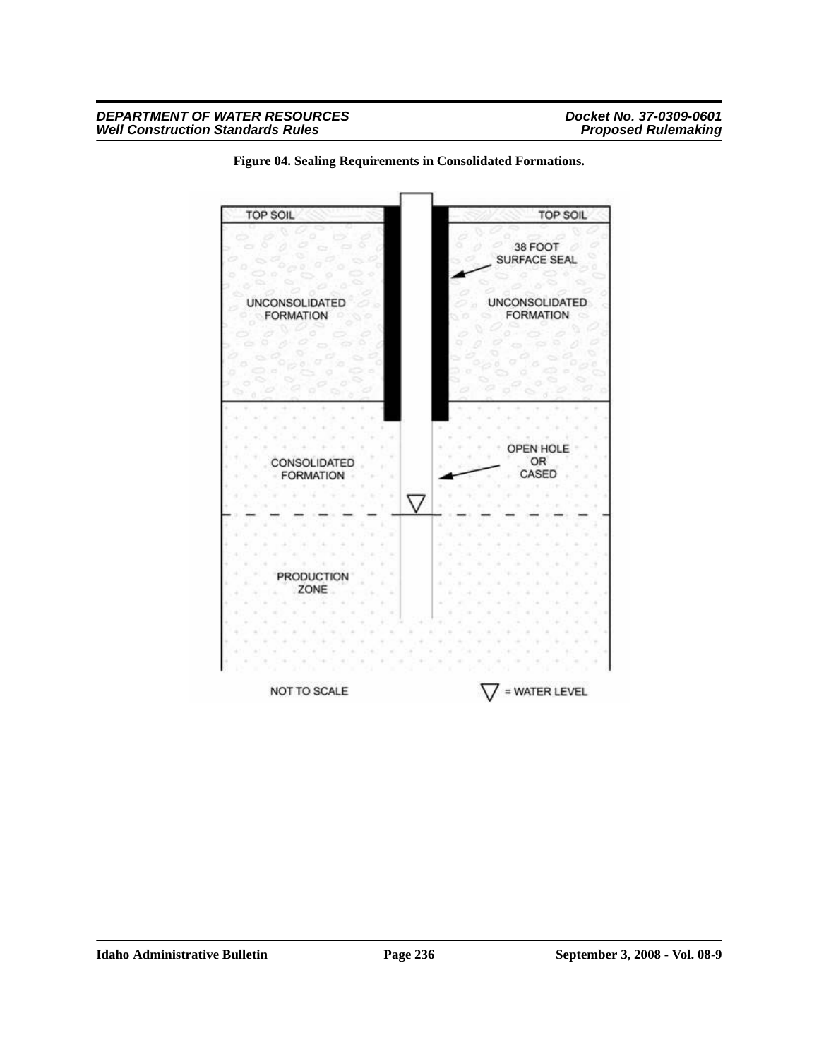**Figure 04. Sealing Requirements in Consolidated Formations.**

TOP SOIL

TOP SOIL

38 FOOT SURFACE SEAL

UNCONSOLIDATED FORMATION

UNCONSOLIDATED FORMATION

CONSOLIDATED FORMATION

OPEN HOLE OR CASED

PRODUCTION ZONE

NOT TO SCALE

▽ = WATER LEVEL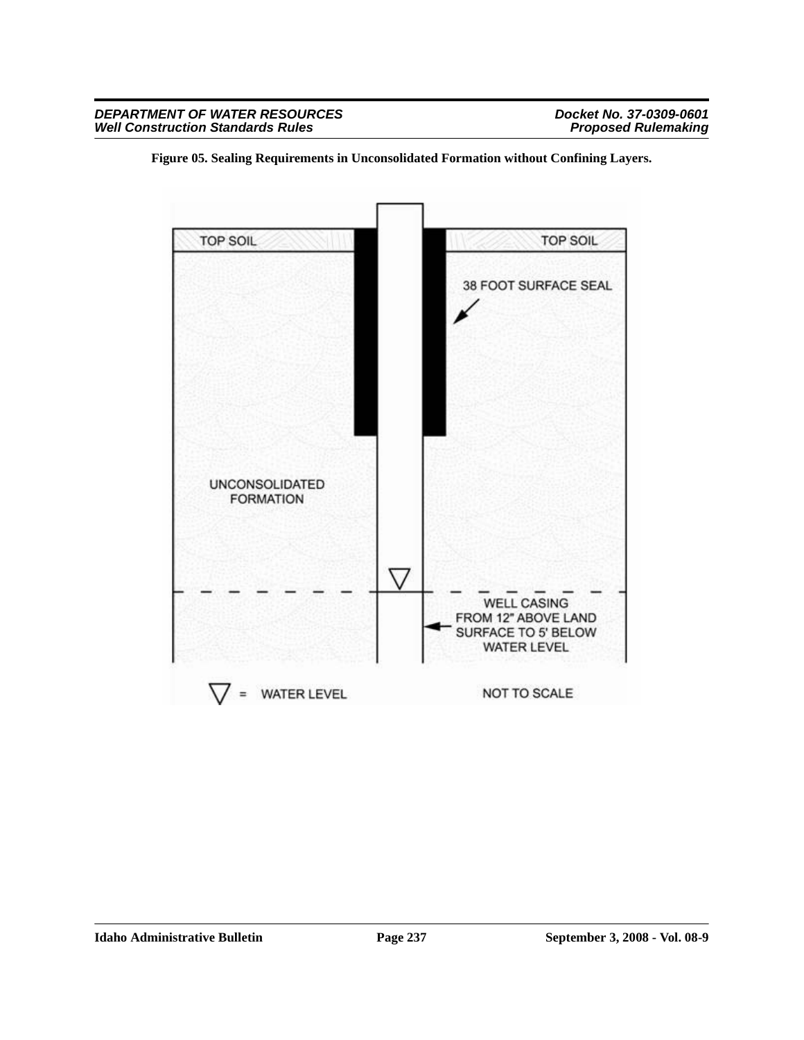**Figure 05. Sealing Requirements in Unconsolidated Formation without Confining Layers.**

TOP SOIL

TOP SOIL

38 FOOT SURFACE SEAL

UNCONSOLIDATED FORMATION

WELL CASING FROM 12" ABOVE LAND SURFACE TO 5' BELOW WATER LEVEL

▽ = WATER LEVEL

NOT TO SCALE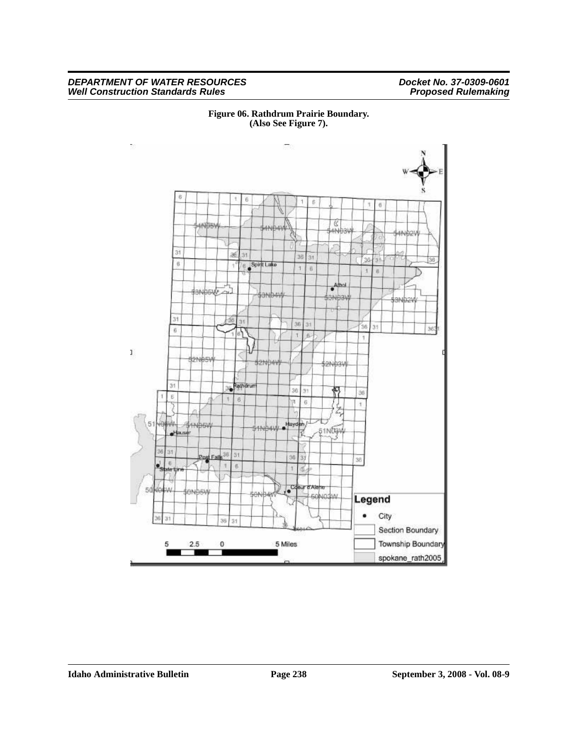**Figure 06. Rathdrum Prairie Boundary.**
**(Also See Figure 7).**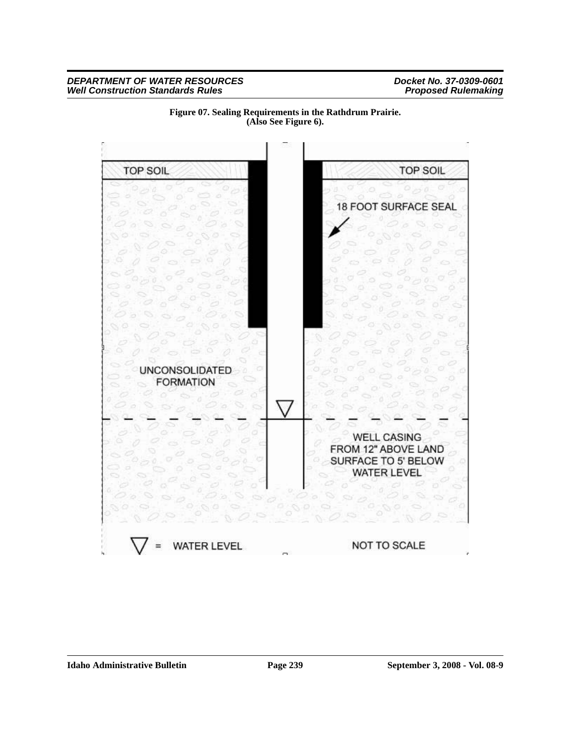**Figure 07. Sealing Requirements in the Rathdrum Prairie. (Also See Figure 6).**

TOP SOIL

TOP SOIL

18 FOOT SURFACE SEAL

UNCONSOLIDATED FORMATION

WELL CASING FROM 12" ABOVE LAND SURFACE TO 5' BELOW WATER LEVEL

▽ = WATER LEVEL

NOT TO SCALE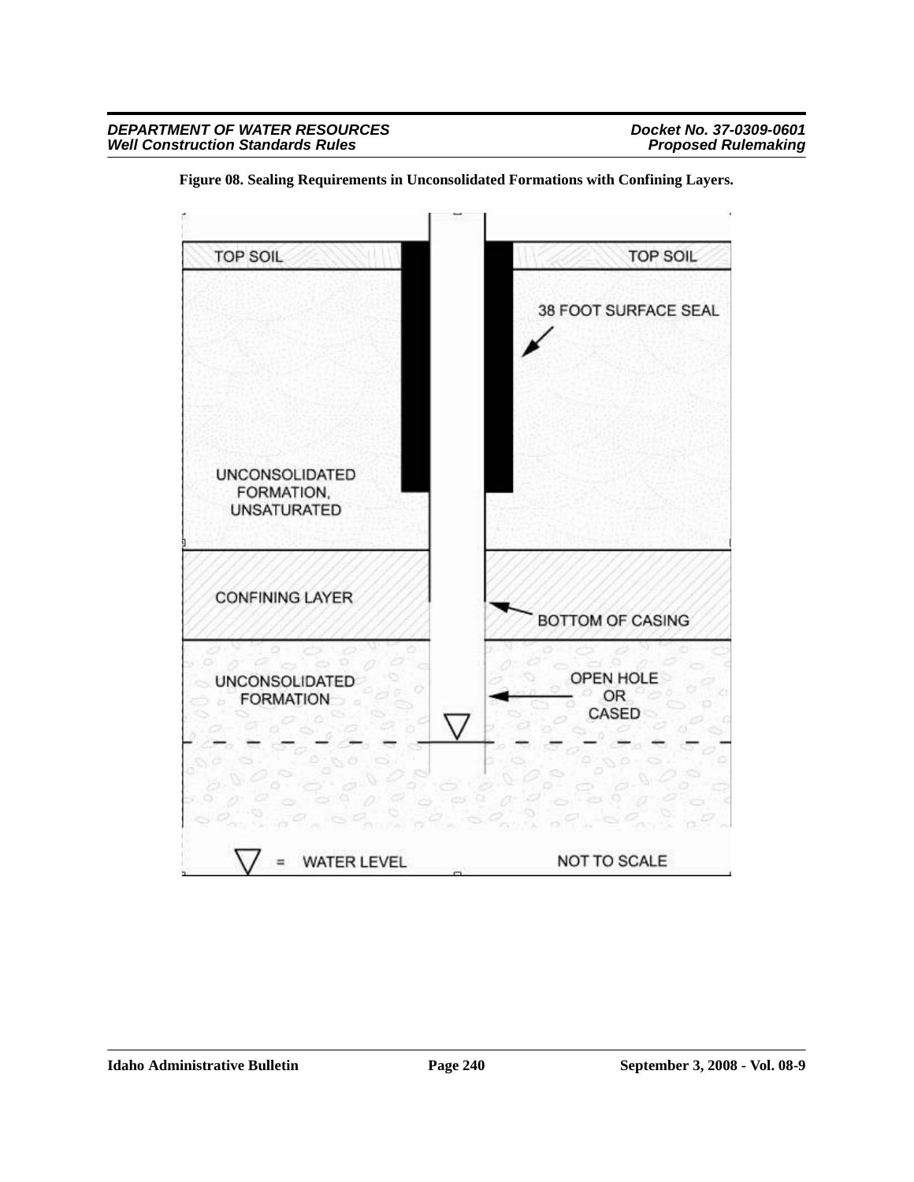**Figure 08. Sealing Requirements in Unconsolidated Formations with Confining Layers.**

TOP SOIL

TOP SOIL

38 FOOT SURFACE SEAL

UNCONSOLIDATED FORMATION, UNSATURATED

CONFINING LAYER

BOTTOM OF CASING

UNCONSOLIDATED FORMATION

OPEN HOLE OR CASED

▽ = WATER LEVEL

NOT TO SCALE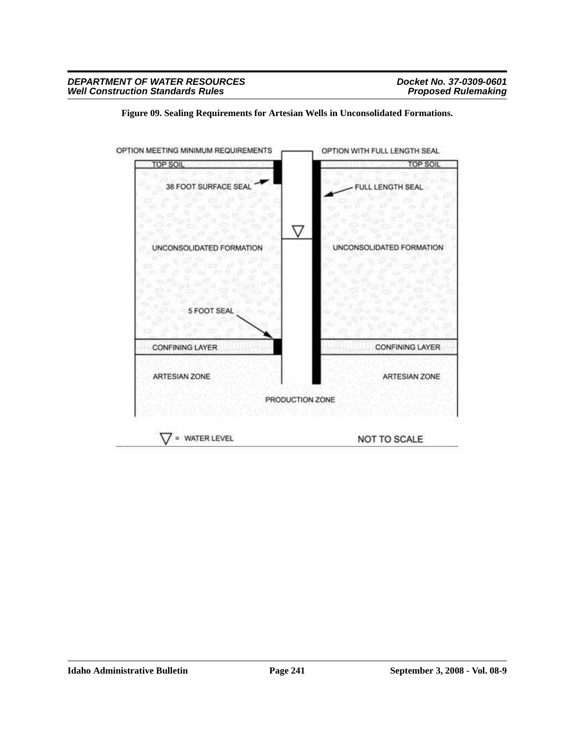**Figure 09. Sealing Requirements for Artesian Wells in Unconsolidated Formations.**

OPTION MEETING MINIMUM REQUIREMENTS

OPTION WITH FULL LENGTH SEAL

TOP SOIL

38 FOOT SURFACE SEAL

FULL LENGTH SEAL

UNCONSOLIDATED FORMATION

5 FOOT SEAL

CONFINING LAYER

ARTESIAN ZONE

PRODUCTION ZONE

▽ = WATER LEVEL

NOT TO SCALE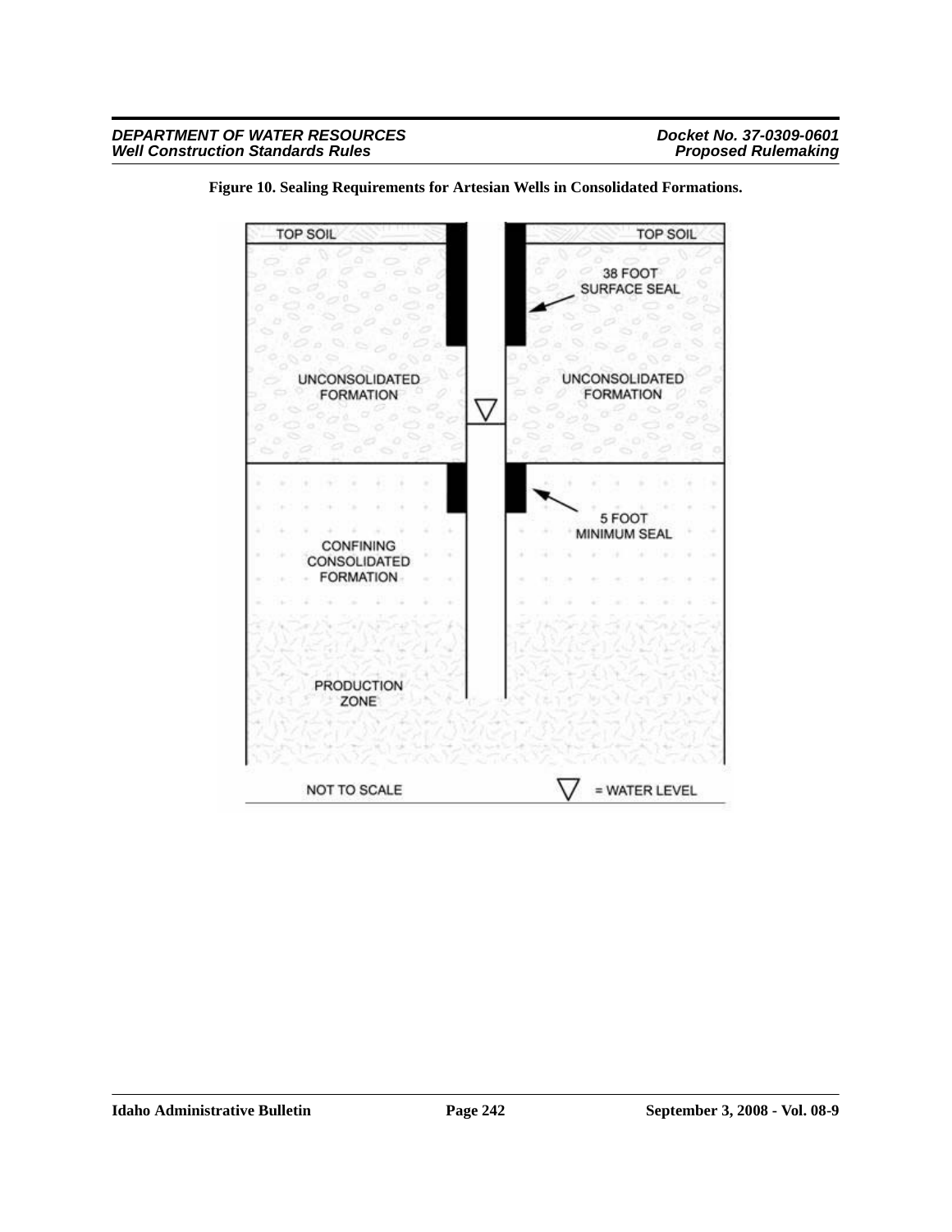**Figure 10. Sealing Requirements for Artesian Wells in Consolidated Formations.**

TOP SOIL

38 FOOT SURFACE SEAL

UNCONSOLIDATED FORMATION

CONFINING CONSOLIDATED FORMATION

5 FOOT MINIMUM SEAL

PRODUCTION ZONE

NOT TO SCALE

▽ = WATER LEVEL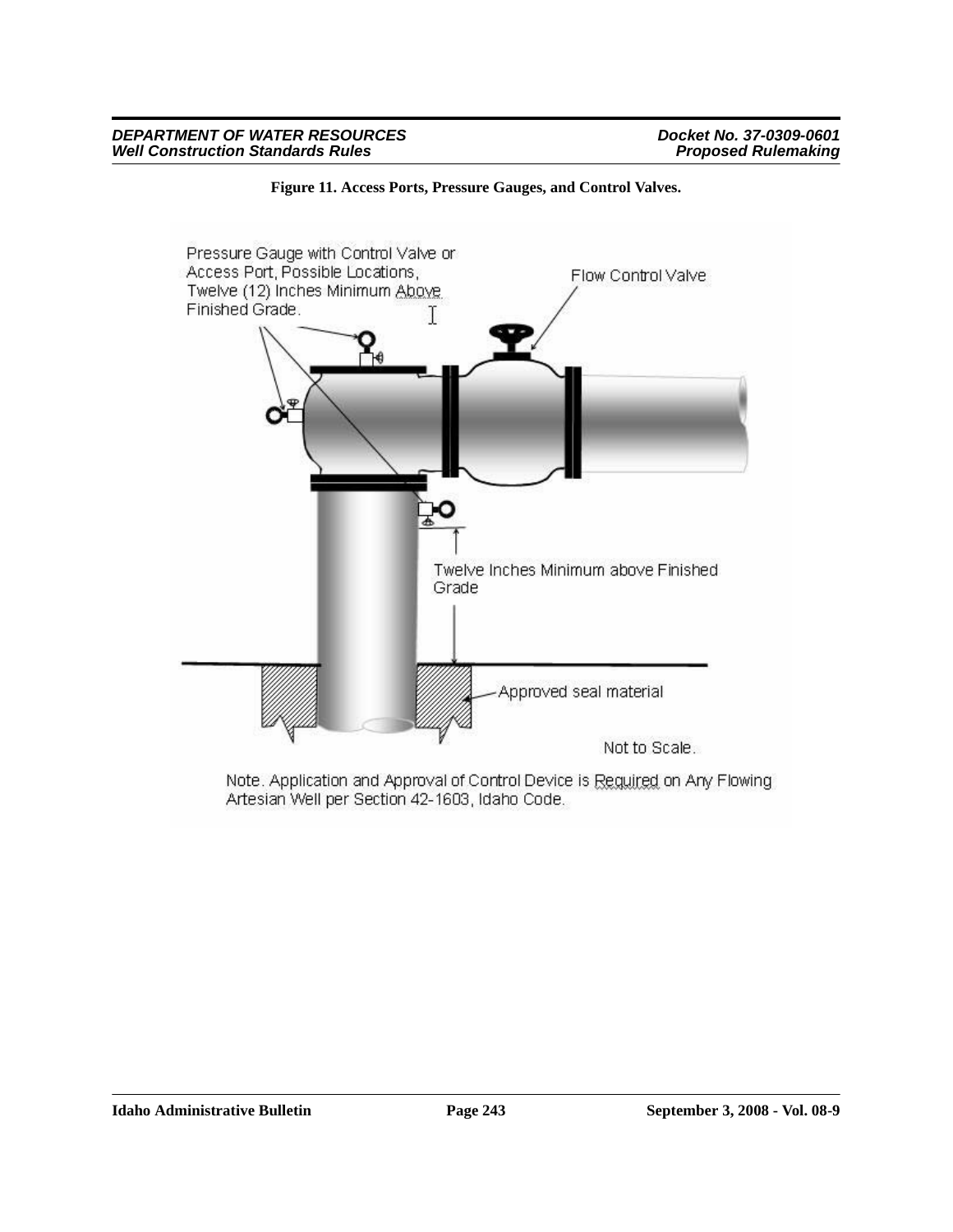**Figure 11. Access Ports, Pressure Gauges, and Control Valves.**

Pressure Gauge with Control Valve or Access Port, Possible Locations, Twelve (12) Inches Minimum Above Finished Grade.

Flow Control Valve

Twelve Inches Minimum above Finished Grade

Approved seal material

Not to Scale.

Note. Application and Approval of Control Device is Required on Any Flowing Artesian Well per Section 42-1603, Idaho Code.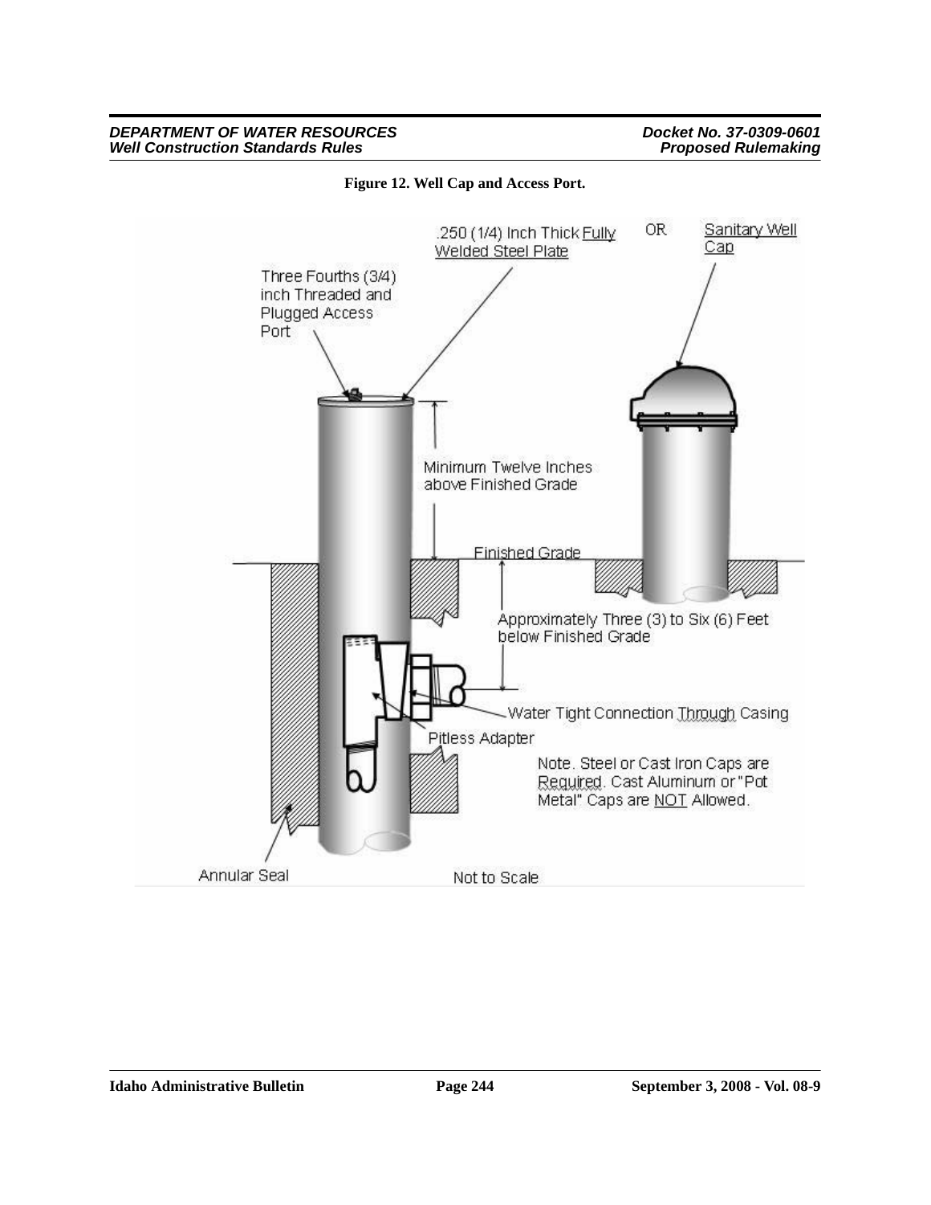**Figure 12. Well Cap and Access Port.**

.250 (1/4) Inch Thick Fully Welded Steel Plate

OR

Sanitary Well Cap

Three Fourths (3/4) inch Threaded and Plugged Access Port

Minimum Twelve Inches above Finished Grade

Finished Grade

Approximately Three (3) to Six (6) Feet below Finished Grade

Water Tight Connection Through Casing

Pitless Adapter

Note. Steel or Cast Iron Caps are Required. Cast Aluminum or "Pot Metal" Caps are NOT Allowed.

Annular Seal

Not to Scale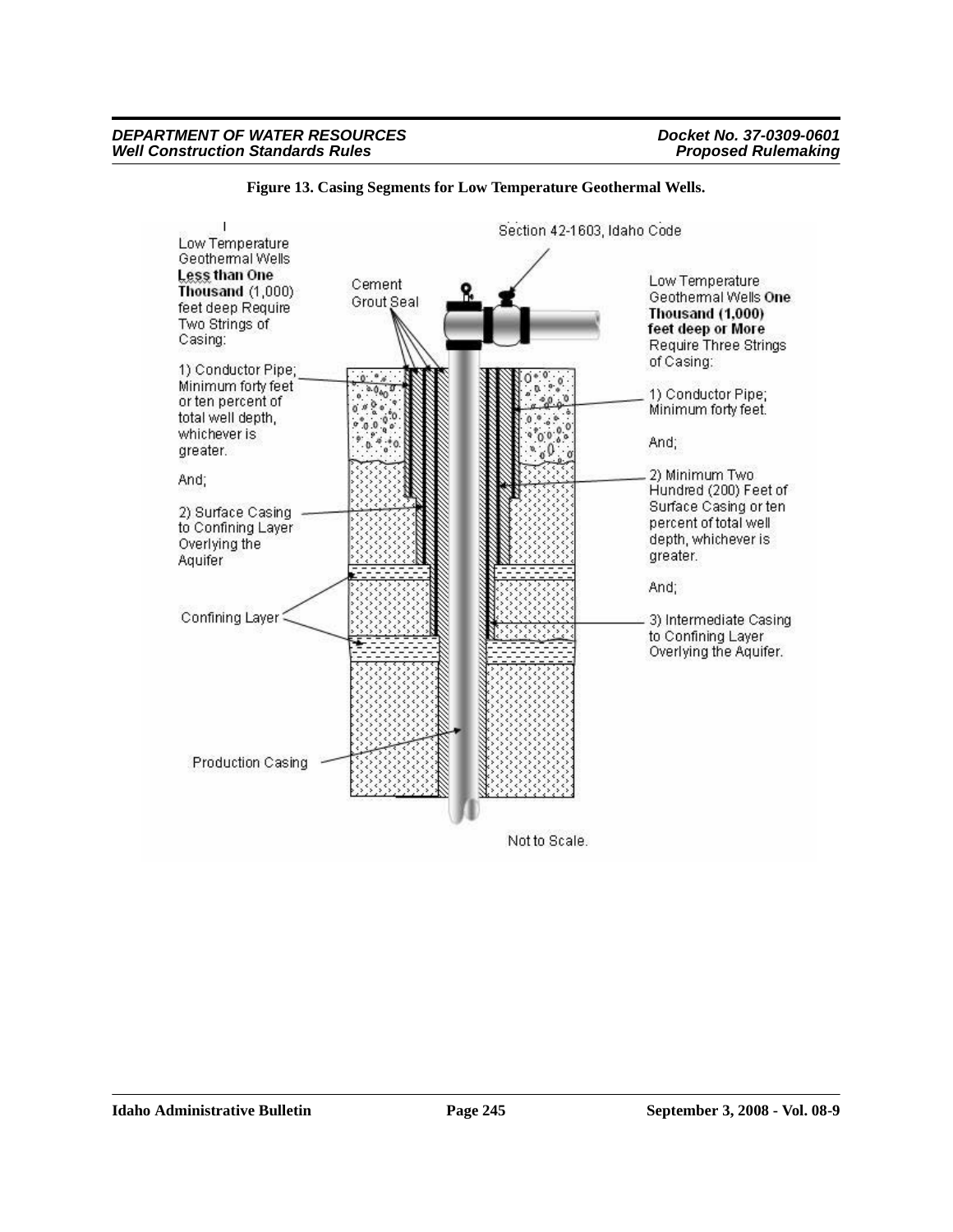**Figure 13. Casing Segments for Low Temperature Geothermal Wells.**

Section 42-1603, Idaho Code

Low Temperature Geothermal Wells **Less than One Thousand** (1,000) feet deep Require Two Strings of Casing:

1) Conductor Pipe; Minimum forty feet or ten percent of total well depth, whichever is greater.

And;

2) Surface Casing to Confining Layer Overlying the Aquifer

Cement Grout Seal

Confining Layer

Production Casing

Low Temperature Geothermal Wells **One Thousand (1,000) feet deep or More** Require Three Strings of Casing:

1) Conductor Pipe; Minimum forty feet.

And;

2) Minimum Two Hundred (200) Feet of Surface Casing or ten percent of total well depth, whichever is greater.

And;

3) Intermediate Casing to Confining Layer Overlying the Aquifer.

Not to Scale.